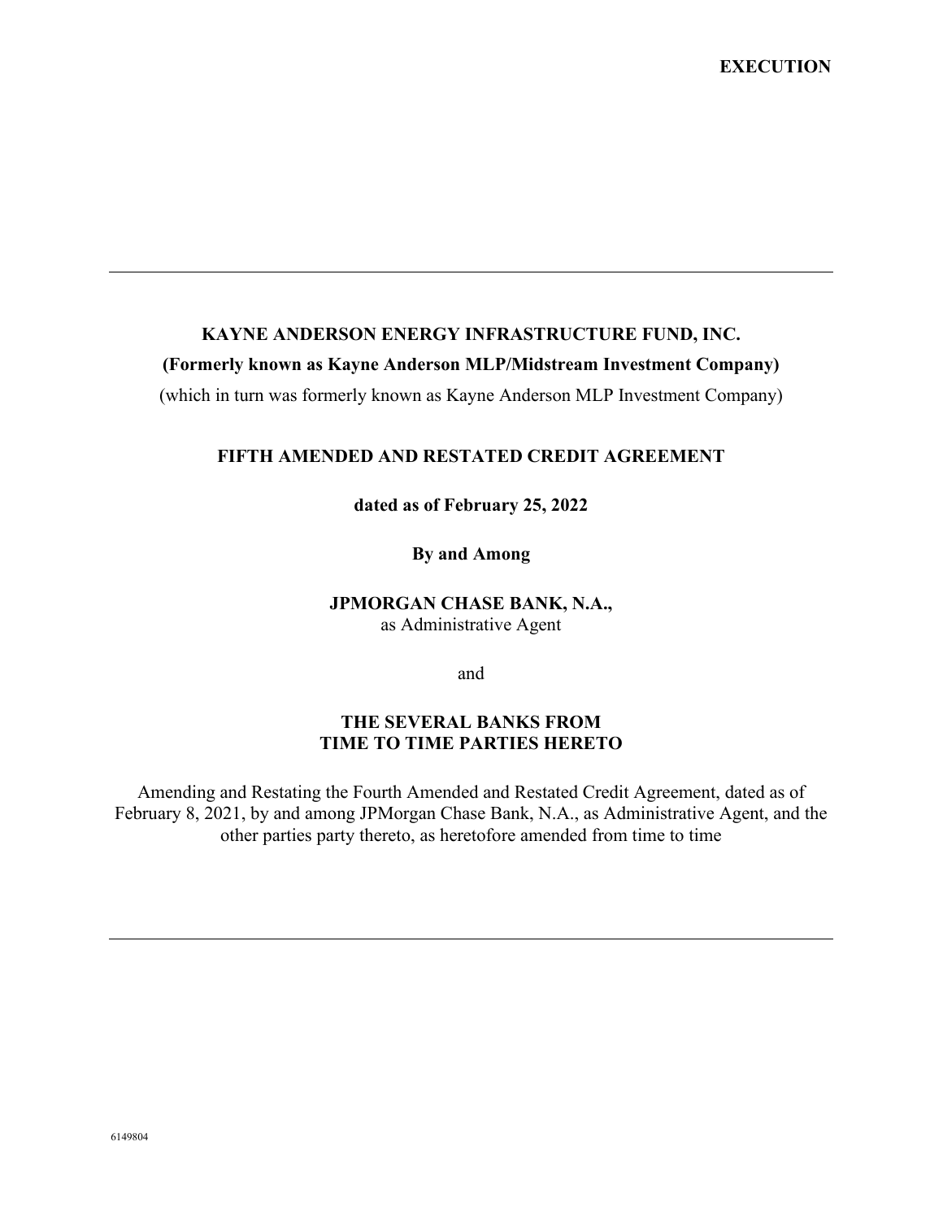**EXECUTION**

---

**KAYNE ANDERSON ENERGY INFRASTRUCTURE FUND, INC.**

**(Formerly known as Kayne Anderson MLP/Midstream Investment Company)**

(which in turn was formerly known as Kayne Anderson MLP Investment Company)

**FIFTH AMENDED AND RESTATED CREDIT AGREEMENT**

**dated as of February 25, 2022**

**By and Among**

**JPMORGAN CHASE BANK, N.A.,**
as Administrative Agent

and

**THE SEVERAL BANKS FROM TIME TO TIME PARTIES HERETO**

Amending and Restating the Fourth Amended and Restated Credit Agreement, dated as of February 8, 2021, by and among JPMorgan Chase Bank, N.A., as Administrative Agent, and the other parties party thereto, as heretofore amended from time to time

---

6149804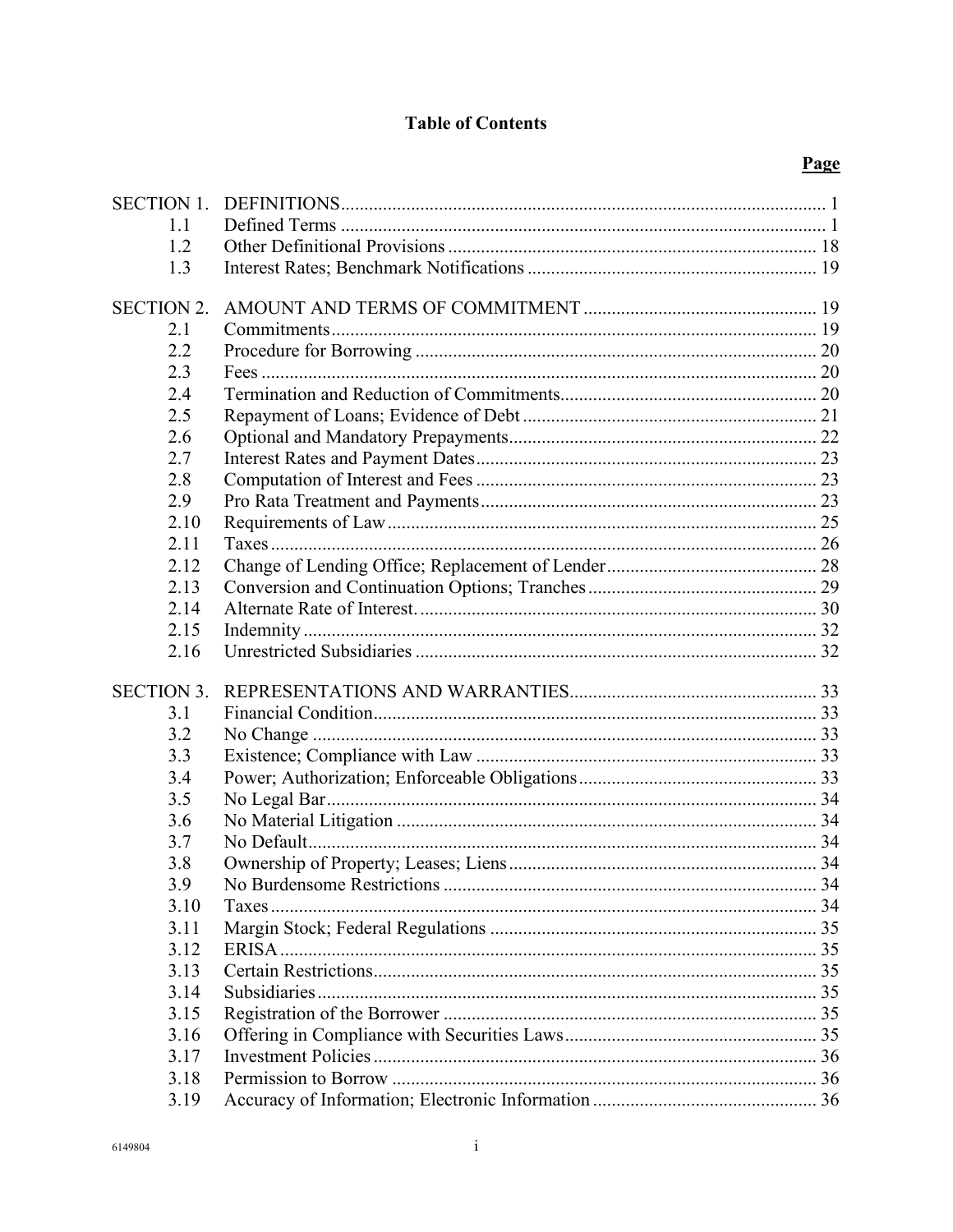**Table of Contents**

| | | Page |
|---|---|---|
| SECTION 1. | DEFINITIONS | 1 |
| 1.1 | Defined Terms | 1 |
| 1.2 | Other Definitional Provisions | 18 |
| 1.3 | Interest Rates; Benchmark Notifications | 19 |
| SECTION 2. | AMOUNT AND TERMS OF COMMITMENT | 19 |
| 2.1 | Commitments | 19 |
| 2.2 | Procedure for Borrowing | 20 |
| 2.3 | Fees | 20 |
| 2.4 | Termination and Reduction of Commitments | 20 |
| 2.5 | Repayment of Loans; Evidence of Debt | 21 |
| 2.6 | Optional and Mandatory Prepayments | 22 |
| 2.7 | Interest Rates and Payment Dates | 23 |
| 2.8 | Computation of Interest and Fees | 23 |
| 2.9 | Pro Rata Treatment and Payments | 23 |
| 2.10 | Requirements of Law | 25 |
| 2.11 | Taxes | 26 |
| 2.12 | Change of Lending Office; Replacement of Lender | 28 |
| 2.13 | Conversion and Continuation Options; Tranches | 29 |
| 2.14 | Alternate Rate of Interest. | 30 |
| 2.15 | Indemnity | 32 |
| 2.16 | Unrestricted Subsidiaries | 32 |
| SECTION 3. | REPRESENTATIONS AND WARRANTIES | 33 |
| 3.1 | Financial Condition | 33 |
| 3.2 | No Change | 33 |
| 3.3 | Existence; Compliance with Law | 33 |
| 3.4 | Power; Authorization; Enforceable Obligations | 33 |
| 3.5 | No Legal Bar | 34 |
| 3.6 | No Material Litigation | 34 |
| 3.7 | No Default | 34 |
| 3.8 | Ownership of Property; Leases; Liens | 34 |
| 3.9 | No Burdensome Restrictions | 34 |
| 3.10 | Taxes | 34 |
| 3.11 | Margin Stock; Federal Regulations | 35 |
| 3.12 | ERISA | 35 |
| 3.13 | Certain Restrictions | 35 |
| 3.14 | Subsidiaries | 35 |
| 3.15 | Registration of the Borrower | 35 |
| 3.16 | Offering in Compliance with Securities Laws | 35 |
| 3.17 | Investment Policies | 36 |
| 3.18 | Permission to Borrow | 36 |
| 3.19 | Accuracy of Information; Electronic Information | 36 |

6149804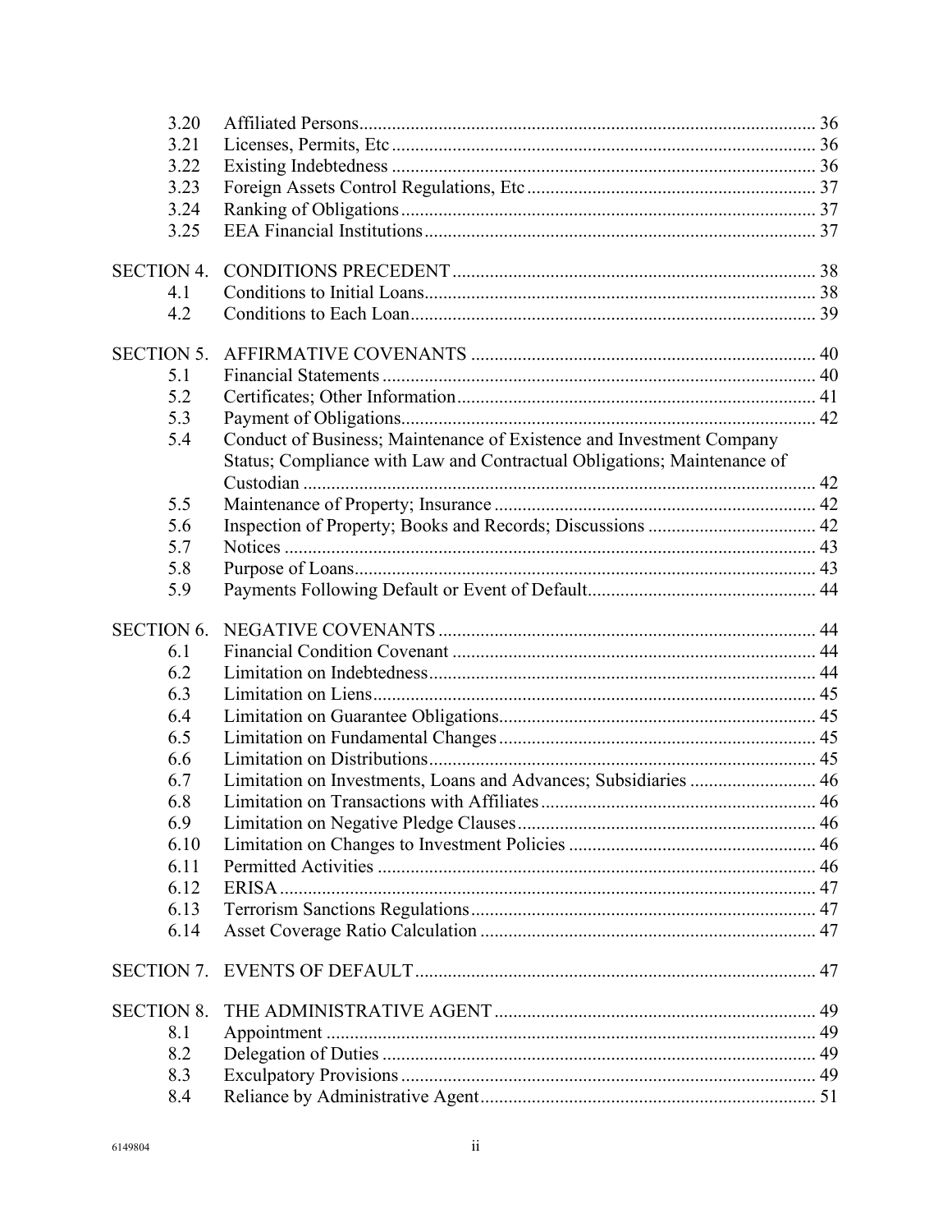| | | |
|---|---|---|
| 3.20 | Affiliated Persons | 36 |
| 3.21 | Licenses, Permits, Etc | 36 |
| 3.22 | Existing Indebtedness | 36 |
| 3.23 | Foreign Assets Control Regulations, Etc | 37 |
| 3.24 | Ranking of Obligations | 37 |
| 3.25 | EEA Financial Institutions | 37 |
| SECTION 4. | CONDITIONS PRECEDENT | 38 |
| 4.1 | Conditions to Initial Loans | 38 |
| 4.2 | Conditions to Each Loan | 39 |
| SECTION 5. | AFFIRMATIVE COVENANTS | 40 |
| 5.1 | Financial Statements | 40 |
| 5.2 | Certificates; Other Information | 41 |
| 5.3 | Payment of Obligations | 42 |
| 5.4 | Conduct of Business; Maintenance of Existence and Investment Company Status; Compliance with Law and Contractual Obligations; Maintenance of Custodian | 42 |
| 5.5 | Maintenance of Property; Insurance | 42 |
| 5.6 | Inspection of Property; Books and Records; Discussions | 42 |
| 5.7 | Notices | 43 |
| 5.8 | Purpose of Loans | 43 |
| 5.9 | Payments Following Default or Event of Default | 44 |
| SECTION 6. | NEGATIVE COVENANTS | 44 |
| 6.1 | Financial Condition Covenant | 44 |
| 6.2 | Limitation on Indebtedness | 44 |
| 6.3 | Limitation on Liens | 45 |
| 6.4 | Limitation on Guarantee Obligations | 45 |
| 6.5 | Limitation on Fundamental Changes | 45 |
| 6.6 | Limitation on Distributions | 45 |
| 6.7 | Limitation on Investments, Loans and Advances; Subsidiaries | 46 |
| 6.8 | Limitation on Transactions with Affiliates | 46 |
| 6.9 | Limitation on Negative Pledge Clauses | 46 |
| 6.10 | Limitation on Changes to Investment Policies | 46 |
| 6.11 | Permitted Activities | 46 |
| 6.12 | ERISA | 47 |
| 6.13 | Terrorism Sanctions Regulations | 47 |
| 6.14 | Asset Coverage Ratio Calculation | 47 |
| SECTION 7. | EVENTS OF DEFAULT | 47 |
| SECTION 8. | THE ADMINISTRATIVE AGENT | 49 |
| 8.1 | Appointment | 49 |
| 8.2 | Delegation of Duties | 49 |
| 8.3 | Exculpatory Provisions | 49 |
| 8.4 | Reliance by Administrative Agent | 51 |

6149804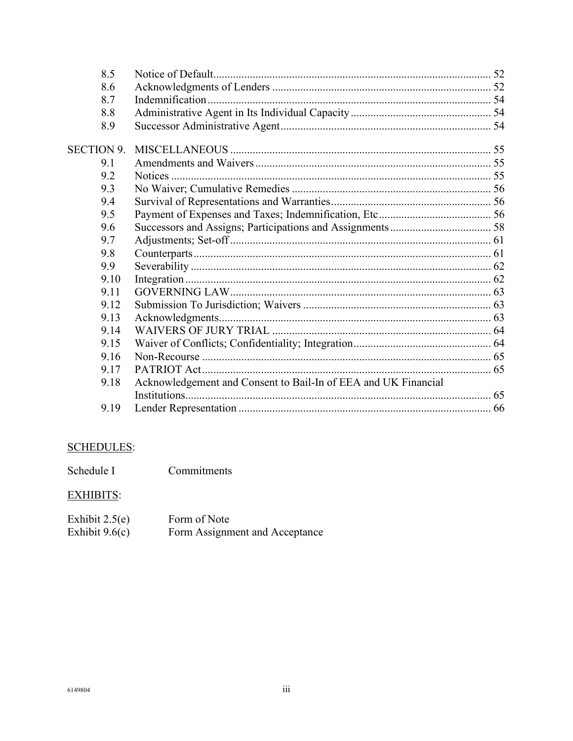| | | |
|---|---|---|
| 8.5 | Notice of Default | 52 |
| 8.6 | Acknowledgments of Lenders | 52 |
| 8.7 | Indemnification | 54 |
| 8.8 | Administrative Agent in Its Individual Capacity | 54 |
| 8.9 | Successor Administrative Agent | 54 |
| SECTION 9. | MISCELLANEOUS | 55 |
| 9.1 | Amendments and Waivers | 55 |
| 9.2 | Notices | 55 |
| 9.3 | No Waiver; Cumulative Remedies | 56 |
| 9.4 | Survival of Representations and Warranties | 56 |
| 9.5 | Payment of Expenses and Taxes; Indemnification, Etc | 56 |
| 9.6 | Successors and Assigns; Participations and Assignments | 58 |
| 9.7 | Adjustments; Set-off | 61 |
| 9.8 | Counterparts | 61 |
| 9.9 | Severability | 62 |
| 9.10 | Integration | 62 |
| 9.11 | GOVERNING LAW | 63 |
| 9.12 | Submission To Jurisdiction; Waivers | 63 |
| 9.13 | Acknowledgments | 63 |
| 9.14 | WAIVERS OF JURY TRIAL | 64 |
| 9.15 | Waiver of Conflicts; Confidentiality; Integration | 64 |
| 9.16 | Non-Recourse | 65 |
| 9.17 | PATRIOT Act | 65 |
| 9.18 | Acknowledgement and Consent to Bail-In of EEA and UK Financial Institutions | 65 |
| 9.19 | Lender Representation | 66 |

SCHEDULES:

| | |
|---|---|
| Schedule I | Commitments |

EXHIBITS:

| | |
|---|---|
| Exhibit 2.5(e) | Form of Note |
| Exhibit 9.6(c) | Form Assignment and Acceptance |

6149804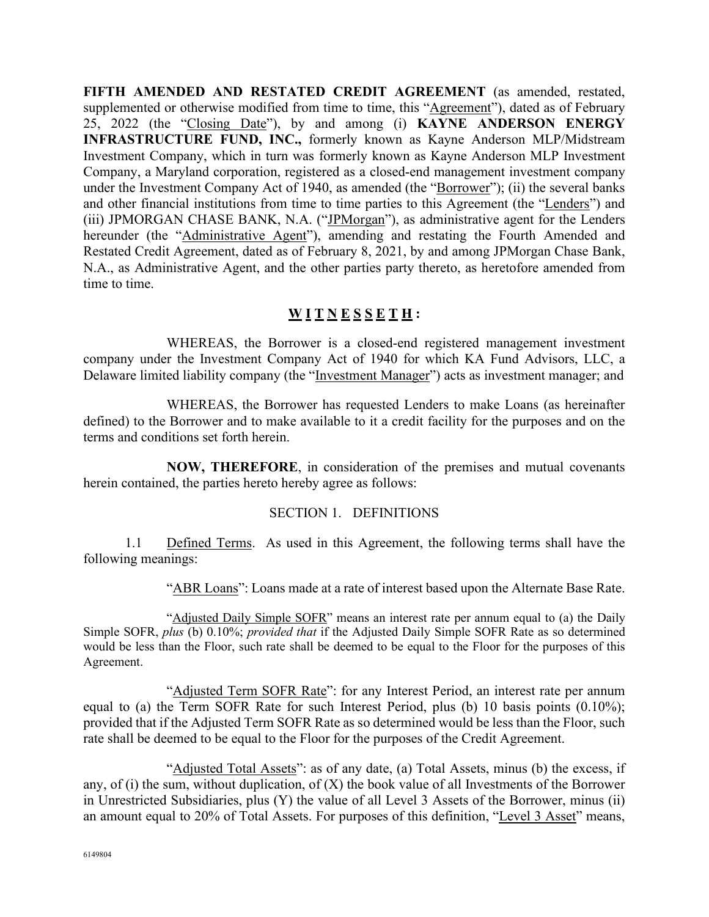**FIFTH AMENDED AND RESTATED CREDIT AGREEMENT** (as amended, restated, supplemented or otherwise modified from time to time, this "Agreement"), dated as of February 25, 2022 (the "Closing Date"), by and among (i) **KAYNE ANDERSON ENERGY INFRASTRUCTURE FUND, INC.,** formerly known as Kayne Anderson MLP/Midstream Investment Company, which in turn was formerly known as Kayne Anderson MLP Investment Company, a Maryland corporation, registered as a closed-end management investment company under the Investment Company Act of 1940, as amended (the "Borrower"); (ii) the several banks and other financial institutions from time to time parties to this Agreement (the "Lenders") and (iii) JPMORGAN CHASE BANK, N.A. ("JPMorgan"), as administrative agent for the Lenders hereunder (the "Administrative Agent"), amending and restating the Fourth Amended and Restated Credit Agreement, dated as of February 8, 2021, by and among JPMorgan Chase Bank, N.A., as Administrative Agent, and the other parties party thereto, as heretofore amended from time to time.

**W I T N E S S E T H :**

WHEREAS, the Borrower is a closed-end registered management investment company under the Investment Company Act of 1940 for which KA Fund Advisors, LLC, a Delaware limited liability company (the "Investment Manager") acts as investment manager; and

WHEREAS, the Borrower has requested Lenders to make Loans (as hereinafter defined) to the Borrower and to make available to it a credit facility for the purposes and on the terms and conditions set forth herein.

**NOW, THEREFORE**, in consideration of the premises and mutual covenants herein contained, the parties hereto hereby agree as follows:

## SECTION 1. DEFINITIONS

1.1 Defined Terms. As used in this Agreement, the following terms shall have the following meanings:

"ABR Loans": Loans made at a rate of interest based upon the Alternate Base Rate.

"Adjusted Daily Simple SOFR" means an interest rate per annum equal to (a) the Daily Simple SOFR, *plus* (b) 0.10%; *provided that* if the Adjusted Daily Simple SOFR Rate as so determined would be less than the Floor, such rate shall be deemed to be equal to the Floor for the purposes of this Agreement.

"Adjusted Term SOFR Rate": for any Interest Period, an interest rate per annum equal to (a) the Term SOFR Rate for such Interest Period, plus (b) 10 basis points (0.10%); provided that if the Adjusted Term SOFR Rate as so determined would be less than the Floor, such rate shall be deemed to be equal to the Floor for the purposes of the Credit Agreement.

"Adjusted Total Assets": as of any date, (a) Total Assets, minus (b) the excess, if any, of (i) the sum, without duplication, of (X) the book value of all Investments of the Borrower in Unrestricted Subsidiaries, plus (Y) the value of all Level 3 Assets of the Borrower, minus (ii) an amount equal to 20% of Total Assets. For purposes of this definition, "Level 3 Asset" means,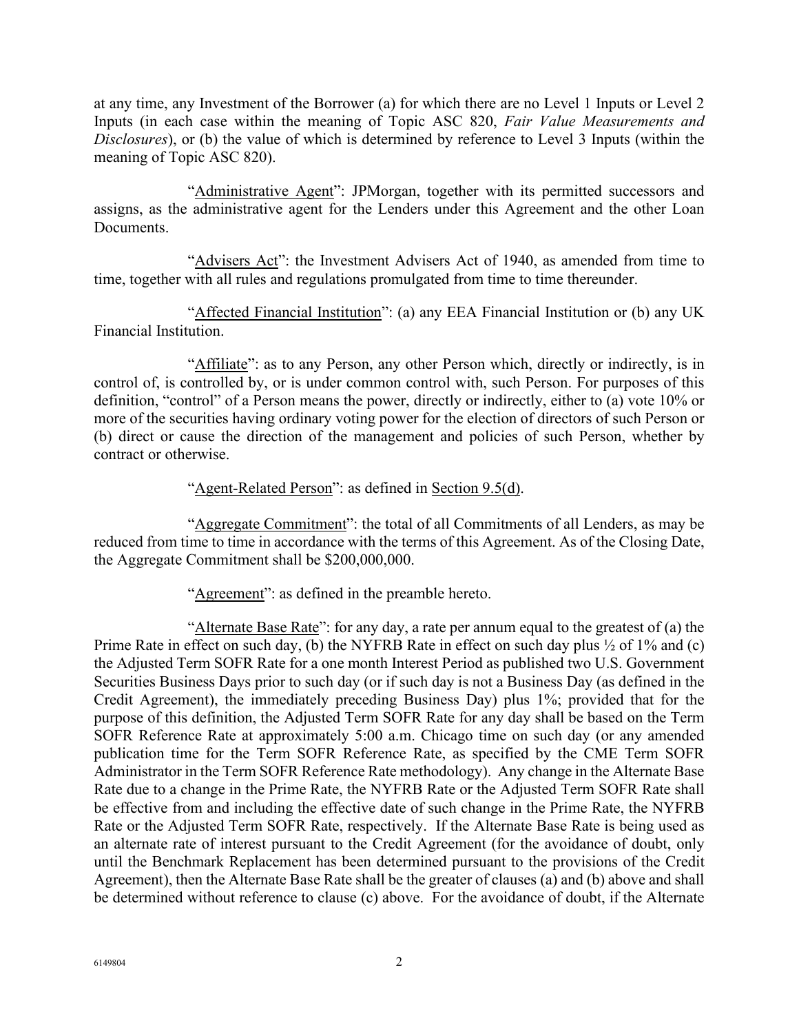at any time, any Investment of the Borrower (a) for which there are no Level 1 Inputs or Level 2 Inputs (in each case within the meaning of Topic ASC 820, *Fair Value Measurements and Disclosures*), or (b) the value of which is determined by reference to Level 3 Inputs (within the meaning of Topic ASC 820).

"Administrative Agent": JPMorgan, together with its permitted successors and assigns, as the administrative agent for the Lenders under this Agreement and the other Loan Documents.

"Advisers Act": the Investment Advisers Act of 1940, as amended from time to time, together with all rules and regulations promulgated from time to time thereunder.

"Affected Financial Institution": (a) any EEA Financial Institution or (b) any UK Financial Institution.

"Affiliate": as to any Person, any other Person which, directly or indirectly, is in control of, is controlled by, or is under common control with, such Person. For purposes of this definition, "control" of a Person means the power, directly or indirectly, either to (a) vote 10% or more of the securities having ordinary voting power for the election of directors of such Person or (b) direct or cause the direction of the management and policies of such Person, whether by contract or otherwise.

"Agent-Related Person": as defined in Section 9.5(d).

"Aggregate Commitment": the total of all Commitments of all Lenders, as may be reduced from time to time in accordance with the terms of this Agreement. As of the Closing Date, the Aggregate Commitment shall be $200,000,000.

"Agreement": as defined in the preamble hereto.

"Alternate Base Rate": for any day, a rate per annum equal to the greatest of (a) the Prime Rate in effect on such day, (b) the NYFRB Rate in effect on such day plus ½ of 1% and (c) the Adjusted Term SOFR Rate for a one month Interest Period as published two U.S. Government Securities Business Days prior to such day (or if such day is not a Business Day (as defined in the Credit Agreement), the immediately preceding Business Day) plus 1%; provided that for the purpose of this definition, the Adjusted Term SOFR Rate for any day shall be based on the Term SOFR Reference Rate at approximately 5:00 a.m. Chicago time on such day (or any amended publication time for the Term SOFR Reference Rate, as specified by the CME Term SOFR Administrator in the Term SOFR Reference Rate methodology). Any change in the Alternate Base Rate due to a change in the Prime Rate, the NYFRB Rate or the Adjusted Term SOFR Rate shall be effective from and including the effective date of such change in the Prime Rate, the NYFRB Rate or the Adjusted Term SOFR Rate, respectively. If the Alternate Base Rate is being used as an alternate rate of interest pursuant to the Credit Agreement (for the avoidance of doubt, only until the Benchmark Replacement has been determined pursuant to the provisions of the Credit Agreement), then the Alternate Base Rate shall be the greater of clauses (a) and (b) above and shall be determined without reference to clause (c) above. For the avoidance of doubt, if the Alternate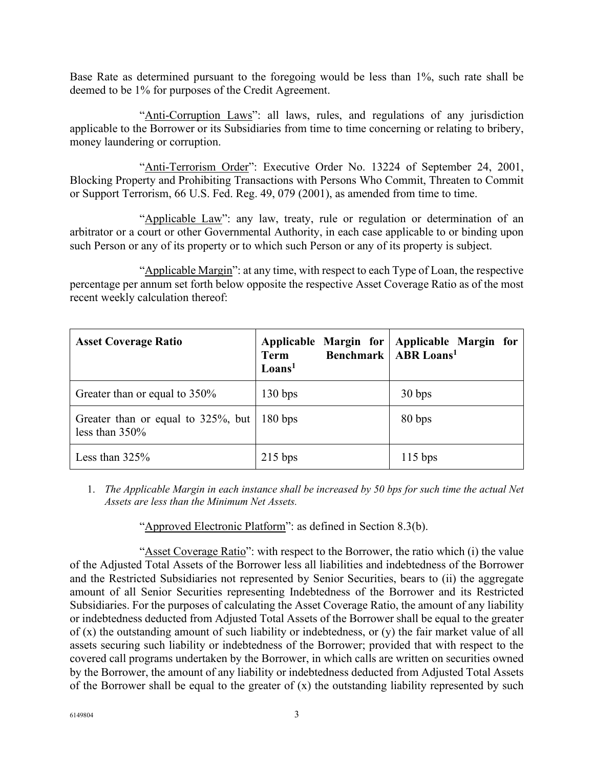Base Rate as determined pursuant to the foregoing would be less than 1%, such rate shall be deemed to be 1% for purposes of the Credit Agreement.

"Anti-Corruption Laws": all laws, rules, and regulations of any jurisdiction applicable to the Borrower or its Subsidiaries from time to time concerning or relating to bribery, money laundering or corruption.

"Anti-Terrorism Order": Executive Order No. 13224 of September 24, 2001, Blocking Property and Prohibiting Transactions with Persons Who Commit, Threaten to Commit or Support Terrorism, 66 U.S. Fed. Reg. 49, 079 (2001), as amended from time to time.

"Applicable Law": any law, treaty, rule or regulation or determination of an arbitrator or a court or other Governmental Authority, in each case applicable to or binding upon such Person or any of its property or to which such Person or any of its property is subject.

"Applicable Margin": at any time, with respect to each Type of Loan, the respective percentage per annum set forth below opposite the respective Asset Coverage Ratio as of the most recent weekly calculation thereof:

| **Asset Coverage Ratio** | **Applicable Margin for Term Benchmark Loans[1]** | **Applicable Margin for ABR Loans[1]** |
|---|---|---|
| Greater than or equal to 350% | 130 bps | 30 bps |
| Greater than or equal to 325%, but less than 350% | 180 bps | 80 bps |
| Less than 325% | 215 bps | 115 bps |

1. *The Applicable Margin in each instance shall be increased by 50 bps for such time the actual Net Assets are less than the Minimum Net Assets.*

"Approved Electronic Platform": as defined in Section 8.3(b).

"Asset Coverage Ratio": with respect to the Borrower, the ratio which (i) the value of the Adjusted Total Assets of the Borrower less all liabilities and indebtedness of the Borrower and the Restricted Subsidiaries not represented by Senior Securities, bears to (ii) the aggregate amount of all Senior Securities representing Indebtedness of the Borrower and its Restricted Subsidiaries. For the purposes of calculating the Asset Coverage Ratio, the amount of any liability or indebtedness deducted from Adjusted Total Assets of the Borrower shall be equal to the greater of (x) the outstanding amount of such liability or indebtedness, or (y) the fair market value of all assets securing such liability or indebtedness of the Borrower; provided that with respect to the covered call programs undertaken by the Borrower, in which calls are written on securities owned by the Borrower, the amount of any liability or indebtedness deducted from Adjusted Total Assets of the Borrower shall be equal to the greater of (x) the outstanding liability represented by such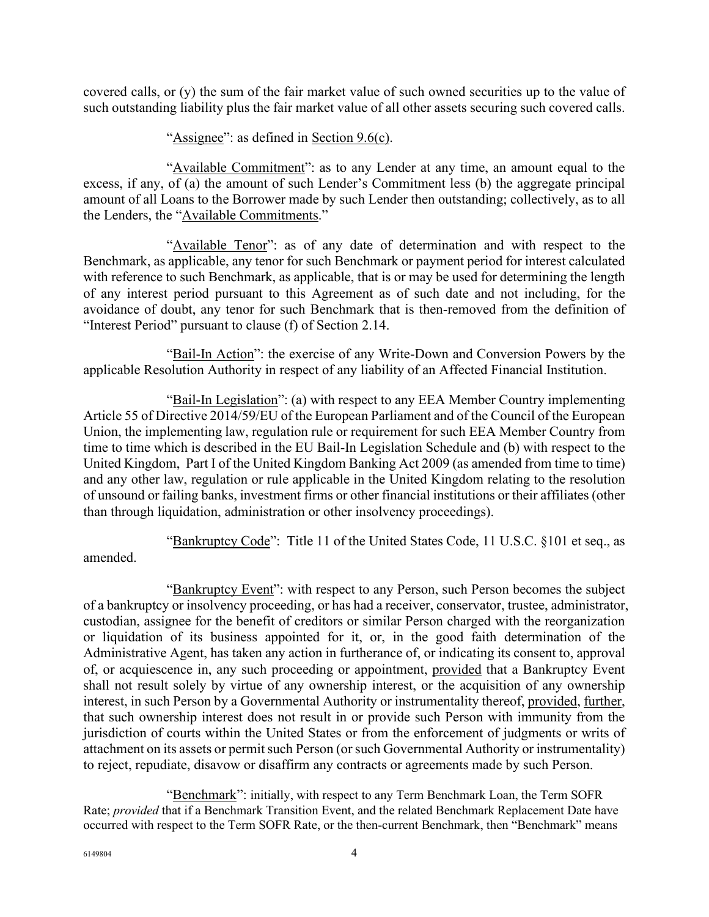covered calls, or (y) the sum of the fair market value of such owned securities up to the value of such outstanding liability plus the fair market value of all other assets securing such covered calls.

"Assignee": as defined in Section 9.6(c).

"Available Commitment": as to any Lender at any time, an amount equal to the excess, if any, of (a) the amount of such Lender's Commitment less (b) the aggregate principal amount of all Loans to the Borrower made by such Lender then outstanding; collectively, as to all the Lenders, the "Available Commitments."

"Available Tenor": as of any date of determination and with respect to the Benchmark, as applicable, any tenor for such Benchmark or payment period for interest calculated with reference to such Benchmark, as applicable, that is or may be used for determining the length of any interest period pursuant to this Agreement as of such date and not including, for the avoidance of doubt, any tenor for such Benchmark that is then-removed from the definition of "Interest Period" pursuant to clause (f) of Section 2.14.

"Bail-In Action": the exercise of any Write-Down and Conversion Powers by the applicable Resolution Authority in respect of any liability of an Affected Financial Institution.

"Bail-In Legislation": (a) with respect to any EEA Member Country implementing Article 55 of Directive 2014/59/EU of the European Parliament and of the Council of the European Union, the implementing law, regulation rule or requirement for such EEA Member Country from time to time which is described in the EU Bail-In Legislation Schedule and (b) with respect to the United Kingdom, Part I of the United Kingdom Banking Act 2009 (as amended from time to time) and any other law, regulation or rule applicable in the United Kingdom relating to the resolution of unsound or failing banks, investment firms or other financial institutions or their affiliates (other than through liquidation, administration or other insolvency proceedings).

"Bankruptcy Code": Title 11 of the United States Code, 11 U.S.C. §101 et seq., as amended.

"Bankruptcy Event": with respect to any Person, such Person becomes the subject of a bankruptcy or insolvency proceeding, or has had a receiver, conservator, trustee, administrator, custodian, assignee for the benefit of creditors or similar Person charged with the reorganization or liquidation of its business appointed for it, or, in the good faith determination of the Administrative Agent, has taken any action in furtherance of, or indicating its consent to, approval of, or acquiescence in, any such proceeding or appointment, provided that a Bankruptcy Event shall not result solely by virtue of any ownership interest, or the acquisition of any ownership interest, in such Person by a Governmental Authority or instrumentality thereof, provided, further, that such ownership interest does not result in or provide such Person with immunity from the jurisdiction of courts within the United States or from the enforcement of judgments or writs of attachment on its assets or permit such Person (or such Governmental Authority or instrumentality) to reject, repudiate, disavow or disaffirm any contracts or agreements made by such Person.

"Benchmark": initially, with respect to any Term Benchmark Loan, the Term SOFR Rate; *provided* that if a Benchmark Transition Event, and the related Benchmark Replacement Date have occurred with respect to the Term SOFR Rate, or the then-current Benchmark, then "Benchmark" means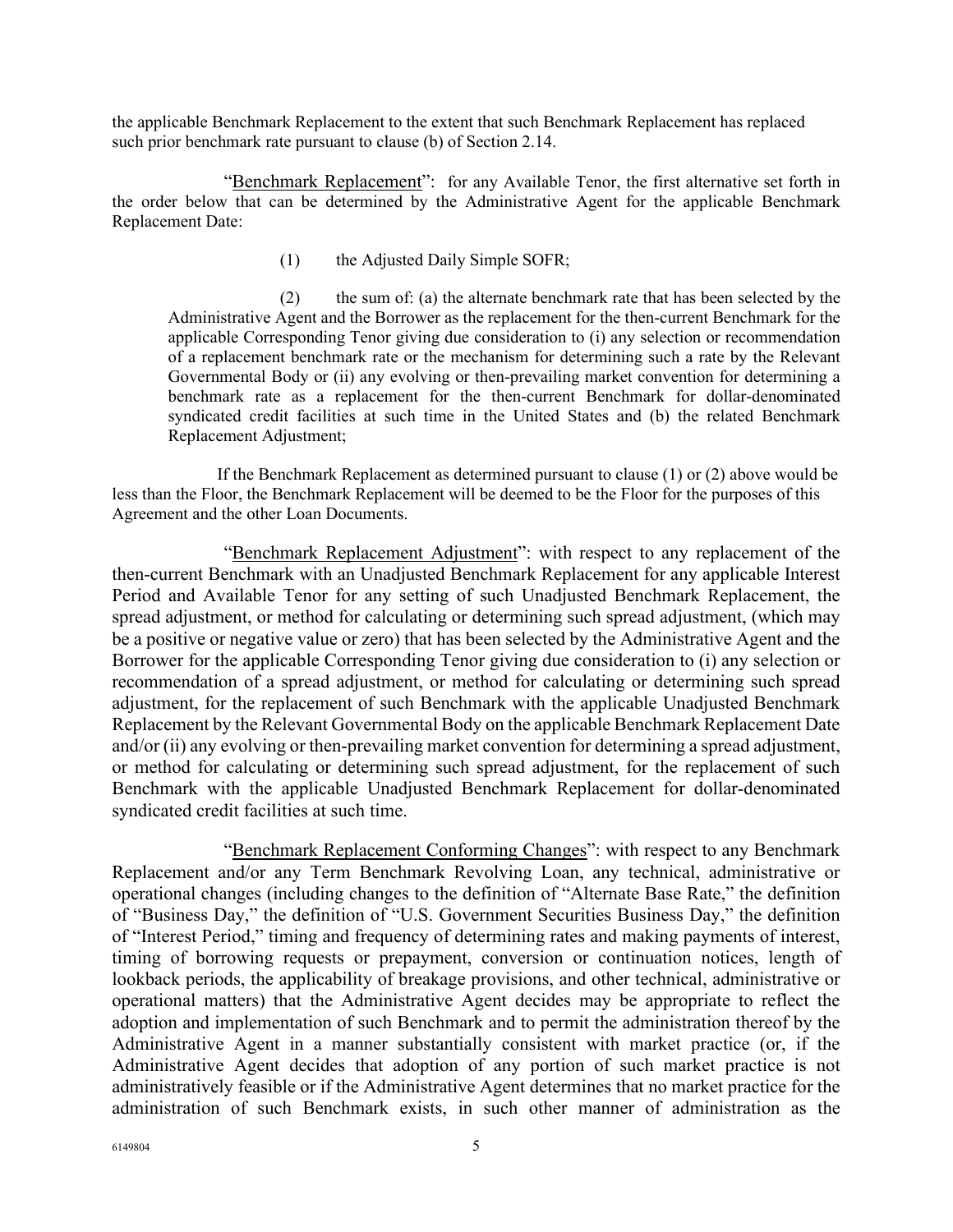the applicable Benchmark Replacement to the extent that such Benchmark Replacement has replaced such prior benchmark rate pursuant to clause (b) of Section 2.14.

"Benchmark Replacement": for any Available Tenor, the first alternative set forth in the order below that can be determined by the Administrative Agent for the applicable Benchmark Replacement Date:

(1) the Adjusted Daily Simple SOFR;

(2) the sum of: (a) the alternate benchmark rate that has been selected by the Administrative Agent and the Borrower as the replacement for the then-current Benchmark for the applicable Corresponding Tenor giving due consideration to (i) any selection or recommendation of a replacement benchmark rate or the mechanism for determining such a rate by the Relevant Governmental Body or (ii) any evolving or then-prevailing market convention for determining a benchmark rate as a replacement for the then-current Benchmark for dollar-denominated syndicated credit facilities at such time in the United States and (b) the related Benchmark Replacement Adjustment;

If the Benchmark Replacement as determined pursuant to clause (1) or (2) above would be less than the Floor, the Benchmark Replacement will be deemed to be the Floor for the purposes of this Agreement and the other Loan Documents.

"Benchmark Replacement Adjustment": with respect to any replacement of the then-current Benchmark with an Unadjusted Benchmark Replacement for any applicable Interest Period and Available Tenor for any setting of such Unadjusted Benchmark Replacement, the spread adjustment, or method for calculating or determining such spread adjustment, (which may be a positive or negative value or zero) that has been selected by the Administrative Agent and the Borrower for the applicable Corresponding Tenor giving due consideration to (i) any selection or recommendation of a spread adjustment, or method for calculating or determining such spread adjustment, for the replacement of such Benchmark with the applicable Unadjusted Benchmark Replacement by the Relevant Governmental Body on the applicable Benchmark Replacement Date and/or (ii) any evolving or then-prevailing market convention for determining a spread adjustment, or method for calculating or determining such spread adjustment, for the replacement of such Benchmark with the applicable Unadjusted Benchmark Replacement for dollar-denominated syndicated credit facilities at such time.

"Benchmark Replacement Conforming Changes": with respect to any Benchmark Replacement and/or any Term Benchmark Revolving Loan, any technical, administrative or operational changes (including changes to the definition of "Alternate Base Rate," the definition of "Business Day," the definition of "U.S. Government Securities Business Day," the definition of "Interest Period," timing and frequency of determining rates and making payments of interest, timing of borrowing requests or prepayment, conversion or continuation notices, length of lookback periods, the applicability of breakage provisions, and other technical, administrative or operational matters) that the Administrative Agent decides may be appropriate to reflect the adoption and implementation of such Benchmark and to permit the administration thereof by the Administrative Agent in a manner substantially consistent with market practice (or, if the Administrative Agent decides that adoption of any portion of such market practice is not administratively feasible or if the Administrative Agent determines that no market practice for the administration of such Benchmark exists, in such other manner of administration as the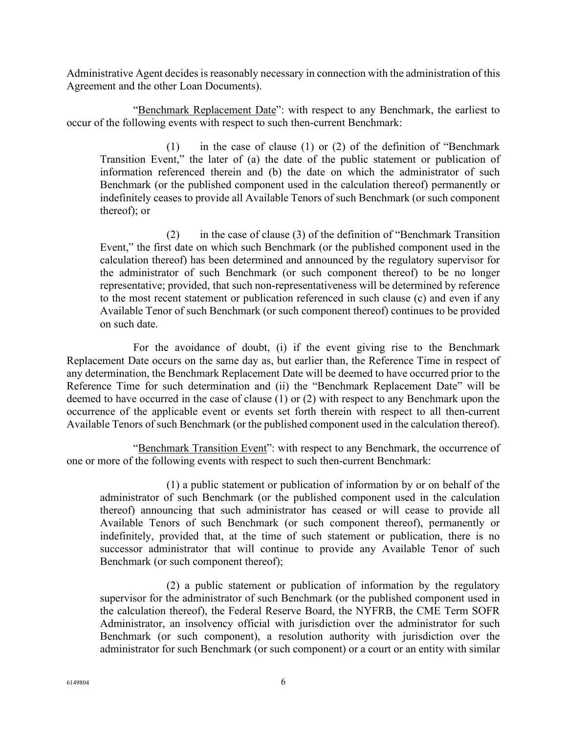Administrative Agent decides is reasonably necessary in connection with the administration of this Agreement and the other Loan Documents).

"Benchmark Replacement Date": with respect to any Benchmark, the earliest to occur of the following events with respect to such then-current Benchmark:

(1) in the case of clause (1) or (2) of the definition of "Benchmark Transition Event," the later of (a) the date of the public statement or publication of information referenced therein and (b) the date on which the administrator of such Benchmark (or the published component used in the calculation thereof) permanently or indefinitely ceases to provide all Available Tenors of such Benchmark (or such component thereof); or

(2) in the case of clause (3) of the definition of "Benchmark Transition Event," the first date on which such Benchmark (or the published component used in the calculation thereof) has been determined and announced by the regulatory supervisor for the administrator of such Benchmark (or such component thereof) to be no longer representative; provided, that such non-representativeness will be determined by reference to the most recent statement or publication referenced in such clause (c) and even if any Available Tenor of such Benchmark (or such component thereof) continues to be provided on such date.

For the avoidance of doubt, (i) if the event giving rise to the Benchmark Replacement Date occurs on the same day as, but earlier than, the Reference Time in respect of any determination, the Benchmark Replacement Date will be deemed to have occurred prior to the Reference Time for such determination and (ii) the "Benchmark Replacement Date" will be deemed to have occurred in the case of clause (1) or (2) with respect to any Benchmark upon the occurrence of the applicable event or events set forth therein with respect to all then-current Available Tenors of such Benchmark (or the published component used in the calculation thereof).

"Benchmark Transition Event": with respect to any Benchmark, the occurrence of one or more of the following events with respect to such then-current Benchmark:

(1) a public statement or publication of information by or on behalf of the administrator of such Benchmark (or the published component used in the calculation thereof) announcing that such administrator has ceased or will cease to provide all Available Tenors of such Benchmark (or such component thereof), permanently or indefinitely, provided that, at the time of such statement or publication, there is no successor administrator that will continue to provide any Available Tenor of such Benchmark (or such component thereof);

(2) a public statement or publication of information by the regulatory supervisor for the administrator of such Benchmark (or the published component used in the calculation thereof), the Federal Reserve Board, the NYFRB, the CME Term SOFR Administrator, an insolvency official with jurisdiction over the administrator for such Benchmark (or such component), a resolution authority with jurisdiction over the administrator for such Benchmark (or such component) or a court or an entity with similar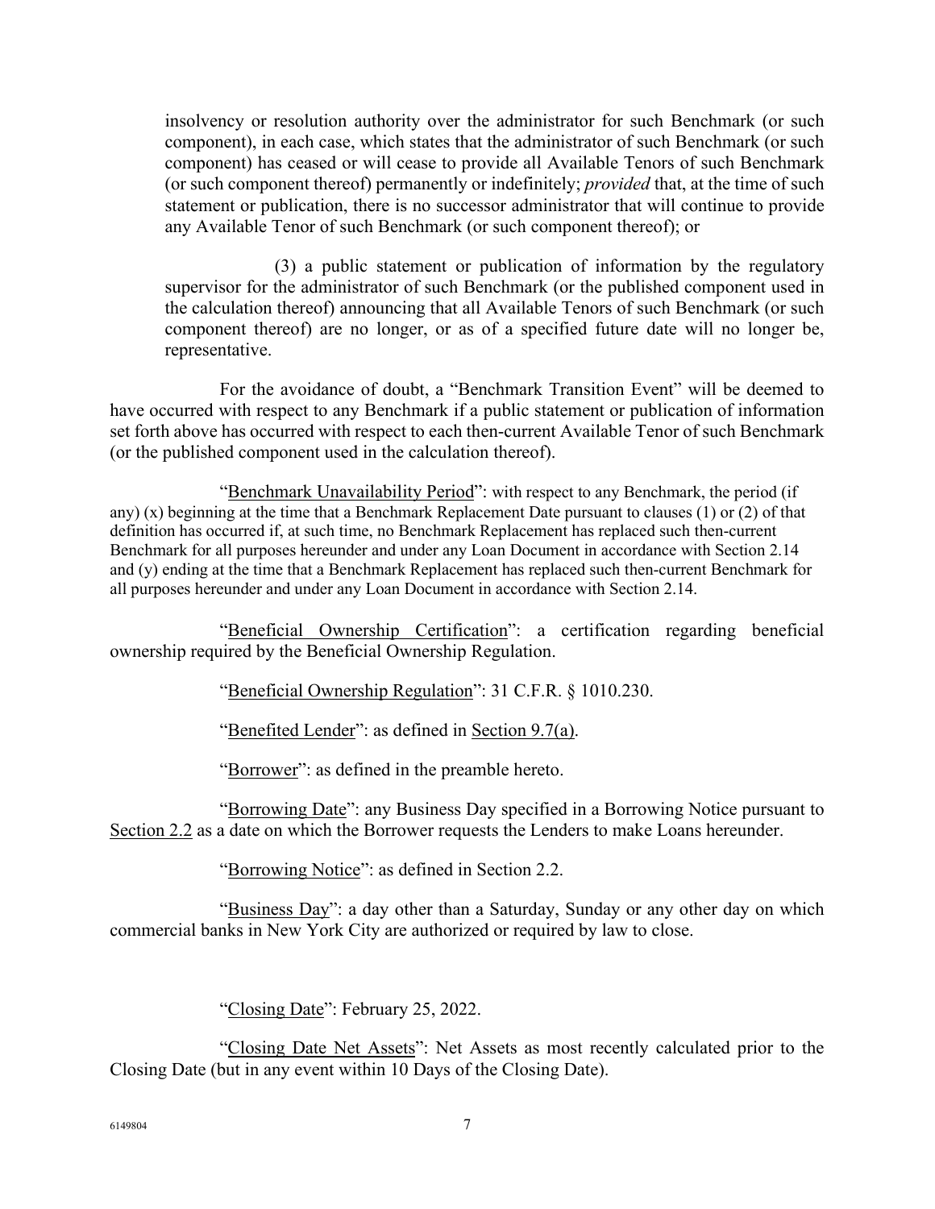insolvency or resolution authority over the administrator for such Benchmark (or such component), in each case, which states that the administrator of such Benchmark (or such component) has ceased or will cease to provide all Available Tenors of such Benchmark (or such component thereof) permanently or indefinitely; *provided* that, at the time of such statement or publication, there is no successor administrator that will continue to provide any Available Tenor of such Benchmark (or such component thereof); or

(3) a public statement or publication of information by the regulatory supervisor for the administrator of such Benchmark (or the published component used in the calculation thereof) announcing that all Available Tenors of such Benchmark (or such component thereof) are no longer, or as of a specified future date will no longer be, representative.

For the avoidance of doubt, a "Benchmark Transition Event" will be deemed to have occurred with respect to any Benchmark if a public statement or publication of information set forth above has occurred with respect to each then-current Available Tenor of such Benchmark (or the published component used in the calculation thereof).

"Benchmark Unavailability Period": with respect to any Benchmark, the period (if any) (x) beginning at the time that a Benchmark Replacement Date pursuant to clauses (1) or (2) of that definition has occurred if, at such time, no Benchmark Replacement has replaced such then-current Benchmark for all purposes hereunder and under any Loan Document in accordance with Section 2.14 and (y) ending at the time that a Benchmark Replacement has replaced such then-current Benchmark for all purposes hereunder and under any Loan Document in accordance with Section 2.14.

"Beneficial Ownership Certification": a certification regarding beneficial ownership required by the Beneficial Ownership Regulation.

"Beneficial Ownership Regulation": 31 C.F.R. § 1010.230.

"Benefited Lender": as defined in Section 9.7(a).

"Borrower": as defined in the preamble hereto.

"Borrowing Date": any Business Day specified in a Borrowing Notice pursuant to Section 2.2 as a date on which the Borrower requests the Lenders to make Loans hereunder.

"Borrowing Notice": as defined in Section 2.2.

"Business Day": a day other than a Saturday, Sunday or any other day on which commercial banks in New York City are authorized or required by law to close.

"Closing Date": February 25, 2022.

"Closing Date Net Assets": Net Assets as most recently calculated prior to the Closing Date (but in any event within 10 Days of the Closing Date).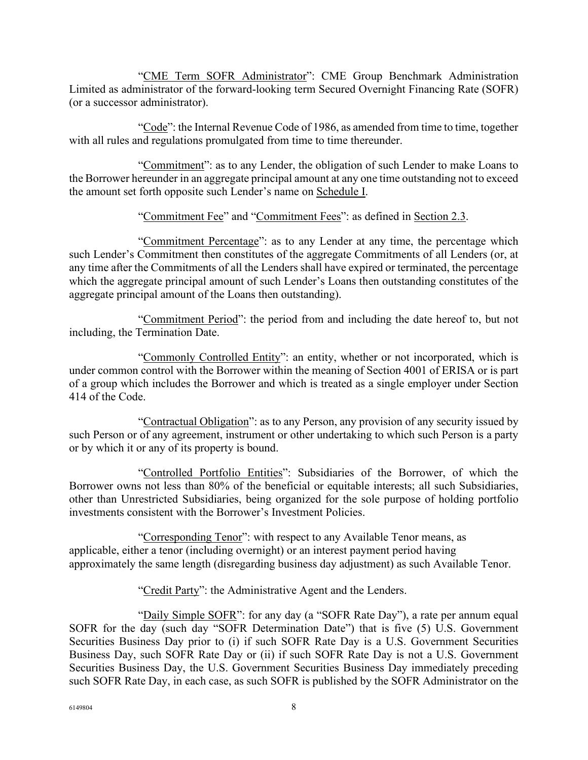"CME Term SOFR Administrator": CME Group Benchmark Administration Limited as administrator of the forward-looking term Secured Overnight Financing Rate (SOFR) (or a successor administrator).

"Code": the Internal Revenue Code of 1986, as amended from time to time, together with all rules and regulations promulgated from time to time thereunder.

"Commitment": as to any Lender, the obligation of such Lender to make Loans to the Borrower hereunder in an aggregate principal amount at any one time outstanding not to exceed the amount set forth opposite such Lender's name on Schedule I.

"Commitment Fee" and "Commitment Fees": as defined in Section 2.3.

"Commitment Percentage": as to any Lender at any time, the percentage which such Lender's Commitment then constitutes of the aggregate Commitments of all Lenders (or, at any time after the Commitments of all the Lenders shall have expired or terminated, the percentage which the aggregate principal amount of such Lender's Loans then outstanding constitutes of the aggregate principal amount of the Loans then outstanding).

"Commitment Period": the period from and including the date hereof to, but not including, the Termination Date.

"Commonly Controlled Entity": an entity, whether or not incorporated, which is under common control with the Borrower within the meaning of Section 4001 of ERISA or is part of a group which includes the Borrower and which is treated as a single employer under Section 414 of the Code.

"Contractual Obligation": as to any Person, any provision of any security issued by such Person or of any agreement, instrument or other undertaking to which such Person is a party or by which it or any of its property is bound.

"Controlled Portfolio Entities": Subsidiaries of the Borrower, of which the Borrower owns not less than 80% of the beneficial or equitable interests; all such Subsidiaries, other than Unrestricted Subsidiaries, being organized for the sole purpose of holding portfolio investments consistent with the Borrower's Investment Policies.

"Corresponding Tenor": with respect to any Available Tenor means, as applicable, either a tenor (including overnight) or an interest payment period having approximately the same length (disregarding business day adjustment) as such Available Tenor.

"Credit Party": the Administrative Agent and the Lenders.

"Daily Simple SOFR": for any day (a "SOFR Rate Day"), a rate per annum equal SOFR for the day (such day "SOFR Determination Date") that is five (5) U.S. Government Securities Business Day prior to (i) if such SOFR Rate Day is a U.S. Government Securities Business Day, such SOFR Rate Day or (ii) if such SOFR Rate Day is not a U.S. Government Securities Business Day, the U.S. Government Securities Business Day immediately preceding such SOFR Rate Day, in each case, as such SOFR is published by the SOFR Administrator on the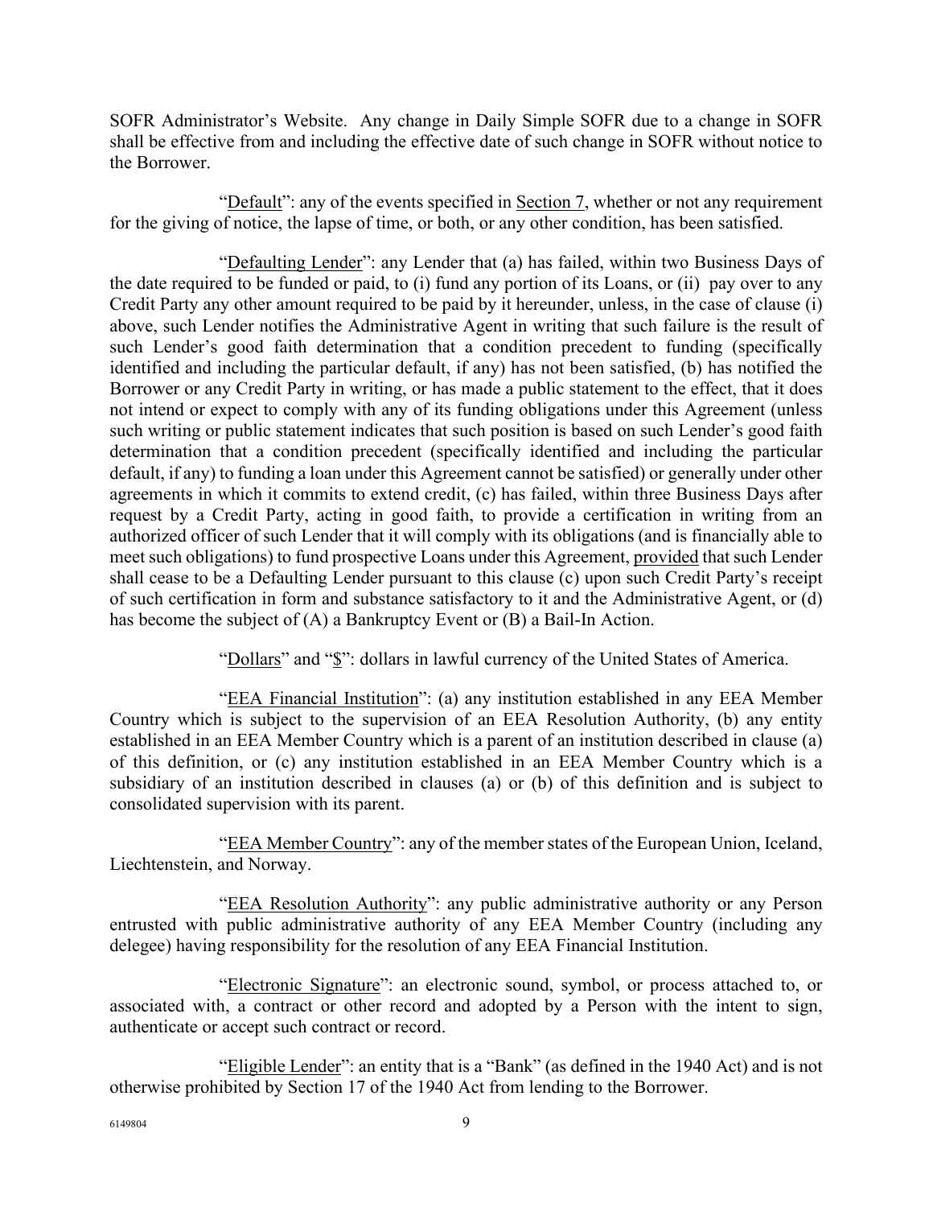SOFR Administrator's Website. Any change in Daily Simple SOFR due to a change in SOFR shall be effective from and including the effective date of such change in SOFR without notice to the Borrower.

"Default": any of the events specified in Section 7, whether or not any requirement for the giving of notice, the lapse of time, or both, or any other condition, has been satisfied.

"Defaulting Lender": any Lender that (a) has failed, within two Business Days of the date required to be funded or paid, to (i) fund any portion of its Loans, or (ii) pay over to any Credit Party any other amount required to be paid by it hereunder, unless, in the case of clause (i) above, such Lender notifies the Administrative Agent in writing that such failure is the result of such Lender's good faith determination that a condition precedent to funding (specifically identified and including the particular default, if any) has not been satisfied, (b) has notified the Borrower or any Credit Party in writing, or has made a public statement to the effect, that it does not intend or expect to comply with any of its funding obligations under this Agreement (unless such writing or public statement indicates that such position is based on such Lender's good faith determination that a condition precedent (specifically identified and including the particular default, if any) to funding a loan under this Agreement cannot be satisfied) or generally under other agreements in which it commits to extend credit, (c) has failed, within three Business Days after request by a Credit Party, acting in good faith, to provide a certification in writing from an authorized officer of such Lender that it will comply with its obligations (and is financially able to meet such obligations) to fund prospective Loans under this Agreement, provided that such Lender shall cease to be a Defaulting Lender pursuant to this clause (c) upon such Credit Party's receipt of such certification in form and substance satisfactory to it and the Administrative Agent, or (d) has become the subject of (A) a Bankruptcy Event or (B) a Bail-In Action.

"Dollars" and "$": dollars in lawful currency of the United States of America.

"EEA Financial Institution": (a) any institution established in any EEA Member Country which is subject to the supervision of an EEA Resolution Authority, (b) any entity established in an EEA Member Country which is a parent of an institution described in clause (a) of this definition, or (c) any institution established in an EEA Member Country which is a subsidiary of an institution described in clauses (a) or (b) of this definition and is subject to consolidated supervision with its parent.

"EEA Member Country": any of the member states of the European Union, Iceland, Liechtenstein, and Norway.

"EEA Resolution Authority": any public administrative authority or any Person entrusted with public administrative authority of any EEA Member Country (including any delegee) having responsibility for the resolution of any EEA Financial Institution.

"Electronic Signature": an electronic sound, symbol, or process attached to, or associated with, a contract or other record and adopted by a Person with the intent to sign, authenticate or accept such contract or record.

"Eligible Lender": an entity that is a "Bank" (as defined in the 1940 Act) and is not otherwise prohibited by Section 17 of the 1940 Act from lending to the Borrower.

6149804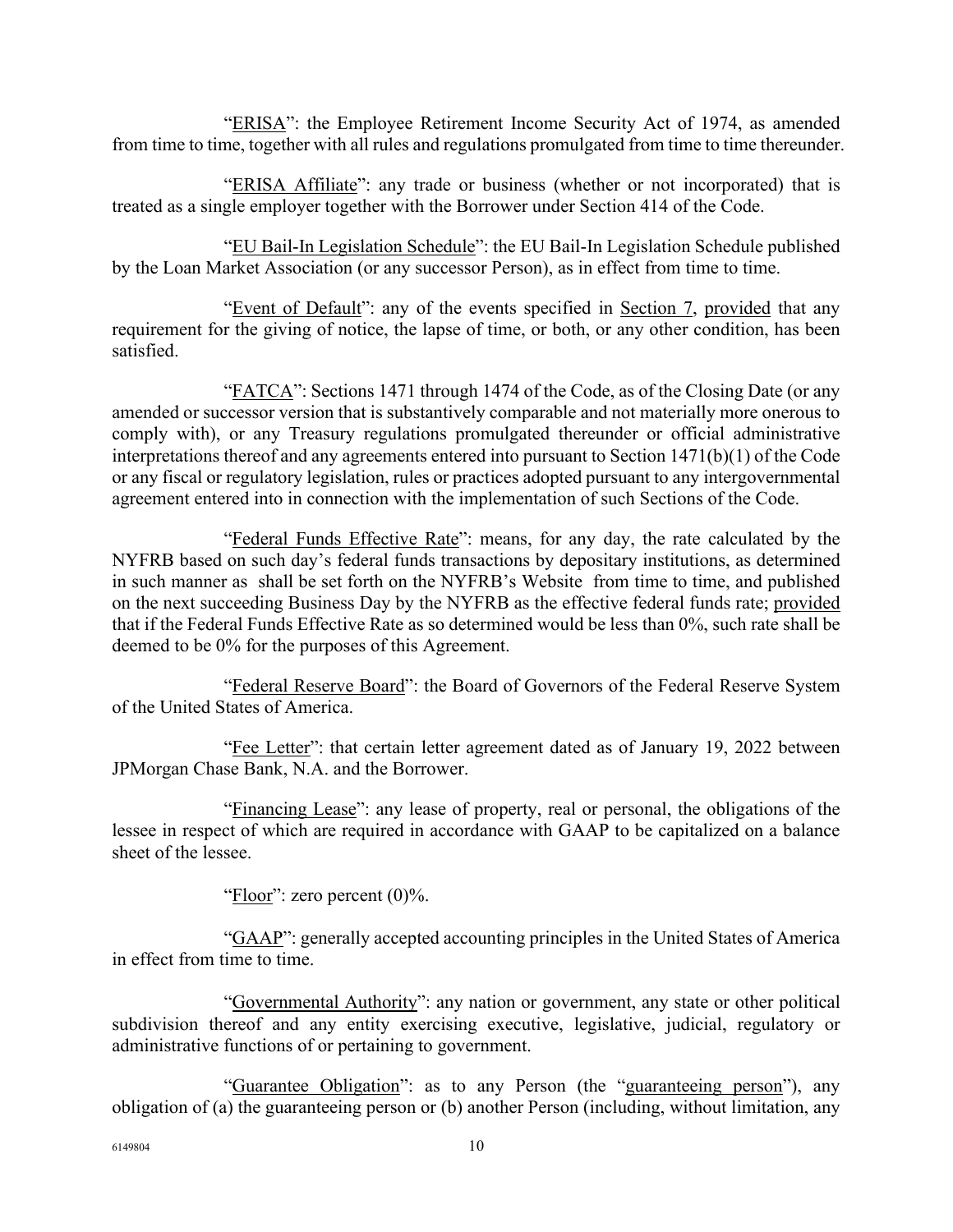"ERISA": the Employee Retirement Income Security Act of 1974, as amended from time to time, together with all rules and regulations promulgated from time to time thereunder.

"ERISA Affiliate": any trade or business (whether or not incorporated) that is treated as a single employer together with the Borrower under Section 414 of the Code.

"EU Bail-In Legislation Schedule": the EU Bail-In Legislation Schedule published by the Loan Market Association (or any successor Person), as in effect from time to time.

"Event of Default": any of the events specified in Section 7, provided that any requirement for the giving of notice, the lapse of time, or both, or any other condition, has been satisfied.

"FATCA": Sections 1471 through 1474 of the Code, as of the Closing Date (or any amended or successor version that is substantively comparable and not materially more onerous to comply with), or any Treasury regulations promulgated thereunder or official administrative interpretations thereof and any agreements entered into pursuant to Section 1471(b)(1) of the Code or any fiscal or regulatory legislation, rules or practices adopted pursuant to any intergovernmental agreement entered into in connection with the implementation of such Sections of the Code.

"Federal Funds Effective Rate": means, for any day, the rate calculated by the NYFRB based on such day's federal funds transactions by depositary institutions, as determined in such manner as shall be set forth on the NYFRB's Website from time to time, and published on the next succeeding Business Day by the NYFRB as the effective federal funds rate; provided that if the Federal Funds Effective Rate as so determined would be less than 0%, such rate shall be deemed to be 0% for the purposes of this Agreement.

"Federal Reserve Board": the Board of Governors of the Federal Reserve System of the United States of America.

"Fee Letter": that certain letter agreement dated as of January 19, 2022 between JPMorgan Chase Bank, N.A. and the Borrower.

"Financing Lease": any lease of property, real or personal, the obligations of the lessee in respect of which are required in accordance with GAAP to be capitalized on a balance sheet of the lessee.

"Floor": zero percent (0)%.

"GAAP": generally accepted accounting principles in the United States of America in effect from time to time.

"Governmental Authority": any nation or government, any state or other political subdivision thereof and any entity exercising executive, legislative, judicial, regulatory or administrative functions of or pertaining to government.

"Guarantee Obligation": as to any Person (the "guaranteeing person"), any obligation of (a) the guaranteeing person or (b) another Person (including, without limitation, any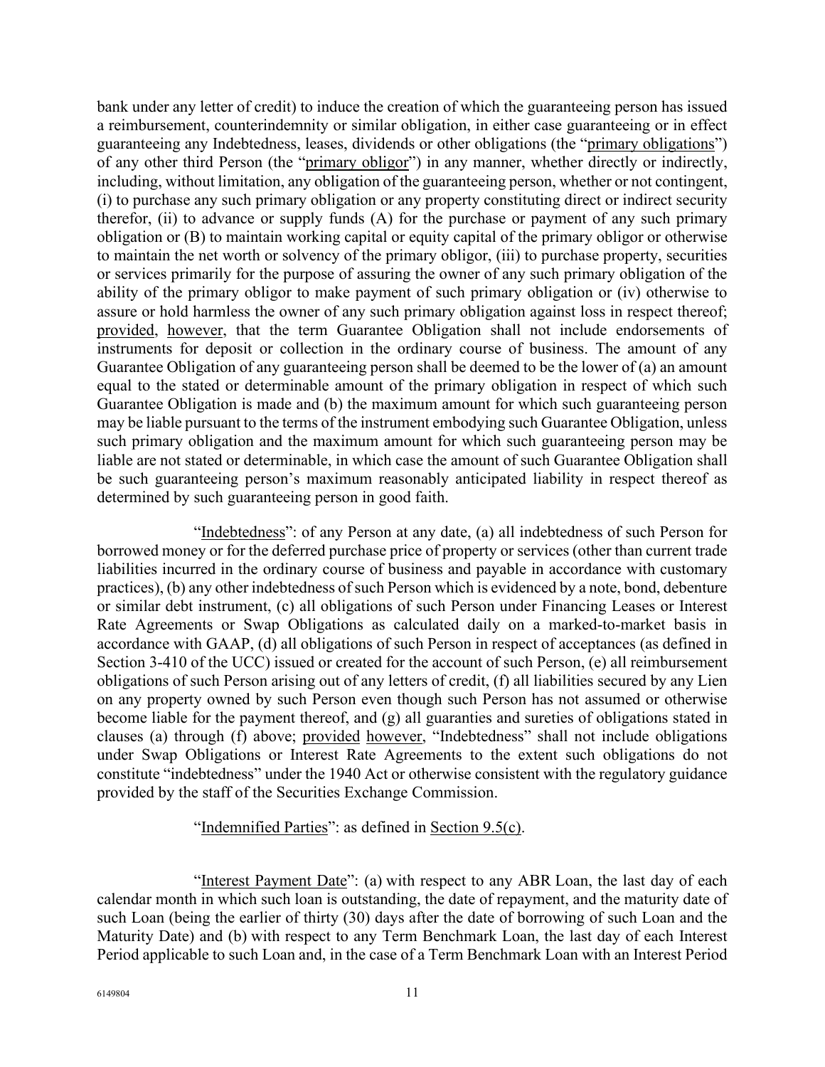bank under any letter of credit) to induce the creation of which the guaranteeing person has issued a reimbursement, counterindemnity or similar obligation, in either case guaranteeing or in effect guaranteeing any Indebtedness, leases, dividends or other obligations (the "primary obligations") of any other third Person (the "primary obligor") in any manner, whether directly or indirectly, including, without limitation, any obligation of the guaranteeing person, whether or not contingent, (i) to purchase any such primary obligation or any property constituting direct or indirect security therefor, (ii) to advance or supply funds (A) for the purchase or payment of any such primary obligation or (B) to maintain working capital or equity capital of the primary obligor or otherwise to maintain the net worth or solvency of the primary obligor, (iii) to purchase property, securities or services primarily for the purpose of assuring the owner of any such primary obligation of the ability of the primary obligor to make payment of such primary obligation or (iv) otherwise to assure or hold harmless the owner of any such primary obligation against loss in respect thereof; provided, however, that the term Guarantee Obligation shall not include endorsements of instruments for deposit or collection in the ordinary course of business. The amount of any Guarantee Obligation of any guaranteeing person shall be deemed to be the lower of (a) an amount equal to the stated or determinable amount of the primary obligation in respect of which such Guarantee Obligation is made and (b) the maximum amount for which such guaranteeing person may be liable pursuant to the terms of the instrument embodying such Guarantee Obligation, unless such primary obligation and the maximum amount for which such guaranteeing person may be liable are not stated or determinable, in which case the amount of such Guarantee Obligation shall be such guaranteeing person's maximum reasonably anticipated liability in respect thereof as determined by such guaranteeing person in good faith.

"Indebtedness": of any Person at any date, (a) all indebtedness of such Person for borrowed money or for the deferred purchase price of property or services (other than current trade liabilities incurred in the ordinary course of business and payable in accordance with customary practices), (b) any other indebtedness of such Person which is evidenced by a note, bond, debenture or similar debt instrument, (c) all obligations of such Person under Financing Leases or Interest Rate Agreements or Swap Obligations as calculated daily on a marked-to-market basis in accordance with GAAP, (d) all obligations of such Person in respect of acceptances (as defined in Section 3-410 of the UCC) issued or created for the account of such Person, (e) all reimbursement obligations of such Person arising out of any letters of credit, (f) all liabilities secured by any Lien on any property owned by such Person even though such Person has not assumed or otherwise become liable for the payment thereof, and (g) all guaranties and sureties of obligations stated in clauses (a) through (f) above; provided however, "Indebtedness" shall not include obligations under Swap Obligations or Interest Rate Agreements to the extent such obligations do not constitute "indebtedness" under the 1940 Act or otherwise consistent with the regulatory guidance provided by the staff of the Securities Exchange Commission.

"Indemnified Parties": as defined in Section 9.5(c).

"Interest Payment Date": (a) with respect to any ABR Loan, the last day of each calendar month in which such loan is outstanding, the date of repayment, and the maturity date of such Loan (being the earlier of thirty (30) days after the date of borrowing of such Loan and the Maturity Date) and (b) with respect to any Term Benchmark Loan, the last day of each Interest Period applicable to such Loan and, in the case of a Term Benchmark Loan with an Interest Period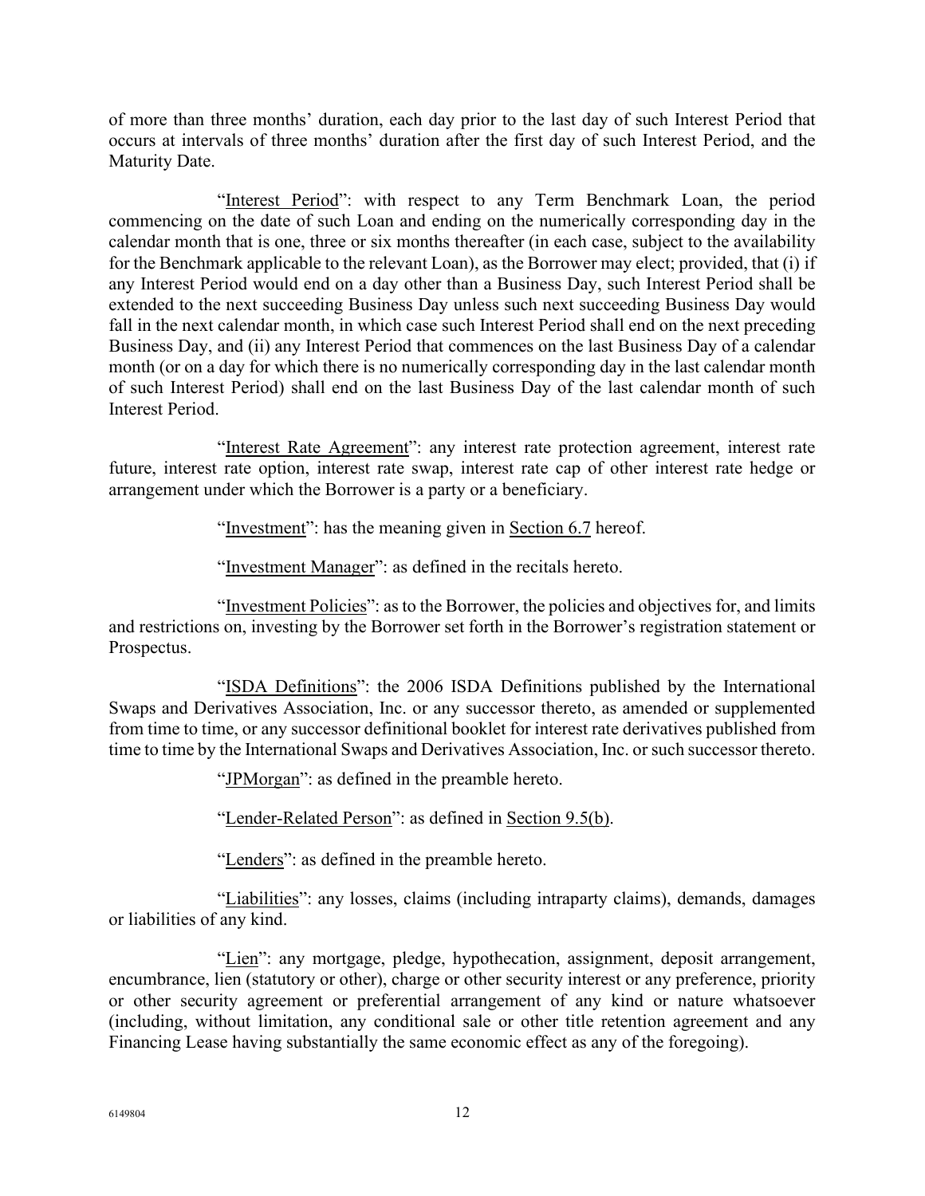of more than three months' duration, each day prior to the last day of such Interest Period that occurs at intervals of three months' duration after the first day of such Interest Period, and the Maturity Date.

"Interest Period": with respect to any Term Benchmark Loan, the period commencing on the date of such Loan and ending on the numerically corresponding day in the calendar month that is one, three or six months thereafter (in each case, subject to the availability for the Benchmark applicable to the relevant Loan), as the Borrower may elect; provided, that (i) if any Interest Period would end on a day other than a Business Day, such Interest Period shall be extended to the next succeeding Business Day unless such next succeeding Business Day would fall in the next calendar month, in which case such Interest Period shall end on the next preceding Business Day, and (ii) any Interest Period that commences on the last Business Day of a calendar month (or on a day for which there is no numerically corresponding day in the last calendar month of such Interest Period) shall end on the last Business Day of the last calendar month of such Interest Period.

"Interest Rate Agreement": any interest rate protection agreement, interest rate future, interest rate option, interest rate swap, interest rate cap of other interest rate hedge or arrangement under which the Borrower is a party or a beneficiary.

"Investment": has the meaning given in Section 6.7 hereof.

"Investment Manager": as defined in the recitals hereto.

"Investment Policies": as to the Borrower, the policies and objectives for, and limits and restrictions on, investing by the Borrower set forth in the Borrower's registration statement or Prospectus.

"ISDA Definitions": the 2006 ISDA Definitions published by the International Swaps and Derivatives Association, Inc. or any successor thereto, as amended or supplemented from time to time, or any successor definitional booklet for interest rate derivatives published from time to time by the International Swaps and Derivatives Association, Inc. or such successor thereto.

"JPMorgan": as defined in the preamble hereto.

"Lender-Related Person": as defined in Section 9.5(b).

"Lenders": as defined in the preamble hereto.

"Liabilities": any losses, claims (including intraparty claims), demands, damages or liabilities of any kind.

"Lien": any mortgage, pledge, hypothecation, assignment, deposit arrangement, encumbrance, lien (statutory or other), charge or other security interest or any preference, priority or other security agreement or preferential arrangement of any kind or nature whatsoever (including, without limitation, any conditional sale or other title retention agreement and any Financing Lease having substantially the same economic effect as any of the foregoing).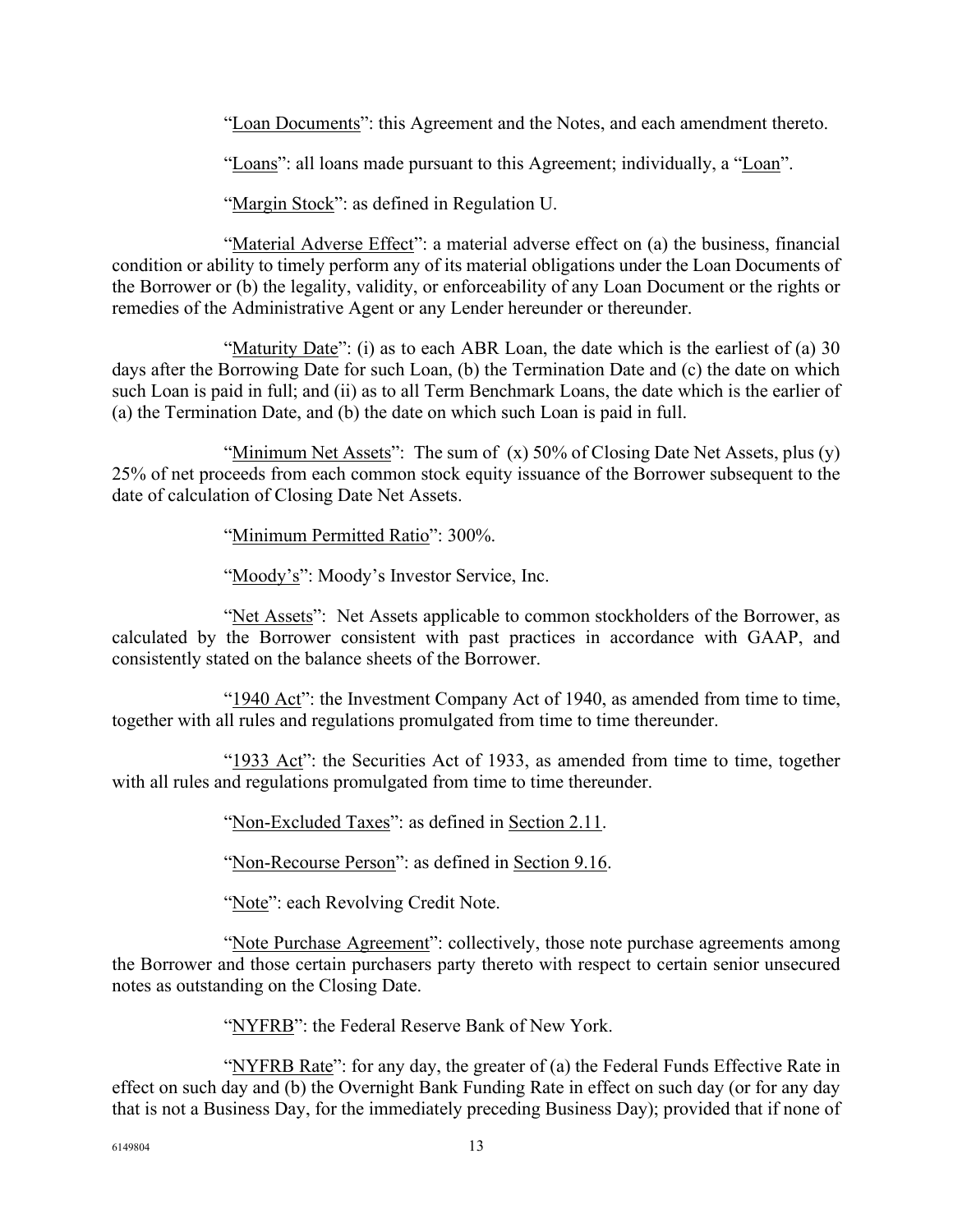"Loan Documents": this Agreement and the Notes, and each amendment thereto.

"Loans": all loans made pursuant to this Agreement; individually, a "Loan".

"Margin Stock": as defined in Regulation U.

"Material Adverse Effect": a material adverse effect on (a) the business, financial condition or ability to timely perform any of its material obligations under the Loan Documents of the Borrower or (b) the legality, validity, or enforceability of any Loan Document or the rights or remedies of the Administrative Agent or any Lender hereunder or thereunder.

"Maturity Date": (i) as to each ABR Loan, the date which is the earliest of (a) 30 days after the Borrowing Date for such Loan, (b) the Termination Date and (c) the date on which such Loan is paid in full; and (ii) as to all Term Benchmark Loans, the date which is the earlier of (a) the Termination Date, and (b) the date on which such Loan is paid in full.

"Minimum Net Assets": The sum of (x) 50% of Closing Date Net Assets, plus (y) 25% of net proceeds from each common stock equity issuance of the Borrower subsequent to the date of calculation of Closing Date Net Assets.

"Minimum Permitted Ratio": 300%.

"Moody's": Moody's Investor Service, Inc.

"Net Assets": Net Assets applicable to common stockholders of the Borrower, as calculated by the Borrower consistent with past practices in accordance with GAAP, and consistently stated on the balance sheets of the Borrower.

"1940 Act": the Investment Company Act of 1940, as amended from time to time, together with all rules and regulations promulgated from time to time thereunder.

"1933 Act": the Securities Act of 1933, as amended from time to time, together with all rules and regulations promulgated from time to time thereunder.

"Non-Excluded Taxes": as defined in Section 2.11.

"Non-Recourse Person": as defined in Section 9.16.

"Note": each Revolving Credit Note.

"Note Purchase Agreement": collectively, those note purchase agreements among the Borrower and those certain purchasers party thereto with respect to certain senior unsecured notes as outstanding on the Closing Date.

"NYFRB": the Federal Reserve Bank of New York.

"NYFRB Rate": for any day, the greater of (a) the Federal Funds Effective Rate in effect on such day and (b) the Overnight Bank Funding Rate in effect on such day (or for any day that is not a Business Day, for the immediately preceding Business Day); provided that if none of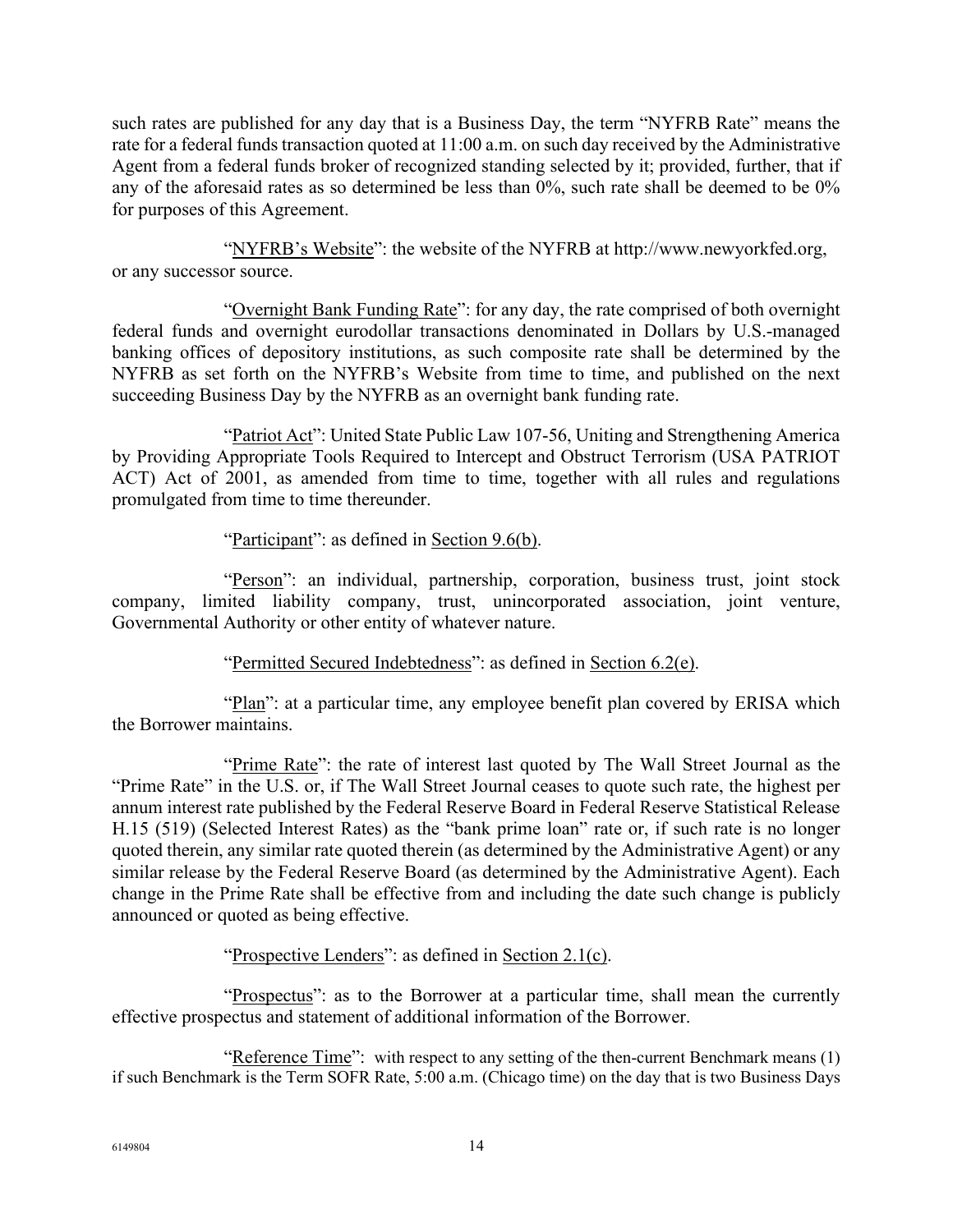such rates are published for any day that is a Business Day, the term "NYFRB Rate" means the rate for a federal funds transaction quoted at 11:00 a.m. on such day received by the Administrative Agent from a federal funds broker of recognized standing selected by it; provided, further, that if any of the aforesaid rates as so determined be less than 0%, such rate shall be deemed to be 0% for purposes of this Agreement.

"NYFRB's Website": the website of the NYFRB at http://www.newyorkfed.org, or any successor source.

"Overnight Bank Funding Rate": for any day, the rate comprised of both overnight federal funds and overnight eurodollar transactions denominated in Dollars by U.S.-managed banking offices of depository institutions, as such composite rate shall be determined by the NYFRB as set forth on the NYFRB's Website from time to time, and published on the next succeeding Business Day by the NYFRB as an overnight bank funding rate.

"Patriot Act": United State Public Law 107-56, Uniting and Strengthening America by Providing Appropriate Tools Required to Intercept and Obstruct Terrorism (USA PATRIOT ACT) Act of 2001, as amended from time to time, together with all rules and regulations promulgated from time to time thereunder.

"Participant": as defined in Section 9.6(b).

"Person": an individual, partnership, corporation, business trust, joint stock company, limited liability company, trust, unincorporated association, joint venture, Governmental Authority or other entity of whatever nature.

"Permitted Secured Indebtedness": as defined in Section 6.2(e).

"Plan": at a particular time, any employee benefit plan covered by ERISA which the Borrower maintains.

"Prime Rate": the rate of interest last quoted by The Wall Street Journal as the "Prime Rate" in the U.S. or, if The Wall Street Journal ceases to quote such rate, the highest per annum interest rate published by the Federal Reserve Board in Federal Reserve Statistical Release H.15 (519) (Selected Interest Rates) as the "bank prime loan" rate or, if such rate is no longer quoted therein, any similar rate quoted therein (as determined by the Administrative Agent) or any similar release by the Federal Reserve Board (as determined by the Administrative Agent). Each change in the Prime Rate shall be effective from and including the date such change is publicly announced or quoted as being effective.

"Prospective Lenders": as defined in Section 2.1(c).

"Prospectus": as to the Borrower at a particular time, shall mean the currently effective prospectus and statement of additional information of the Borrower.

"Reference Time": with respect to any setting of the then-current Benchmark means (1) if such Benchmark is the Term SOFR Rate, 5:00 a.m. (Chicago time) on the day that is two Business Days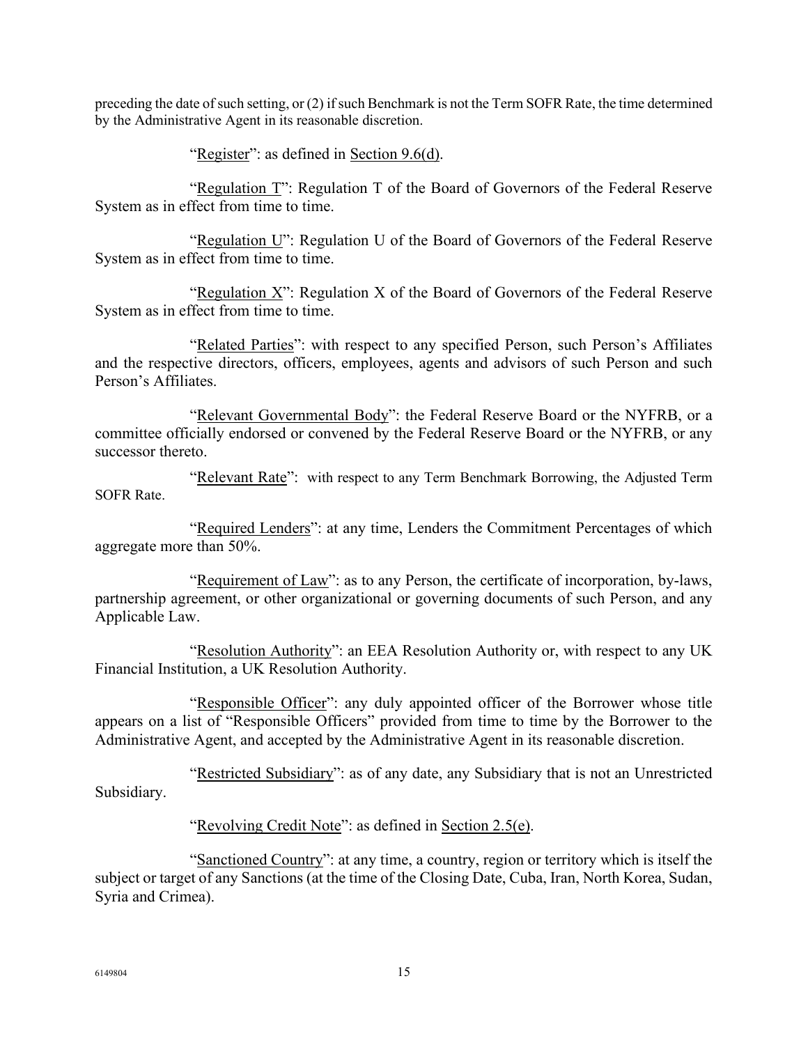preceding the date of such setting, or (2) if such Benchmark is not the Term SOFR Rate, the time determined by the Administrative Agent in its reasonable discretion.

"Register": as defined in Section 9.6(d).

"Regulation T": Regulation T of the Board of Governors of the Federal Reserve System as in effect from time to time.

"Regulation U": Regulation U of the Board of Governors of the Federal Reserve System as in effect from time to time.

"Regulation X": Regulation X of the Board of Governors of the Federal Reserve System as in effect from time to time.

"Related Parties": with respect to any specified Person, such Person's Affiliates and the respective directors, officers, employees, agents and advisors of such Person and such Person's Affiliates.

"Relevant Governmental Body": the Federal Reserve Board or the NYFRB, or a committee officially endorsed or convened by the Federal Reserve Board or the NYFRB, or any successor thereto.

"Relevant Rate": with respect to any Term Benchmark Borrowing, the Adjusted Term SOFR Rate.

"Required Lenders": at any time, Lenders the Commitment Percentages of which aggregate more than 50%.

"Requirement of Law": as to any Person, the certificate of incorporation, by-laws, partnership agreement, or other organizational or governing documents of such Person, and any Applicable Law.

"Resolution Authority": an EEA Resolution Authority or, with respect to any UK Financial Institution, a UK Resolution Authority.

"Responsible Officer": any duly appointed officer of the Borrower whose title appears on a list of "Responsible Officers" provided from time to time by the Borrower to the Administrative Agent, and accepted by the Administrative Agent in its reasonable discretion.

"Restricted Subsidiary": as of any date, any Subsidiary that is not an Unrestricted Subsidiary.

"Revolving Credit Note": as defined in Section 2.5(e).

"Sanctioned Country": at any time, a country, region or territory which is itself the subject or target of any Sanctions (at the time of the Closing Date, Cuba, Iran, North Korea, Sudan, Syria and Crimea).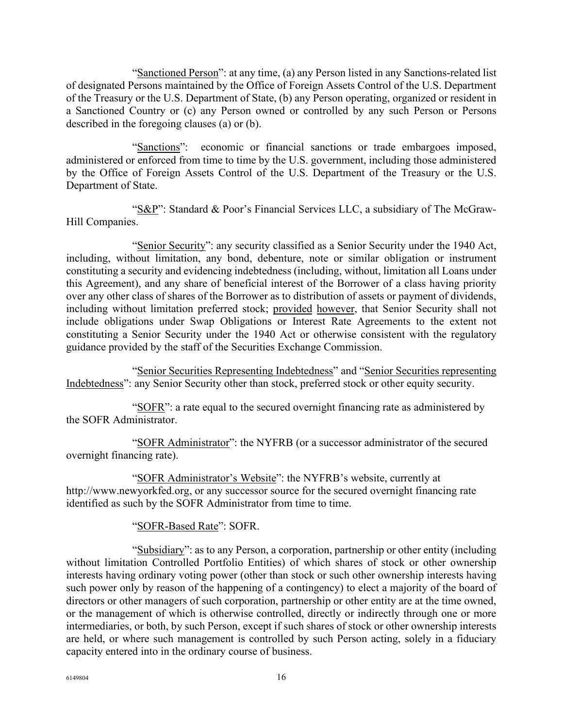"Sanctioned Person": at any time, (a) any Person listed in any Sanctions-related list of designated Persons maintained by the Office of Foreign Assets Control of the U.S. Department of the Treasury or the U.S. Department of State, (b) any Person operating, organized or resident in a Sanctioned Country or (c) any Person owned or controlled by any such Person or Persons described in the foregoing clauses (a) or (b).

"Sanctions": economic or financial sanctions or trade embargoes imposed, administered or enforced from time to time by the U.S. government, including those administered by the Office of Foreign Assets Control of the U.S. Department of the Treasury or the U.S. Department of State.

"S&P": Standard & Poor's Financial Services LLC, a subsidiary of The McGraw-Hill Companies.

"Senior Security": any security classified as a Senior Security under the 1940 Act, including, without limitation, any bond, debenture, note or similar obligation or instrument constituting a security and evidencing indebtedness (including, without, limitation all Loans under this Agreement), and any share of beneficial interest of the Borrower of a class having priority over any other class of shares of the Borrower as to distribution of assets or payment of dividends, including without limitation preferred stock; provided however, that Senior Security shall not include obligations under Swap Obligations or Interest Rate Agreements to the extent not constituting a Senior Security under the 1940 Act or otherwise consistent with the regulatory guidance provided by the staff of the Securities Exchange Commission.

"Senior Securities Representing Indebtedness" and "Senior Securities representing Indebtedness": any Senior Security other than stock, preferred stock or other equity security.

"SOFR": a rate equal to the secured overnight financing rate as administered by the SOFR Administrator.

"SOFR Administrator": the NYFRB (or a successor administrator of the secured overnight financing rate).

"SOFR Administrator's Website": the NYFRB's website, currently at http://www.newyorkfed.org, or any successor source for the secured overnight financing rate identified as such by the SOFR Administrator from time to time.

"SOFR-Based Rate": SOFR.

"Subsidiary": as to any Person, a corporation, partnership or other entity (including without limitation Controlled Portfolio Entities) of which shares of stock or other ownership interests having ordinary voting power (other than stock or such other ownership interests having such power only by reason of the happening of a contingency) to elect a majority of the board of directors or other managers of such corporation, partnership or other entity are at the time owned, or the management of which is otherwise controlled, directly or indirectly through one or more intermediaries, or both, by such Person, except if such shares of stock or other ownership interests are held, or where such management is controlled by such Person acting, solely in a fiduciary capacity entered into in the ordinary course of business.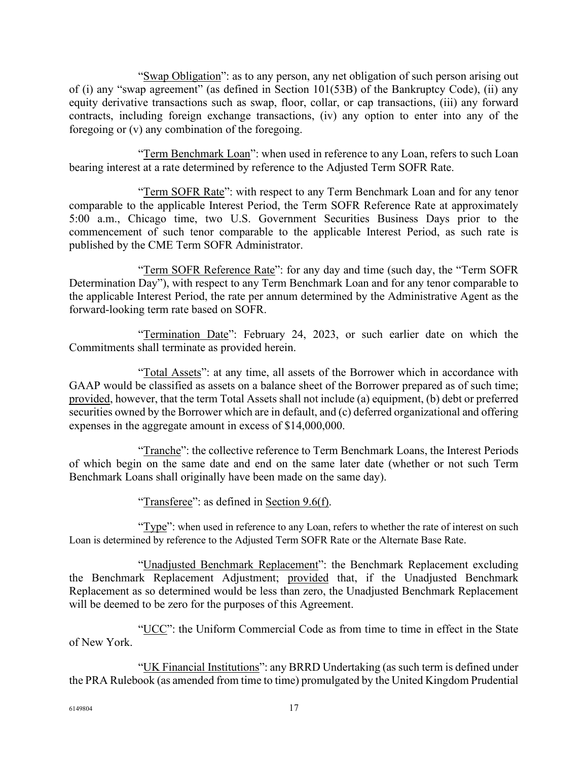"Swap Obligation": as to any person, any net obligation of such person arising out of (i) any "swap agreement" (as defined in Section 101(53B) of the Bankruptcy Code), (ii) any equity derivative transactions such as swap, floor, collar, or cap transactions, (iii) any forward contracts, including foreign exchange transactions, (iv) any option to enter into any of the foregoing or (v) any combination of the foregoing.

"Term Benchmark Loan": when used in reference to any Loan, refers to such Loan bearing interest at a rate determined by reference to the Adjusted Term SOFR Rate.

"Term SOFR Rate": with respect to any Term Benchmark Loan and for any tenor comparable to the applicable Interest Period, the Term SOFR Reference Rate at approximately 5:00 a.m., Chicago time, two U.S. Government Securities Business Days prior to the commencement of such tenor comparable to the applicable Interest Period, as such rate is published by the CME Term SOFR Administrator.

"Term SOFR Reference Rate": for any day and time (such day, the "Term SOFR Determination Day"), with respect to any Term Benchmark Loan and for any tenor comparable to the applicable Interest Period, the rate per annum determined by the Administrative Agent as the forward-looking term rate based on SOFR.

"Termination Date": February 24, 2023, or such earlier date on which the Commitments shall terminate as provided herein.

"Total Assets": at any time, all assets of the Borrower which in accordance with GAAP would be classified as assets on a balance sheet of the Borrower prepared as of such time; provided, however, that the term Total Assets shall not include (a) equipment, (b) debt or preferred securities owned by the Borrower which are in default, and (c) deferred organizational and offering expenses in the aggregate amount in excess of $14,000,000.

"Tranche": the collective reference to Term Benchmark Loans, the Interest Periods of which begin on the same date and end on the same later date (whether or not such Term Benchmark Loans shall originally have been made on the same day).

"Transferee": as defined in Section 9.6(f).

"Type": when used in reference to any Loan, refers to whether the rate of interest on such Loan is determined by reference to the Adjusted Term SOFR Rate or the Alternate Base Rate.

"Unadjusted Benchmark Replacement": the Benchmark Replacement excluding the Benchmark Replacement Adjustment; provided that, if the Unadjusted Benchmark Replacement as so determined would be less than zero, the Unadjusted Benchmark Replacement will be deemed to be zero for the purposes of this Agreement.

"UCC": the Uniform Commercial Code as from time to time in effect in the State of New York.

"UK Financial Institutions": any BRRD Undertaking (as such term is defined under the PRA Rulebook (as amended from time to time) promulgated by the United Kingdom Prudential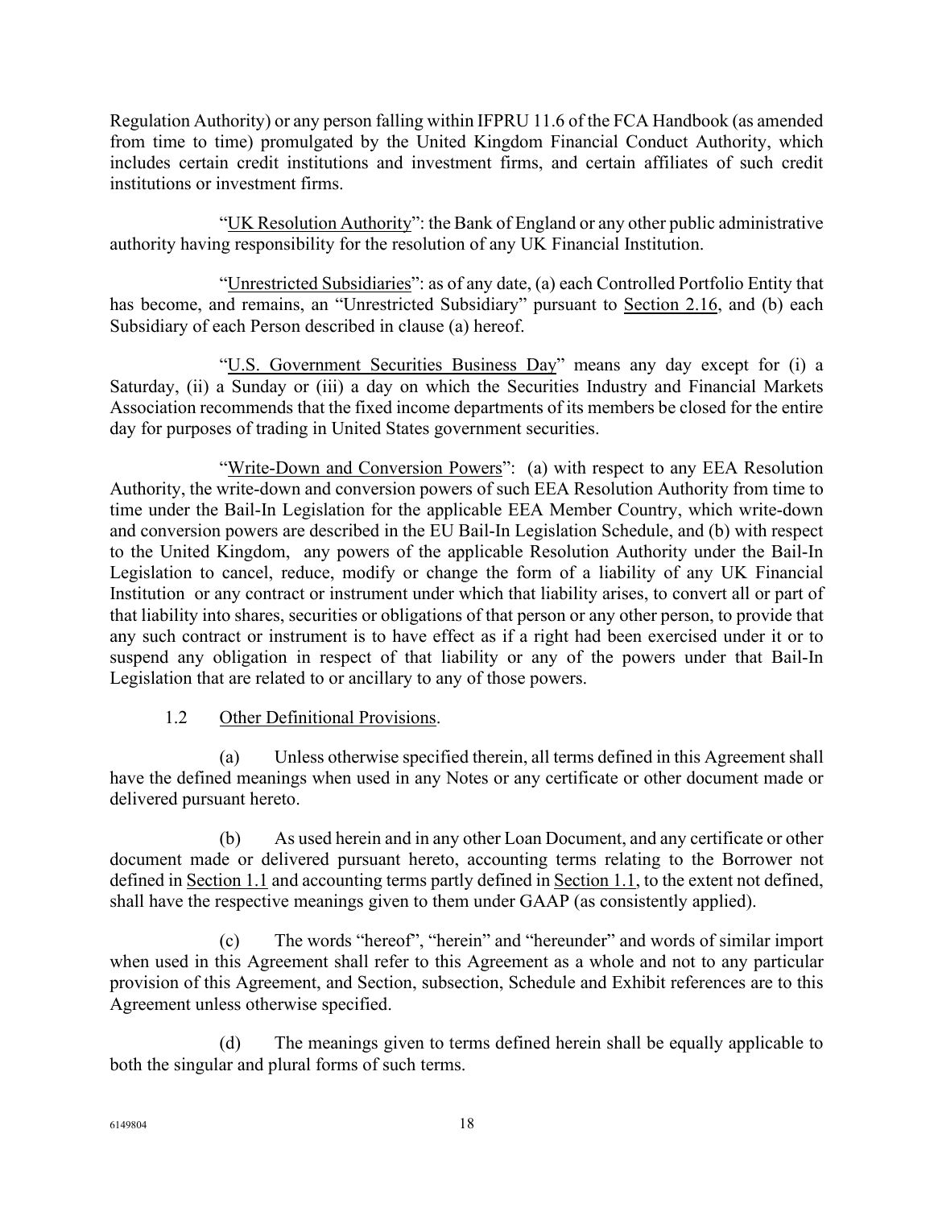Regulation Authority) or any person falling within IFPRU 11.6 of the FCA Handbook (as amended from time to time) promulgated by the United Kingdom Financial Conduct Authority, which includes certain credit institutions and investment firms, and certain affiliates of such credit institutions or investment firms.

"UK Resolution Authority": the Bank of England or any other public administrative authority having responsibility for the resolution of any UK Financial Institution.

"Unrestricted Subsidiaries": as of any date, (a) each Controlled Portfolio Entity that has become, and remains, an "Unrestricted Subsidiary" pursuant to Section 2.16, and (b) each Subsidiary of each Person described in clause (a) hereof.

"U.S. Government Securities Business Day" means any day except for (i) a Saturday, (ii) a Sunday or (iii) a day on which the Securities Industry and Financial Markets Association recommends that the fixed income departments of its members be closed for the entire day for purposes of trading in United States government securities.

"Write-Down and Conversion Powers": (a) with respect to any EEA Resolution Authority, the write-down and conversion powers of such EEA Resolution Authority from time to time under the Bail-In Legislation for the applicable EEA Member Country, which write-down and conversion powers are described in the EU Bail-In Legislation Schedule, and (b) with respect to the United Kingdom, any powers of the applicable Resolution Authority under the Bail-In Legislation to cancel, reduce, modify or change the form of a liability of any UK Financial Institution or any contract or instrument under which that liability arises, to convert all or part of that liability into shares, securities or obligations of that person or any other person, to provide that any such contract or instrument is to have effect as if a right had been exercised under it or to suspend any obligation in respect of that liability or any of the powers under that Bail-In Legislation that are related to or ancillary to any of those powers.

1.2 Other Definitional Provisions.

(a) Unless otherwise specified therein, all terms defined in this Agreement shall have the defined meanings when used in any Notes or any certificate or other document made or delivered pursuant hereto.

(b) As used herein and in any other Loan Document, and any certificate or other document made or delivered pursuant hereto, accounting terms relating to the Borrower not defined in Section 1.1 and accounting terms partly defined in Section 1.1, to the extent not defined, shall have the respective meanings given to them under GAAP (as consistently applied).

(c) The words "hereof", "herein" and "hereunder" and words of similar import when used in this Agreement shall refer to this Agreement as a whole and not to any particular provision of this Agreement, and Section, subsection, Schedule and Exhibit references are to this Agreement unless otherwise specified.

(d) The meanings given to terms defined herein shall be equally applicable to both the singular and plural forms of such terms.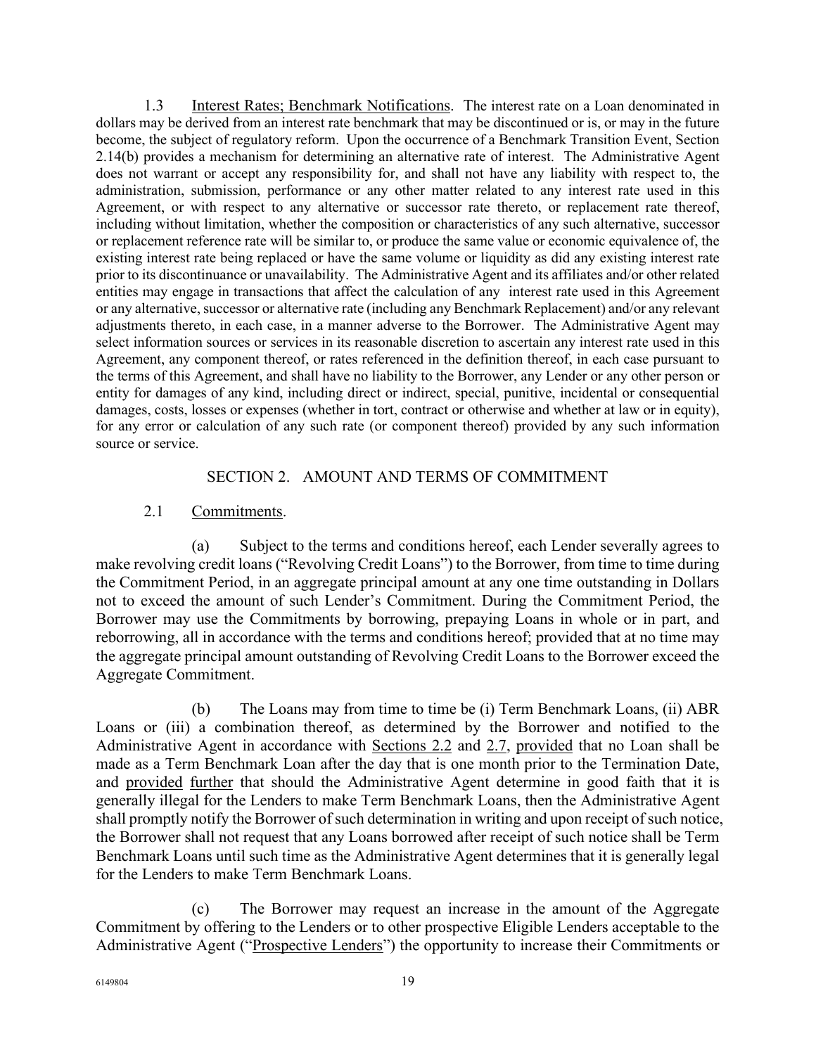1.3 Interest Rates; Benchmark Notifications. The interest rate on a Loan denominated in dollars may be derived from an interest rate benchmark that may be discontinued or is, or may in the future become, the subject of regulatory reform. Upon the occurrence of a Benchmark Transition Event, Section 2.14(b) provides a mechanism for determining an alternative rate of interest. The Administrative Agent does not warrant or accept any responsibility for, and shall not have any liability with respect to, the administration, submission, performance or any other matter related to any interest rate used in this Agreement, or with respect to any alternative or successor rate thereto, or replacement rate thereof, including without limitation, whether the composition or characteristics of any such alternative, successor or replacement reference rate will be similar to, or produce the same value or economic equivalence of, the existing interest rate being replaced or have the same volume or liquidity as did any existing interest rate prior to its discontinuance or unavailability. The Administrative Agent and its affiliates and/or other related entities may engage in transactions that affect the calculation of any interest rate used in this Agreement or any alternative, successor or alternative rate (including any Benchmark Replacement) and/or any relevant adjustments thereto, in each case, in a manner adverse to the Borrower. The Administrative Agent may select information sources or services in its reasonable discretion to ascertain any interest rate used in this Agreement, any component thereof, or rates referenced in the definition thereof, in each case pursuant to the terms of this Agreement, and shall have no liability to the Borrower, any Lender or any other person or entity for damages of any kind, including direct or indirect, special, punitive, incidental or consequential damages, costs, losses or expenses (whether in tort, contract or otherwise and whether at law or in equity), for any error or calculation of any such rate (or component thereof) provided by any such information source or service.

## SECTION 2. AMOUNT AND TERMS OF COMMITMENT

2.1 Commitments.

(a) Subject to the terms and conditions hereof, each Lender severally agrees to make revolving credit loans ("Revolving Credit Loans") to the Borrower, from time to time during the Commitment Period, in an aggregate principal amount at any one time outstanding in Dollars not to exceed the amount of such Lender's Commitment. During the Commitment Period, the Borrower may use the Commitments by borrowing, prepaying Loans in whole or in part, and reborrowing, all in accordance with the terms and conditions hereof; provided that at no time may the aggregate principal amount outstanding of Revolving Credit Loans to the Borrower exceed the Aggregate Commitment.

(b) The Loans may from time to time be (i) Term Benchmark Loans, (ii) ABR Loans or (iii) a combination thereof, as determined by the Borrower and notified to the Administrative Agent in accordance with Sections 2.2 and 2.7, provided that no Loan shall be made as a Term Benchmark Loan after the day that is one month prior to the Termination Date, and provided further that should the Administrative Agent determine in good faith that it is generally illegal for the Lenders to make Term Benchmark Loans, then the Administrative Agent shall promptly notify the Borrower of such determination in writing and upon receipt of such notice, the Borrower shall not request that any Loans borrowed after receipt of such notice shall be Term Benchmark Loans until such time as the Administrative Agent determines that it is generally legal for the Lenders to make Term Benchmark Loans.

(c) The Borrower may request an increase in the amount of the Aggregate Commitment by offering to the Lenders or to other prospective Eligible Lenders acceptable to the Administrative Agent ("Prospective Lenders") the opportunity to increase their Commitments or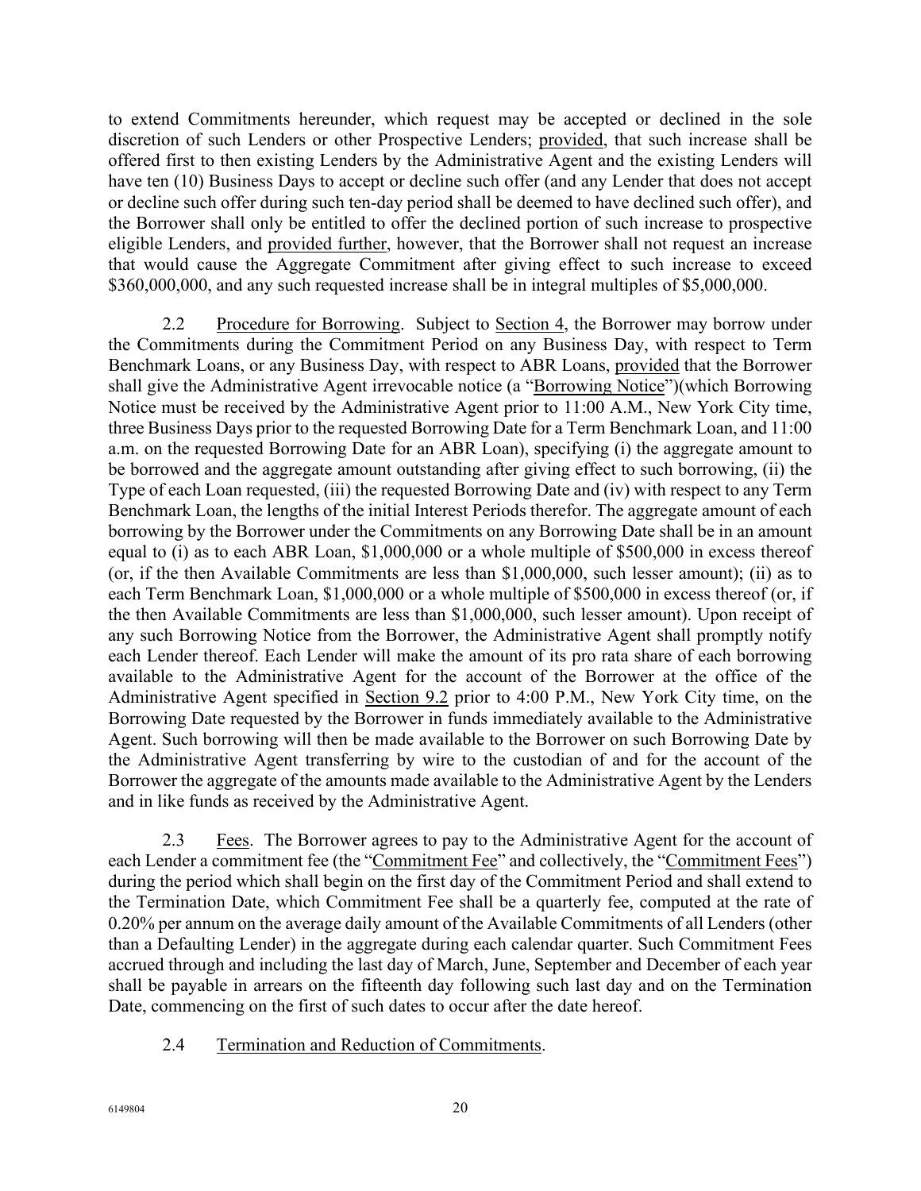to extend Commitments hereunder, which request may be accepted or declined in the sole discretion of such Lenders or other Prospective Lenders; provided, that such increase shall be offered first to then existing Lenders by the Administrative Agent and the existing Lenders will have ten (10) Business Days to accept or decline such offer (and any Lender that does not accept or decline such offer during such ten-day period shall be deemed to have declined such offer), and the Borrower shall only be entitled to offer the declined portion of such increase to prospective eligible Lenders, and provided further, however, that the Borrower shall not request an increase that would cause the Aggregate Commitment after giving effect to such increase to exceed $360,000,000, and any such requested increase shall be in integral multiples of $5,000,000.

2.2 Procedure for Borrowing. Subject to Section 4, the Borrower may borrow under the Commitments during the Commitment Period on any Business Day, with respect to Term Benchmark Loans, or any Business Day, with respect to ABR Loans, provided that the Borrower shall give the Administrative Agent irrevocable notice (a "Borrowing Notice")(which Borrowing Notice must be received by the Administrative Agent prior to 11:00 A.M., New York City time, three Business Days prior to the requested Borrowing Date for a Term Benchmark Loan, and 11:00 a.m. on the requested Borrowing Date for an ABR Loan), specifying (i) the aggregate amount to be borrowed and the aggregate amount outstanding after giving effect to such borrowing, (ii) the Type of each Loan requested, (iii) the requested Borrowing Date and (iv) with respect to any Term Benchmark Loan, the lengths of the initial Interest Periods therefor. The aggregate amount of each borrowing by the Borrower under the Commitments on any Borrowing Date shall be in an amount equal to (i) as to each ABR Loan, $1,000,000 or a whole multiple of $500,000 in excess thereof (or, if the then Available Commitments are less than $1,000,000, such lesser amount); (ii) as to each Term Benchmark Loan, $1,000,000 or a whole multiple of $500,000 in excess thereof (or, if the then Available Commitments are less than $1,000,000, such lesser amount). Upon receipt of any such Borrowing Notice from the Borrower, the Administrative Agent shall promptly notify each Lender thereof. Each Lender will make the amount of its pro rata share of each borrowing available to the Administrative Agent for the account of the Borrower at the office of the Administrative Agent specified in Section 9.2 prior to 4:00 P.M., New York City time, on the Borrowing Date requested by the Borrower in funds immediately available to the Administrative Agent. Such borrowing will then be made available to the Borrower on such Borrowing Date by the Administrative Agent transferring by wire to the custodian of and for the account of the Borrower the aggregate of the amounts made available to the Administrative Agent by the Lenders and in like funds as received by the Administrative Agent.

2.3 Fees. The Borrower agrees to pay to the Administrative Agent for the account of each Lender a commitment fee (the "Commitment Fee" and collectively, the "Commitment Fees") during the period which shall begin on the first day of the Commitment Period and shall extend to the Termination Date, which Commitment Fee shall be a quarterly fee, computed at the rate of 0.20% per annum on the average daily amount of the Available Commitments of all Lenders (other than a Defaulting Lender) in the aggregate during each calendar quarter. Such Commitment Fees accrued through and including the last day of March, June, September and December of each year shall be payable in arrears on the fifteenth day following such last day and on the Termination Date, commencing on the first of such dates to occur after the date hereof.

2.4 Termination and Reduction of Commitments.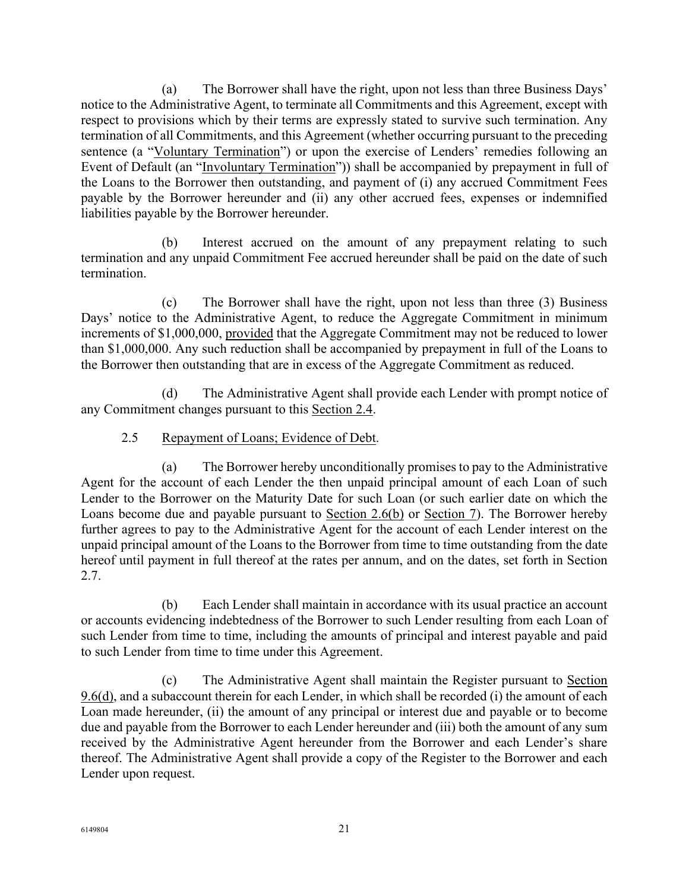(a) The Borrower shall have the right, upon not less than three Business Days' notice to the Administrative Agent, to terminate all Commitments and this Agreement, except with respect to provisions which by their terms are expressly stated to survive such termination. Any termination of all Commitments, and this Agreement (whether occurring pursuant to the preceding sentence (a "Voluntary Termination") or upon the exercise of Lenders' remedies following an Event of Default (an "Involuntary Termination")) shall be accompanied by prepayment in full of the Loans to the Borrower then outstanding, and payment of (i) any accrued Commitment Fees payable by the Borrower hereunder and (ii) any other accrued fees, expenses or indemnified liabilities payable by the Borrower hereunder.

(b) Interest accrued on the amount of any prepayment relating to such termination and any unpaid Commitment Fee accrued hereunder shall be paid on the date of such termination.

(c) The Borrower shall have the right, upon not less than three (3) Business Days' notice to the Administrative Agent, to reduce the Aggregate Commitment in minimum increments of $1,000,000, provided that the Aggregate Commitment may not be reduced to lower than $1,000,000. Any such reduction shall be accompanied by prepayment in full of the Loans to the Borrower then outstanding that are in excess of the Aggregate Commitment as reduced.

(d) The Administrative Agent shall provide each Lender with prompt notice of any Commitment changes pursuant to this Section 2.4.

2.5 Repayment of Loans; Evidence of Debt.

(a) The Borrower hereby unconditionally promises to pay to the Administrative Agent for the account of each Lender the then unpaid principal amount of each Loan of such Lender to the Borrower on the Maturity Date for such Loan (or such earlier date on which the Loans become due and payable pursuant to Section 2.6(b) or Section 7). The Borrower hereby further agrees to pay to the Administrative Agent for the account of each Lender interest on the unpaid principal amount of the Loans to the Borrower from time to time outstanding from the date hereof until payment in full thereof at the rates per annum, and on the dates, set forth in Section 2.7.

(b) Each Lender shall maintain in accordance with its usual practice an account or accounts evidencing indebtedness of the Borrower to such Lender resulting from each Loan of such Lender from time to time, including the amounts of principal and interest payable and paid to such Lender from time to time under this Agreement.

(c) The Administrative Agent shall maintain the Register pursuant to Section 9.6(d), and a subaccount therein for each Lender, in which shall be recorded (i) the amount of each Loan made hereunder, (ii) the amount of any principal or interest due and payable or to become due and payable from the Borrower to each Lender hereunder and (iii) both the amount of any sum received by the Administrative Agent hereunder from the Borrower and each Lender's share thereof. The Administrative Agent shall provide a copy of the Register to the Borrower and each Lender upon request.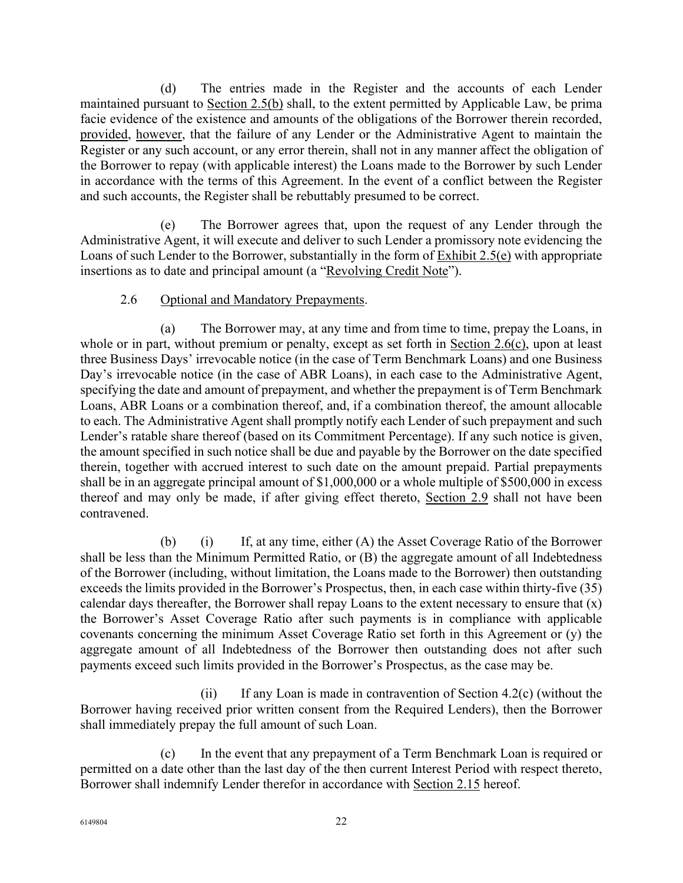(d) The entries made in the Register and the accounts of each Lender maintained pursuant to Section 2.5(b) shall, to the extent permitted by Applicable Law, be prima facie evidence of the existence and amounts of the obligations of the Borrower therein recorded, provided, however, that the failure of any Lender or the Administrative Agent to maintain the Register or any such account, or any error therein, shall not in any manner affect the obligation of the Borrower to repay (with applicable interest) the Loans made to the Borrower by such Lender in accordance with the terms of this Agreement. In the event of a conflict between the Register and such accounts, the Register shall be rebuttably presumed to be correct.

(e) The Borrower agrees that, upon the request of any Lender through the Administrative Agent, it will execute and deliver to such Lender a promissory note evidencing the Loans of such Lender to the Borrower, substantially in the form of Exhibit 2.5(e) with appropriate insertions as to date and principal amount (a "Revolving Credit Note").

2.6 Optional and Mandatory Prepayments.

(a) The Borrower may, at any time and from time to time, prepay the Loans, in whole or in part, without premium or penalty, except as set forth in Section 2.6(c), upon at least three Business Days' irrevocable notice (in the case of Term Benchmark Loans) and one Business Day's irrevocable notice (in the case of ABR Loans), in each case to the Administrative Agent, specifying the date and amount of prepayment, and whether the prepayment is of Term Benchmark Loans, ABR Loans or a combination thereof, and, if a combination thereof, the amount allocable to each. The Administrative Agent shall promptly notify each Lender of such prepayment and such Lender's ratable share thereof (based on its Commitment Percentage). If any such notice is given, the amount specified in such notice shall be due and payable by the Borrower on the date specified therein, together with accrued interest to such date on the amount prepaid. Partial prepayments shall be in an aggregate principal amount of $1,000,000 or a whole multiple of $500,000 in excess thereof and may only be made, if after giving effect thereto, Section 2.9 shall not have been contravened.

(b) (i) If, at any time, either (A) the Asset Coverage Ratio of the Borrower shall be less than the Minimum Permitted Ratio, or (B) the aggregate amount of all Indebtedness of the Borrower (including, without limitation, the Loans made to the Borrower) then outstanding exceeds the limits provided in the Borrower's Prospectus, then, in each case within thirty-five (35) calendar days thereafter, the Borrower shall repay Loans to the extent necessary to ensure that (x) the Borrower's Asset Coverage Ratio after such payments is in compliance with applicable covenants concerning the minimum Asset Coverage Ratio set forth in this Agreement or (y) the aggregate amount of all Indebtedness of the Borrower then outstanding does not after such payments exceed such limits provided in the Borrower's Prospectus, as the case may be.

(ii) If any Loan is made in contravention of Section 4.2(c) (without the Borrower having received prior written consent from the Required Lenders), then the Borrower shall immediately prepay the full amount of such Loan.

(c) In the event that any prepayment of a Term Benchmark Loan is required or permitted on a date other than the last day of the then current Interest Period with respect thereto, Borrower shall indemnify Lender therefor in accordance with Section 2.15 hereof.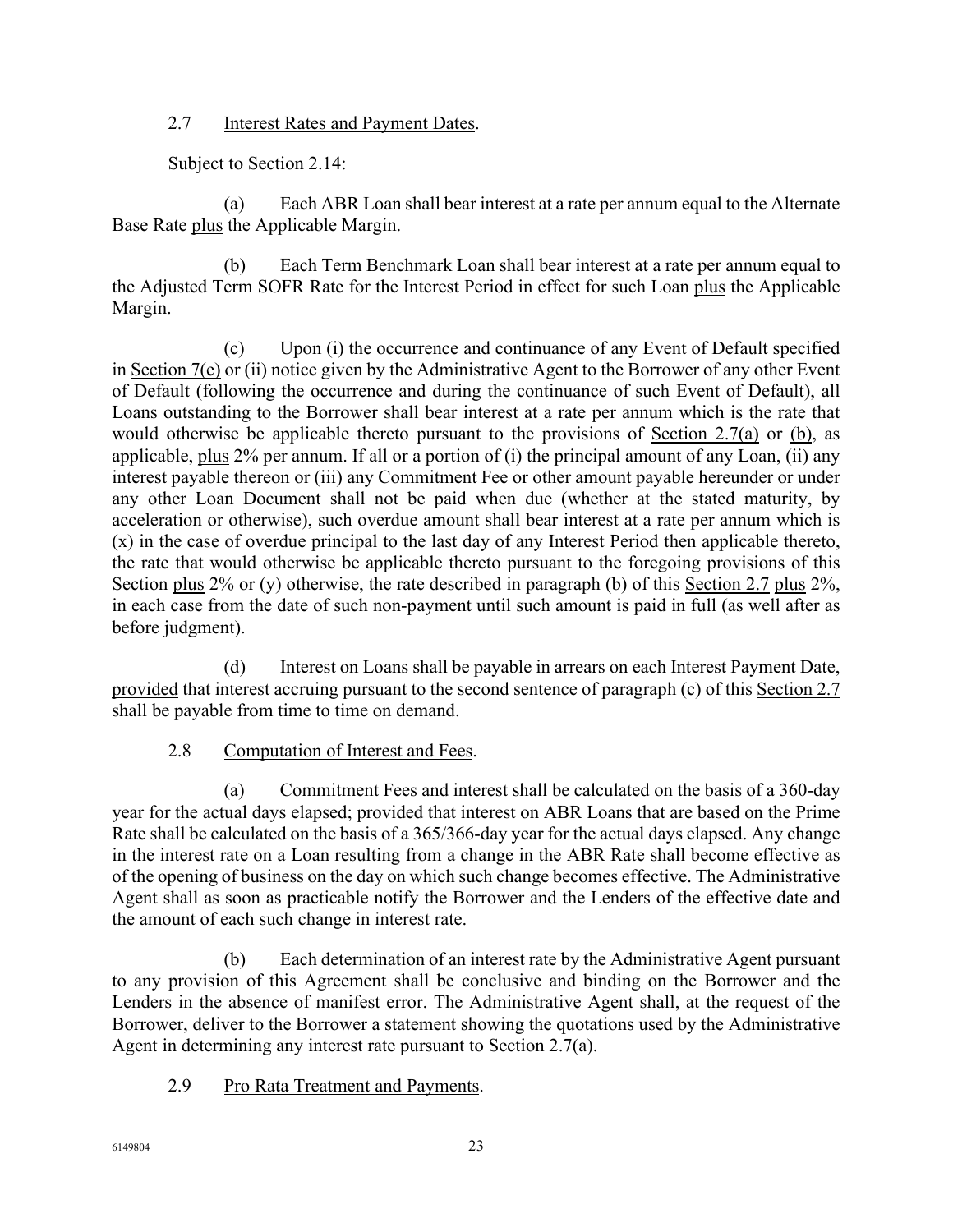### 2.7 Interest Rates and Payment Dates.

Subject to Section 2.14:

(a) Each ABR Loan shall bear interest at a rate per annum equal to the Alternate Base Rate plus the Applicable Margin.

(b) Each Term Benchmark Loan shall bear interest at a rate per annum equal to the Adjusted Term SOFR Rate for the Interest Period in effect for such Loan plus the Applicable Margin.

(c) Upon (i) the occurrence and continuance of any Event of Default specified in Section 7(e) or (ii) notice given by the Administrative Agent to the Borrower of any other Event of Default (following the occurrence and during the continuance of such Event of Default), all Loans outstanding to the Borrower shall bear interest at a rate per annum which is the rate that would otherwise be applicable thereto pursuant to the provisions of Section 2.7(a) or (b), as applicable, plus 2% per annum. If all or a portion of (i) the principal amount of any Loan, (ii) any interest payable thereon or (iii) any Commitment Fee or other amount payable hereunder or under any other Loan Document shall not be paid when due (whether at the stated maturity, by acceleration or otherwise), such overdue amount shall bear interest at a rate per annum which is (x) in the case of overdue principal to the last day of any Interest Period then applicable thereto, the rate that would otherwise be applicable thereto pursuant to the foregoing provisions of this Section plus 2% or (y) otherwise, the rate described in paragraph (b) of this Section 2.7 plus 2%, in each case from the date of such non-payment until such amount is paid in full (as well after as before judgment).

(d) Interest on Loans shall be payable in arrears on each Interest Payment Date, provided that interest accruing pursuant to the second sentence of paragraph (c) of this Section 2.7 shall be payable from time to time on demand.

### 2.8 Computation of Interest and Fees.

(a) Commitment Fees and interest shall be calculated on the basis of a 360-day year for the actual days elapsed; provided that interest on ABR Loans that are based on the Prime Rate shall be calculated on the basis of a 365/366-day year for the actual days elapsed. Any change in the interest rate on a Loan resulting from a change in the ABR Rate shall become effective as of the opening of business on the day on which such change becomes effective. The Administrative Agent shall as soon as practicable notify the Borrower and the Lenders of the effective date and the amount of each such change in interest rate.

(b) Each determination of an interest rate by the Administrative Agent pursuant to any provision of this Agreement shall be conclusive and binding on the Borrower and the Lenders in the absence of manifest error. The Administrative Agent shall, at the request of the Borrower, deliver to the Borrower a statement showing the quotations used by the Administrative Agent in determining any interest rate pursuant to Section 2.7(a).

### 2.9 Pro Rata Treatment and Payments.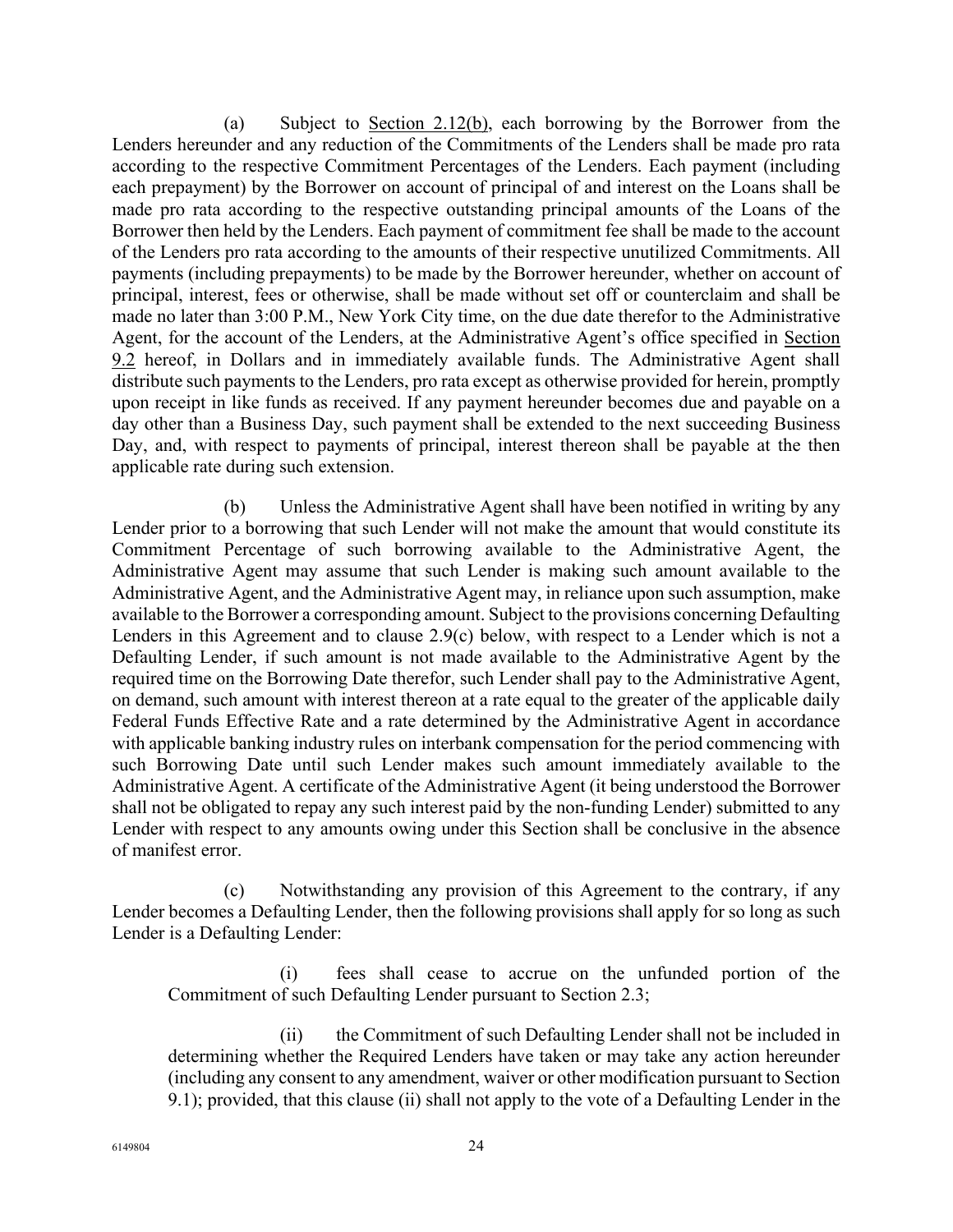(a) Subject to Section 2.12(b), each borrowing by the Borrower from the Lenders hereunder and any reduction of the Commitments of the Lenders shall be made pro rata according to the respective Commitment Percentages of the Lenders. Each payment (including each prepayment) by the Borrower on account of principal of and interest on the Loans shall be made pro rata according to the respective outstanding principal amounts of the Loans of the Borrower then held by the Lenders. Each payment of commitment fee shall be made to the account of the Lenders pro rata according to the amounts of their respective unutilized Commitments. All payments (including prepayments) to be made by the Borrower hereunder, whether on account of principal, interest, fees or otherwise, shall be made without set off or counterclaim and shall be made no later than 3:00 P.M., New York City time, on the due date therefor to the Administrative Agent, for the account of the Lenders, at the Administrative Agent's office specified in Section 9.2 hereof, in Dollars and in immediately available funds. The Administrative Agent shall distribute such payments to the Lenders, pro rata except as otherwise provided for herein, promptly upon receipt in like funds as received. If any payment hereunder becomes due and payable on a day other than a Business Day, such payment shall be extended to the next succeeding Business Day, and, with respect to payments of principal, interest thereon shall be payable at the then applicable rate during such extension.

(b) Unless the Administrative Agent shall have been notified in writing by any Lender prior to a borrowing that such Lender will not make the amount that would constitute its Commitment Percentage of such borrowing available to the Administrative Agent, the Administrative Agent may assume that such Lender is making such amount available to the Administrative Agent, and the Administrative Agent may, in reliance upon such assumption, make available to the Borrower a corresponding amount. Subject to the provisions concerning Defaulting Lenders in this Agreement and to clause 2.9(c) below, with respect to a Lender which is not a Defaulting Lender, if such amount is not made available to the Administrative Agent by the required time on the Borrowing Date therefor, such Lender shall pay to the Administrative Agent, on demand, such amount with interest thereon at a rate equal to the greater of the applicable daily Federal Funds Effective Rate and a rate determined by the Administrative Agent in accordance with applicable banking industry rules on interbank compensation for the period commencing with such Borrowing Date until such Lender makes such amount immediately available to the Administrative Agent. A certificate of the Administrative Agent (it being understood the Borrower shall not be obligated to repay any such interest paid by the non-funding Lender) submitted to any Lender with respect to any amounts owing under this Section shall be conclusive in the absence of manifest error.

(c) Notwithstanding any provision of this Agreement to the contrary, if any Lender becomes a Defaulting Lender, then the following provisions shall apply for so long as such Lender is a Defaulting Lender:

(i) fees shall cease to accrue on the unfunded portion of the Commitment of such Defaulting Lender pursuant to Section 2.3;

(ii) the Commitment of such Defaulting Lender shall not be included in determining whether the Required Lenders have taken or may take any action hereunder (including any consent to any amendment, waiver or other modification pursuant to Section 9.1); provided, that this clause (ii) shall not apply to the vote of a Defaulting Lender in the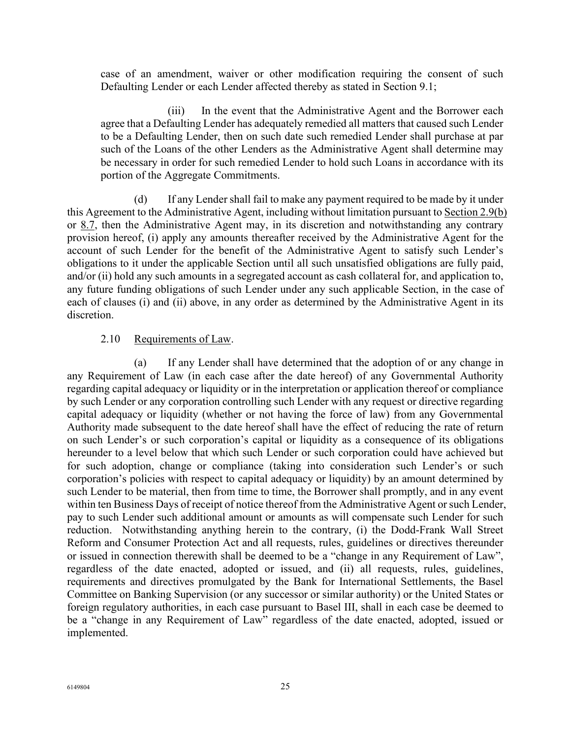case of an amendment, waiver or other modification requiring the consent of such Defaulting Lender or each Lender affected thereby as stated in Section 9.1;

(iii) In the event that the Administrative Agent and the Borrower each agree that a Defaulting Lender has adequately remedied all matters that caused such Lender to be a Defaulting Lender, then on such date such remedied Lender shall purchase at par such of the Loans of the other Lenders as the Administrative Agent shall determine may be necessary in order for such remedied Lender to hold such Loans in accordance with its portion of the Aggregate Commitments.

(d) If any Lender shall fail to make any payment required to be made by it under this Agreement to the Administrative Agent, including without limitation pursuant to Section 2.9(b) or 8.7, then the Administrative Agent may, in its discretion and notwithstanding any contrary provision hereof, (i) apply any amounts thereafter received by the Administrative Agent for the account of such Lender for the benefit of the Administrative Agent to satisfy such Lender's obligations to it under the applicable Section until all such unsatisfied obligations are fully paid, and/or (ii) hold any such amounts in a segregated account as cash collateral for, and application to, any future funding obligations of such Lender under any such applicable Section, in the case of each of clauses (i) and (ii) above, in any order as determined by the Administrative Agent in its discretion.

2.10 Requirements of Law.

(a) If any Lender shall have determined that the adoption of or any change in any Requirement of Law (in each case after the date hereof) of any Governmental Authority regarding capital adequacy or liquidity or in the interpretation or application thereof or compliance by such Lender or any corporation controlling such Lender with any request or directive regarding capital adequacy or liquidity (whether or not having the force of law) from any Governmental Authority made subsequent to the date hereof shall have the effect of reducing the rate of return on such Lender's or such corporation's capital or liquidity as a consequence of its obligations hereunder to a level below that which such Lender or such corporation could have achieved but for such adoption, change or compliance (taking into consideration such Lender's or such corporation's policies with respect to capital adequacy or liquidity) by an amount determined by such Lender to be material, then from time to time, the Borrower shall promptly, and in any event within ten Business Days of receipt of notice thereof from the Administrative Agent or such Lender, pay to such Lender such additional amount or amounts as will compensate such Lender for such reduction. Notwithstanding anything herein to the contrary, (i) the Dodd-Frank Wall Street Reform and Consumer Protection Act and all requests, rules, guidelines or directives thereunder or issued in connection therewith shall be deemed to be a "change in any Requirement of Law", regardless of the date enacted, adopted or issued, and (ii) all requests, rules, guidelines, requirements and directives promulgated by the Bank for International Settlements, the Basel Committee on Banking Supervision (or any successor or similar authority) or the United States or foreign regulatory authorities, in each case pursuant to Basel III, shall in each case be deemed to be a "change in any Requirement of Law" regardless of the date enacted, adopted, issued or implemented.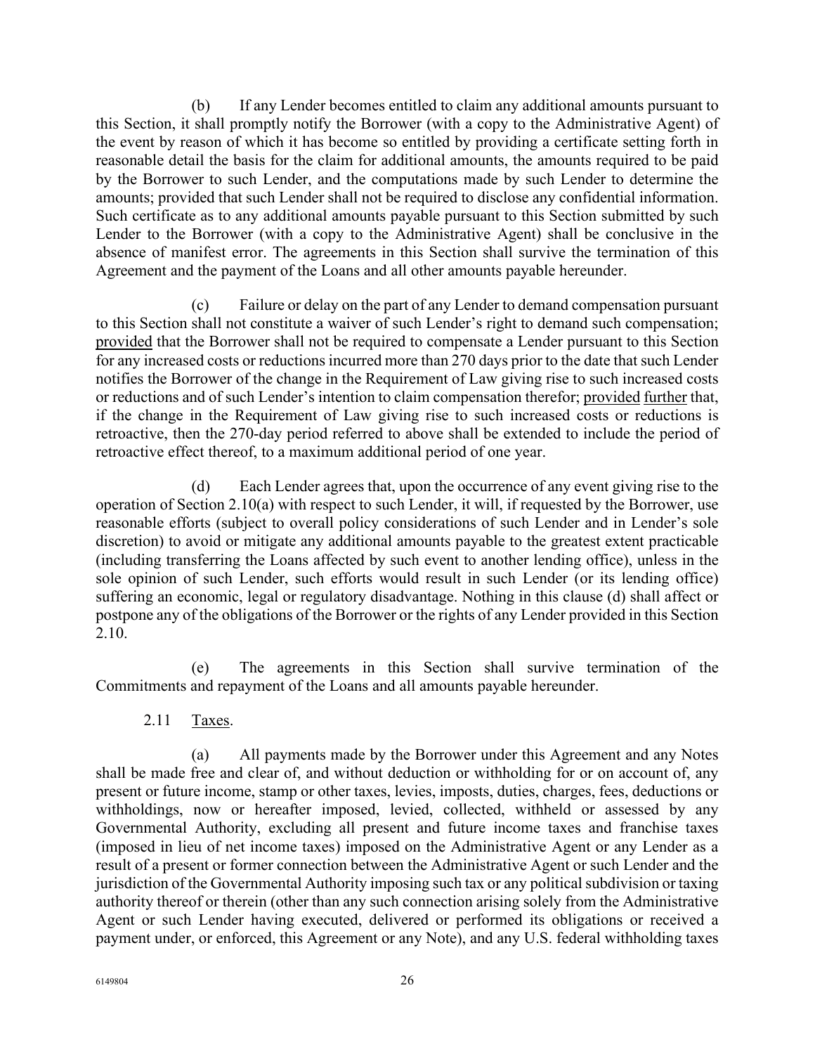(b) If any Lender becomes entitled to claim any additional amounts pursuant to this Section, it shall promptly notify the Borrower (with a copy to the Administrative Agent) of the event by reason of which it has become so entitled by providing a certificate setting forth in reasonable detail the basis for the claim for additional amounts, the amounts required to be paid by the Borrower to such Lender, and the computations made by such Lender to determine the amounts; provided that such Lender shall not be required to disclose any confidential information. Such certificate as to any additional amounts payable pursuant to this Section submitted by such Lender to the Borrower (with a copy to the Administrative Agent) shall be conclusive in the absence of manifest error. The agreements in this Section shall survive the termination of this Agreement and the payment of the Loans and all other amounts payable hereunder.

(c) Failure or delay on the part of any Lender to demand compensation pursuant to this Section shall not constitute a waiver of such Lender's right to demand such compensation; provided that the Borrower shall not be required to compensate a Lender pursuant to this Section for any increased costs or reductions incurred more than 270 days prior to the date that such Lender notifies the Borrower of the change in the Requirement of Law giving rise to such increased costs or reductions and of such Lender's intention to claim compensation therefor; provided further that, if the change in the Requirement of Law giving rise to such increased costs or reductions is retroactive, then the 270-day period referred to above shall be extended to include the period of retroactive effect thereof, to a maximum additional period of one year.

(d) Each Lender agrees that, upon the occurrence of any event giving rise to the operation of Section 2.10(a) with respect to such Lender, it will, if requested by the Borrower, use reasonable efforts (subject to overall policy considerations of such Lender and in Lender's sole discretion) to avoid or mitigate any additional amounts payable to the greatest extent practicable (including transferring the Loans affected by such event to another lending office), unless in the sole opinion of such Lender, such efforts would result in such Lender (or its lending office) suffering an economic, legal or regulatory disadvantage. Nothing in this clause (d) shall affect or postpone any of the obligations of the Borrower or the rights of any Lender provided in this Section 2.10.

(e) The agreements in this Section shall survive termination of the Commitments and repayment of the Loans and all amounts payable hereunder.

2.11 Taxes.

(a) All payments made by the Borrower under this Agreement and any Notes shall be made free and clear of, and without deduction or withholding for or on account of, any present or future income, stamp or other taxes, levies, imposts, duties, charges, fees, deductions or withholdings, now or hereafter imposed, levied, collected, withheld or assessed by any Governmental Authority, excluding all present and future income taxes and franchise taxes (imposed in lieu of net income taxes) imposed on the Administrative Agent or any Lender as a result of a present or former connection between the Administrative Agent or such Lender and the jurisdiction of the Governmental Authority imposing such tax or any political subdivision or taxing authority thereof or therein (other than any such connection arising solely from the Administrative Agent or such Lender having executed, delivered or performed its obligations or received a payment under, or enforced, this Agreement or any Note), and any U.S. federal withholding taxes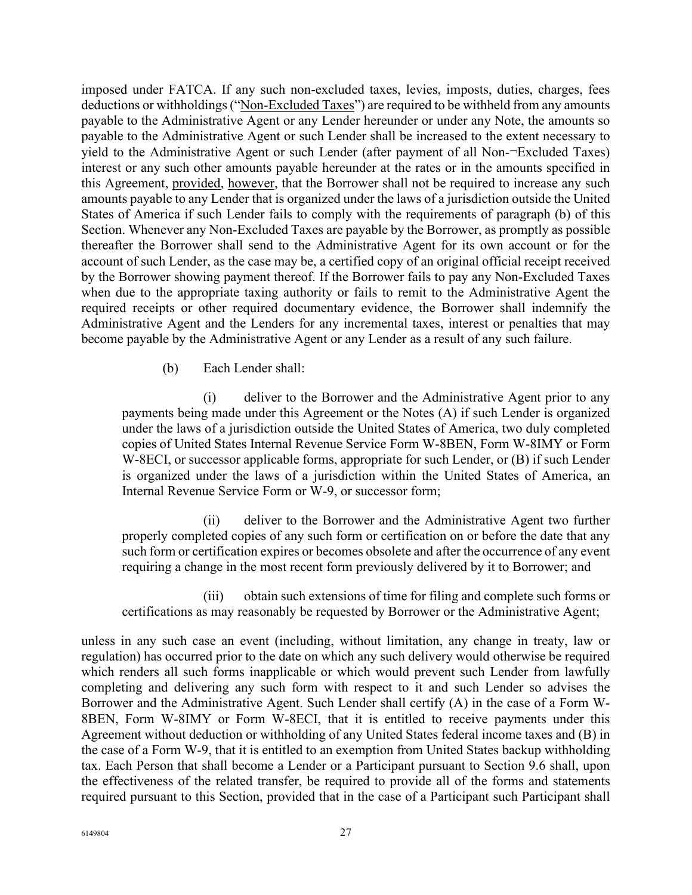imposed under FATCA. If any such non-excluded taxes, levies, imposts, duties, charges, fees deductions or withholdings ("Non-Excluded Taxes") are required to be withheld from any amounts payable to the Administrative Agent or any Lender hereunder or under any Note, the amounts so payable to the Administrative Agent or such Lender shall be increased to the extent necessary to yield to the Administrative Agent or such Lender (after payment of all Non-¬Excluded Taxes) interest or any such other amounts payable hereunder at the rates or in the amounts specified in this Agreement, provided, however, that the Borrower shall not be required to increase any such amounts payable to any Lender that is organized under the laws of a jurisdiction outside the United States of America if such Lender fails to comply with the requirements of paragraph (b) of this Section. Whenever any Non-Excluded Taxes are payable by the Borrower, as promptly as possible thereafter the Borrower shall send to the Administrative Agent for its own account or for the account of such Lender, as the case may be, a certified copy of an original official receipt received by the Borrower showing payment thereof. If the Borrower fails to pay any Non-Excluded Taxes when due to the appropriate taxing authority or fails to remit to the Administrative Agent the required receipts or other required documentary evidence, the Borrower shall indemnify the Administrative Agent and the Lenders for any incremental taxes, interest or penalties that may become payable by the Administrative Agent or any Lender as a result of any such failure.

(b) Each Lender shall:

(i) deliver to the Borrower and the Administrative Agent prior to any payments being made under this Agreement or the Notes (A) if such Lender is organized under the laws of a jurisdiction outside the United States of America, two duly completed copies of United States Internal Revenue Service Form W-8BEN, Form W-8IMY or Form W-8ECI, or successor applicable forms, appropriate for such Lender, or (B) if such Lender is organized under the laws of a jurisdiction within the United States of America, an Internal Revenue Service Form or W-9, or successor form;

(ii) deliver to the Borrower and the Administrative Agent two further properly completed copies of any such form or certification on or before the date that any such form or certification expires or becomes obsolete and after the occurrence of any event requiring a change in the most recent form previously delivered by it to Borrower; and

(iii) obtain such extensions of time for filing and complete such forms or certifications as may reasonably be requested by Borrower or the Administrative Agent;

unless in any such case an event (including, without limitation, any change in treaty, law or regulation) has occurred prior to the date on which any such delivery would otherwise be required which renders all such forms inapplicable or which would prevent such Lender from lawfully completing and delivering any such form with respect to it and such Lender so advises the Borrower and the Administrative Agent. Such Lender shall certify (A) in the case of a Form W-8BEN, Form W-8IMY or Form W-8ECI, that it is entitled to receive payments under this Agreement without deduction or withholding of any United States federal income taxes and (B) in the case of a Form W-9, that it is entitled to an exemption from United States backup withholding tax. Each Person that shall become a Lender or a Participant pursuant to Section 9.6 shall, upon the effectiveness of the related transfer, be required to provide all of the forms and statements required pursuant to this Section, provided that in the case of a Participant such Participant shall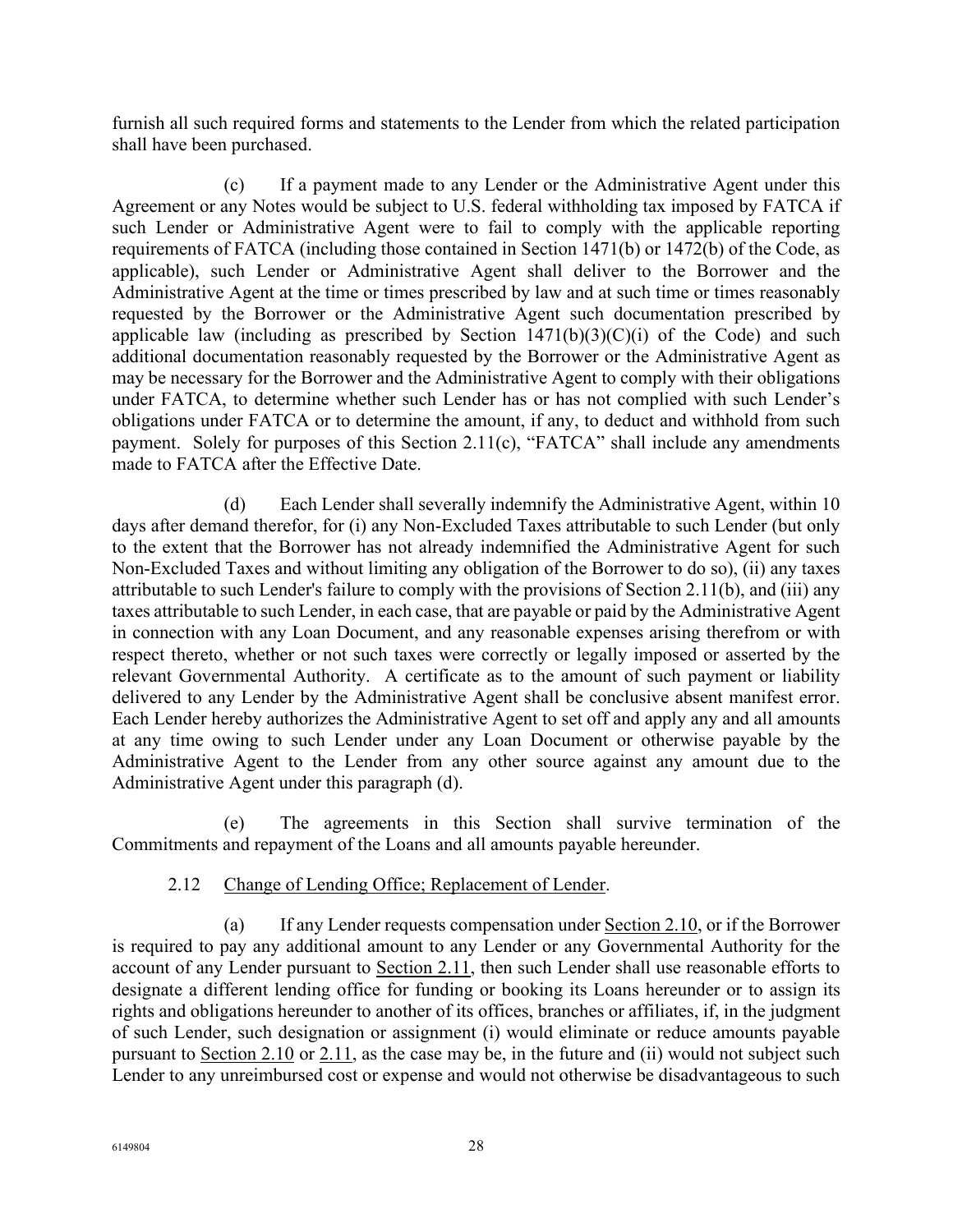furnish all such required forms and statements to the Lender from which the related participation shall have been purchased.

(c) If a payment made to any Lender or the Administrative Agent under this Agreement or any Notes would be subject to U.S. federal withholding tax imposed by FATCA if such Lender or Administrative Agent were to fail to comply with the applicable reporting requirements of FATCA (including those contained in Section 1471(b) or 1472(b) of the Code, as applicable), such Lender or Administrative Agent shall deliver to the Borrower and the Administrative Agent at the time or times prescribed by law and at such time or times reasonably requested by the Borrower or the Administrative Agent such documentation prescribed by applicable law (including as prescribed by Section 1471(b)(3)(C)(i) of the Code) and such additional documentation reasonably requested by the Borrower or the Administrative Agent as may be necessary for the Borrower and the Administrative Agent to comply with their obligations under FATCA, to determine whether such Lender has or has not complied with such Lender's obligations under FATCA or to determine the amount, if any, to deduct and withhold from such payment. Solely for purposes of this Section 2.11(c), "FATCA" shall include any amendments made to FATCA after the Effective Date.

(d) Each Lender shall severally indemnify the Administrative Agent, within 10 days after demand therefor, for (i) any Non-Excluded Taxes attributable to such Lender (but only to the extent that the Borrower has not already indemnified the Administrative Agent for such Non-Excluded Taxes and without limiting any obligation of the Borrower to do so), (ii) any taxes attributable to such Lender's failure to comply with the provisions of Section 2.11(b), and (iii) any taxes attributable to such Lender, in each case, that are payable or paid by the Administrative Agent in connection with any Loan Document, and any reasonable expenses arising therefrom or with respect thereto, whether or not such taxes were correctly or legally imposed or asserted by the relevant Governmental Authority. A certificate as to the amount of such payment or liability delivered to any Lender by the Administrative Agent shall be conclusive absent manifest error. Each Lender hereby authorizes the Administrative Agent to set off and apply any and all amounts at any time owing to such Lender under any Loan Document or otherwise payable by the Administrative Agent to the Lender from any other source against any amount due to the Administrative Agent under this paragraph (d).

(e) The agreements in this Section shall survive termination of the Commitments and repayment of the Loans and all amounts payable hereunder.

2.12 Change of Lending Office; Replacement of Lender.

(a) If any Lender requests compensation under Section 2.10, or if the Borrower is required to pay any additional amount to any Lender or any Governmental Authority for the account of any Lender pursuant to Section 2.11, then such Lender shall use reasonable efforts to designate a different lending office for funding or booking its Loans hereunder or to assign its rights and obligations hereunder to another of its offices, branches or affiliates, if, in the judgment of such Lender, such designation or assignment (i) would eliminate or reduce amounts payable pursuant to Section 2.10 or 2.11, as the case may be, in the future and (ii) would not subject such Lender to any unreimbursed cost or expense and would not otherwise be disadvantageous to such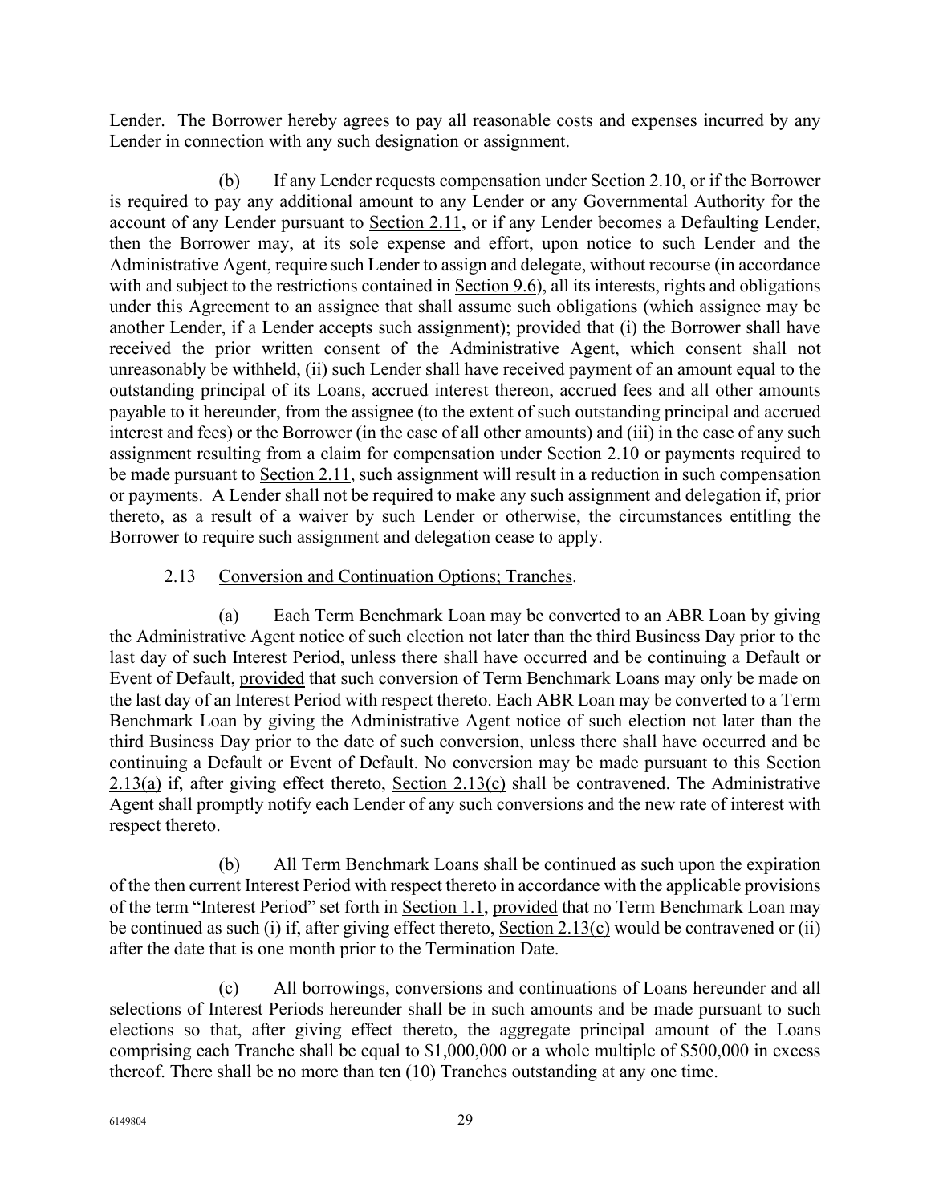Lender. The Borrower hereby agrees to pay all reasonable costs and expenses incurred by any Lender in connection with any such designation or assignment.

(b) If any Lender requests compensation under Section 2.10, or if the Borrower is required to pay any additional amount to any Lender or any Governmental Authority for the account of any Lender pursuant to Section 2.11, or if any Lender becomes a Defaulting Lender, then the Borrower may, at its sole expense and effort, upon notice to such Lender and the Administrative Agent, require such Lender to assign and delegate, without recourse (in accordance with and subject to the restrictions contained in Section 9.6), all its interests, rights and obligations under this Agreement to an assignee that shall assume such obligations (which assignee may be another Lender, if a Lender accepts such assignment); provided that (i) the Borrower shall have received the prior written consent of the Administrative Agent, which consent shall not unreasonably be withheld, (ii) such Lender shall have received payment of an amount equal to the outstanding principal of its Loans, accrued interest thereon, accrued fees and all other amounts payable to it hereunder, from the assignee (to the extent of such outstanding principal and accrued interest and fees) or the Borrower (in the case of all other amounts) and (iii) in the case of any such assignment resulting from a claim for compensation under Section 2.10 or payments required to be made pursuant to Section 2.11, such assignment will result in a reduction in such compensation or payments. A Lender shall not be required to make any such assignment and delegation if, prior thereto, as a result of a waiver by such Lender or otherwise, the circumstances entitling the Borrower to require such assignment and delegation cease to apply.

2.13 Conversion and Continuation Options; Tranches.

(a) Each Term Benchmark Loan may be converted to an ABR Loan by giving the Administrative Agent notice of such election not later than the third Business Day prior to the last day of such Interest Period, unless there shall have occurred and be continuing a Default or Event of Default, provided that such conversion of Term Benchmark Loans may only be made on the last day of an Interest Period with respect thereto. Each ABR Loan may be converted to a Term Benchmark Loan by giving the Administrative Agent notice of such election not later than the third Business Day prior to the date of such conversion, unless there shall have occurred and be continuing a Default or Event of Default. No conversion may be made pursuant to this Section 2.13(a) if, after giving effect thereto, Section 2.13(c) shall be contravened. The Administrative Agent shall promptly notify each Lender of any such conversions and the new rate of interest with respect thereto.

(b) All Term Benchmark Loans shall be continued as such upon the expiration of the then current Interest Period with respect thereto in accordance with the applicable provisions of the term "Interest Period" set forth in Section 1.1, provided that no Term Benchmark Loan may be continued as such (i) if, after giving effect thereto, Section 2.13(c) would be contravened or (ii) after the date that is one month prior to the Termination Date.

(c) All borrowings, conversions and continuations of Loans hereunder and all selections of Interest Periods hereunder shall be in such amounts and be made pursuant to such elections so that, after giving effect thereto, the aggregate principal amount of the Loans comprising each Tranche shall be equal to $1,000,000 or a whole multiple of $500,000 in excess thereof. There shall be no more than ten (10) Tranches outstanding at any one time.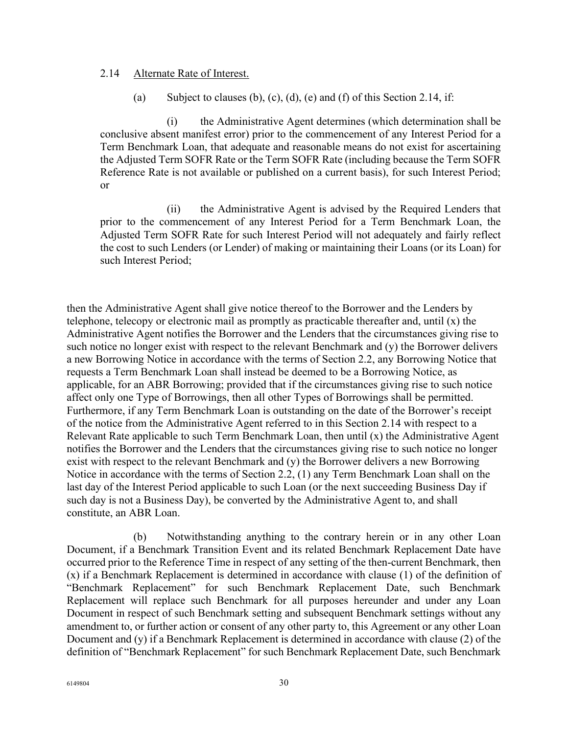2.14 Alternate Rate of Interest.

(a) Subject to clauses (b), (c), (d), (e) and (f) of this Section 2.14, if:

(i) the Administrative Agent determines (which determination shall be conclusive absent manifest error) prior to the commencement of any Interest Period for a Term Benchmark Loan, that adequate and reasonable means do not exist for ascertaining the Adjusted Term SOFR Rate or the Term SOFR Rate (including because the Term SOFR Reference Rate is not available or published on a current basis), for such Interest Period; or

(ii) the Administrative Agent is advised by the Required Lenders that prior to the commencement of any Interest Period for a Term Benchmark Loan, the Adjusted Term SOFR Rate for such Interest Period will not adequately and fairly reflect the cost to such Lenders (or Lender) of making or maintaining their Loans (or its Loan) for such Interest Period;

then the Administrative Agent shall give notice thereof to the Borrower and the Lenders by telephone, telecopy or electronic mail as promptly as practicable thereafter and, until (x) the Administrative Agent notifies the Borrower and the Lenders that the circumstances giving rise to such notice no longer exist with respect to the relevant Benchmark and (y) the Borrower delivers a new Borrowing Notice in accordance with the terms of Section 2.2, any Borrowing Notice that requests a Term Benchmark Loan shall instead be deemed to be a Borrowing Notice, as applicable, for an ABR Borrowing; provided that if the circumstances giving rise to such notice affect only one Type of Borrowings, then all other Types of Borrowings shall be permitted. Furthermore, if any Term Benchmark Loan is outstanding on the date of the Borrower's receipt of the notice from the Administrative Agent referred to in this Section 2.14 with respect to a Relevant Rate applicable to such Term Benchmark Loan, then until (x) the Administrative Agent notifies the Borrower and the Lenders that the circumstances giving rise to such notice no longer exist with respect to the relevant Benchmark and (y) the Borrower delivers a new Borrowing Notice in accordance with the terms of Section 2.2, (1) any Term Benchmark Loan shall on the last day of the Interest Period applicable to such Loan (or the next succeeding Business Day if such day is not a Business Day), be converted by the Administrative Agent to, and shall constitute, an ABR Loan.

(b) Notwithstanding anything to the contrary herein or in any other Loan Document, if a Benchmark Transition Event and its related Benchmark Replacement Date have occurred prior to the Reference Time in respect of any setting of the then-current Benchmark, then (x) if a Benchmark Replacement is determined in accordance with clause (1) of the definition of "Benchmark Replacement" for such Benchmark Replacement Date, such Benchmark Replacement will replace such Benchmark for all purposes hereunder and under any Loan Document in respect of such Benchmark setting and subsequent Benchmark settings without any amendment to, or further action or consent of any other party to, this Agreement or any other Loan Document and (y) if a Benchmark Replacement is determined in accordance with clause (2) of the definition of "Benchmark Replacement" for such Benchmark Replacement Date, such Benchmark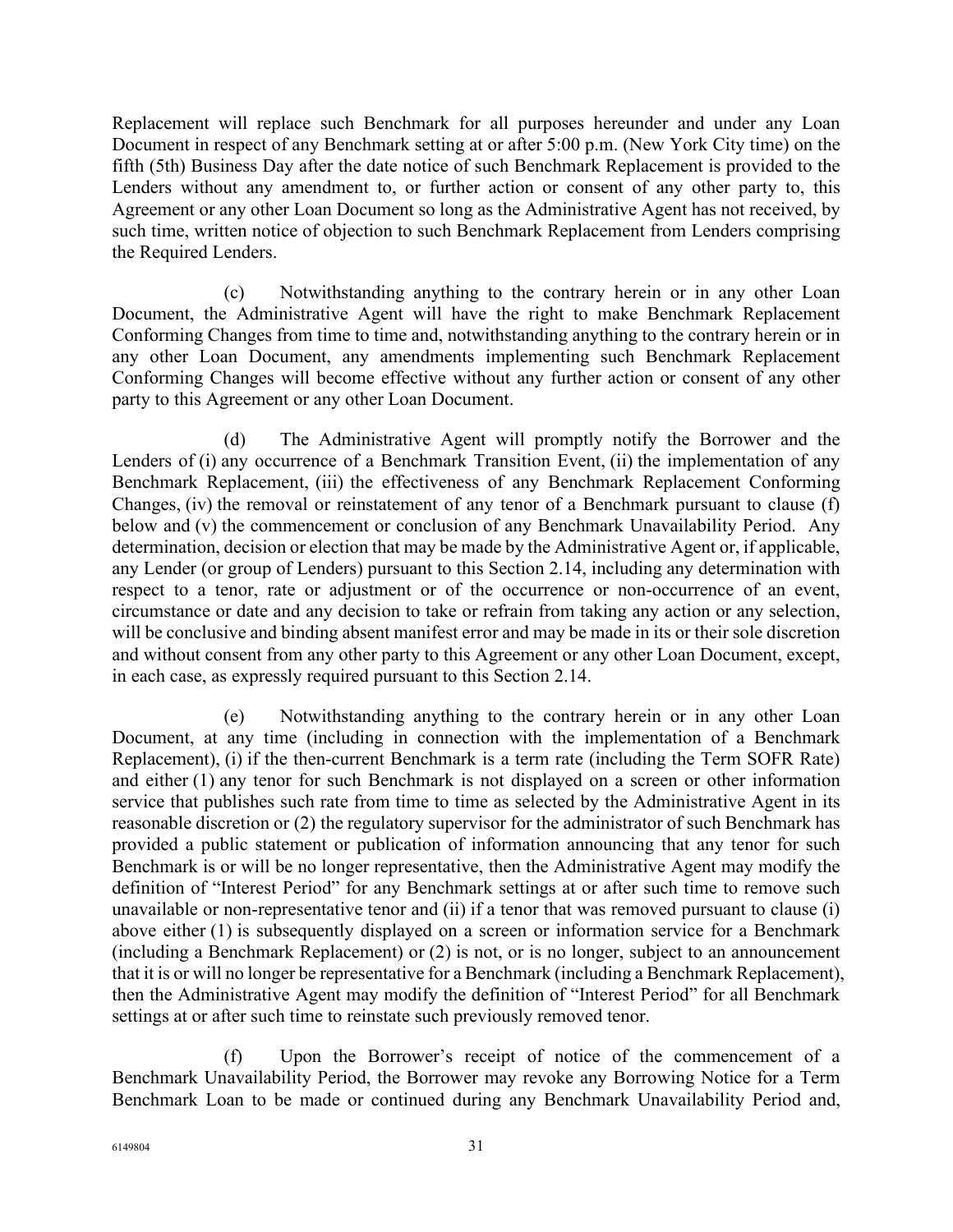Replacement will replace such Benchmark for all purposes hereunder and under any Loan Document in respect of any Benchmark setting at or after 5:00 p.m. (New York City time) on the fifth (5th) Business Day after the date notice of such Benchmark Replacement is provided to the Lenders without any amendment to, or further action or consent of any other party to, this Agreement or any other Loan Document so long as the Administrative Agent has not received, by such time, written notice of objection to such Benchmark Replacement from Lenders comprising the Required Lenders.

(c) Notwithstanding anything to the contrary herein or in any other Loan Document, the Administrative Agent will have the right to make Benchmark Replacement Conforming Changes from time to time and, notwithstanding anything to the contrary herein or in any other Loan Document, any amendments implementing such Benchmark Replacement Conforming Changes will become effective without any further action or consent of any other party to this Agreement or any other Loan Document.

(d) The Administrative Agent will promptly notify the Borrower and the Lenders of (i) any occurrence of a Benchmark Transition Event, (ii) the implementation of any Benchmark Replacement, (iii) the effectiveness of any Benchmark Replacement Conforming Changes, (iv) the removal or reinstatement of any tenor of a Benchmark pursuant to clause (f) below and (v) the commencement or conclusion of any Benchmark Unavailability Period. Any determination, decision or election that may be made by the Administrative Agent or, if applicable, any Lender (or group of Lenders) pursuant to this Section 2.14, including any determination with respect to a tenor, rate or adjustment or of the occurrence or non-occurrence of an event, circumstance or date and any decision to take or refrain from taking any action or any selection, will be conclusive and binding absent manifest error and may be made in its or their sole discretion and without consent from any other party to this Agreement or any other Loan Document, except, in each case, as expressly required pursuant to this Section 2.14.

(e) Notwithstanding anything to the contrary herein or in any other Loan Document, at any time (including in connection with the implementation of a Benchmark Replacement), (i) if the then-current Benchmark is a term rate (including the Term SOFR Rate) and either (1) any tenor for such Benchmark is not displayed on a screen or other information service that publishes such rate from time to time as selected by the Administrative Agent in its reasonable discretion or (2) the regulatory supervisor for the administrator of such Benchmark has provided a public statement or publication of information announcing that any tenor for such Benchmark is or will be no longer representative, then the Administrative Agent may modify the definition of "Interest Period" for any Benchmark settings at or after such time to remove such unavailable or non-representative tenor and (ii) if a tenor that was removed pursuant to clause (i) above either (1) is subsequently displayed on a screen or information service for a Benchmark (including a Benchmark Replacement) or (2) is not, or is no longer, subject to an announcement that it is or will no longer be representative for a Benchmark (including a Benchmark Replacement), then the Administrative Agent may modify the definition of "Interest Period" for all Benchmark settings at or after such time to reinstate such previously removed tenor.

(f) Upon the Borrower's receipt of notice of the commencement of a Benchmark Unavailability Period, the Borrower may revoke any Borrowing Notice for a Term Benchmark Loan to be made or continued during any Benchmark Unavailability Period and,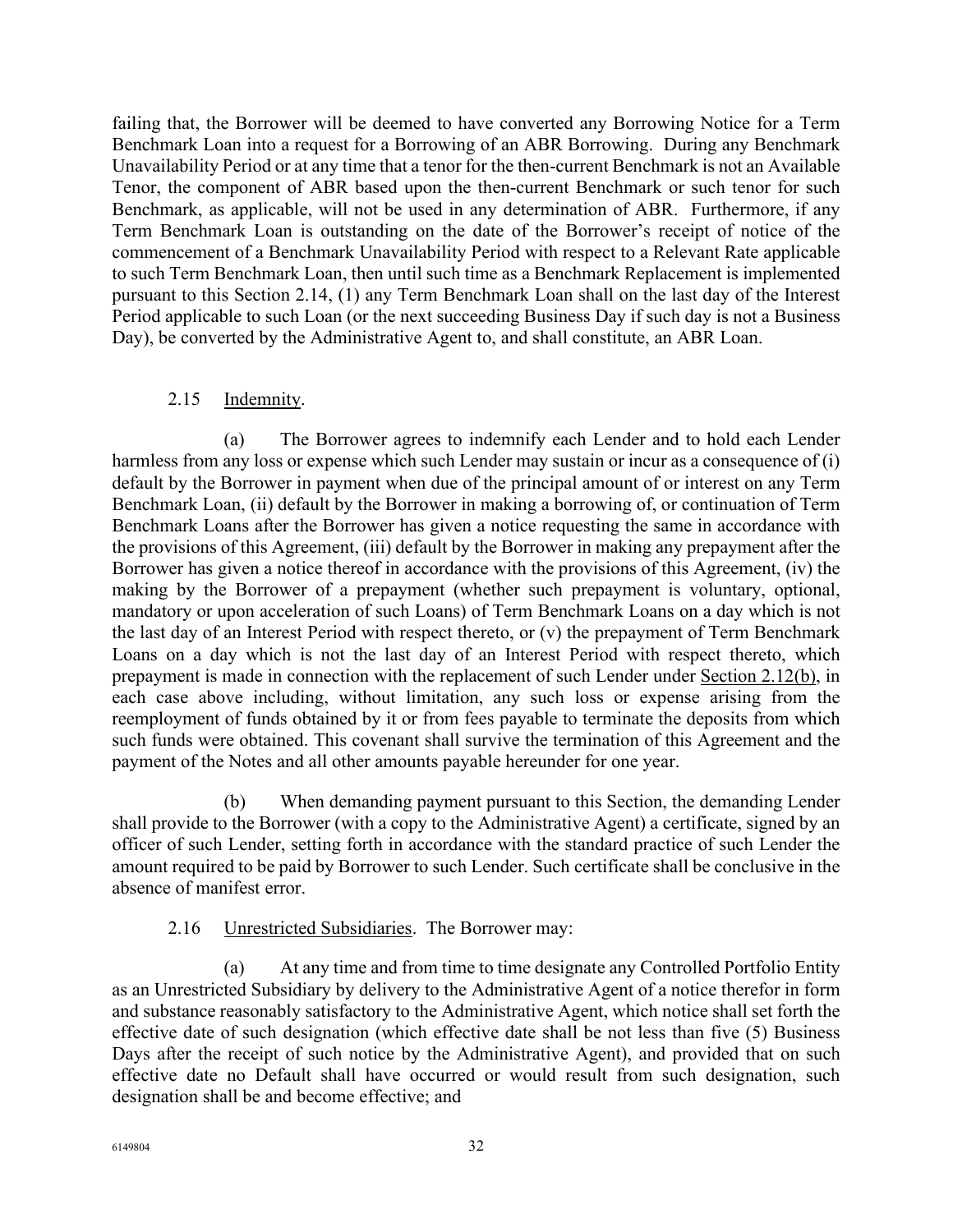failing that, the Borrower will be deemed to have converted any Borrowing Notice for a Term Benchmark Loan into a request for a Borrowing of an ABR Borrowing. During any Benchmark Unavailability Period or at any time that a tenor for the then-current Benchmark is not an Available Tenor, the component of ABR based upon the then-current Benchmark or such tenor for such Benchmark, as applicable, will not be used in any determination of ABR. Furthermore, if any Term Benchmark Loan is outstanding on the date of the Borrower's receipt of notice of the commencement of a Benchmark Unavailability Period with respect to a Relevant Rate applicable to such Term Benchmark Loan, then until such time as a Benchmark Replacement is implemented pursuant to this Section 2.14, (1) any Term Benchmark Loan shall on the last day of the Interest Period applicable to such Loan (or the next succeeding Business Day if such day is not a Business Day), be converted by the Administrative Agent to, and shall constitute, an ABR Loan.

2.15 Indemnity.

(a) The Borrower agrees to indemnify each Lender and to hold each Lender harmless from any loss or expense which such Lender may sustain or incur as a consequence of (i) default by the Borrower in payment when due of the principal amount of or interest on any Term Benchmark Loan, (ii) default by the Borrower in making a borrowing of, or continuation of Term Benchmark Loans after the Borrower has given a notice requesting the same in accordance with the provisions of this Agreement, (iii) default by the Borrower in making any prepayment after the Borrower has given a notice thereof in accordance with the provisions of this Agreement, (iv) the making by the Borrower of a prepayment (whether such prepayment is voluntary, optional, mandatory or upon acceleration of such Loans) of Term Benchmark Loans on a day which is not the last day of an Interest Period with respect thereto, or (v) the prepayment of Term Benchmark Loans on a day which is not the last day of an Interest Period with respect thereto, which prepayment is made in connection with the replacement of such Lender under Section 2.12(b), in each case above including, without limitation, any such loss or expense arising from the reemployment of funds obtained by it or from fees payable to terminate the deposits from which such funds were obtained. This covenant shall survive the termination of this Agreement and the payment of the Notes and all other amounts payable hereunder for one year.

(b) When demanding payment pursuant to this Section, the demanding Lender shall provide to the Borrower (with a copy to the Administrative Agent) a certificate, signed by an officer of such Lender, setting forth in accordance with the standard practice of such Lender the amount required to be paid by Borrower to such Lender. Such certificate shall be conclusive in the absence of manifest error.

2.16 Unrestricted Subsidiaries. The Borrower may:

(a) At any time and from time to time designate any Controlled Portfolio Entity as an Unrestricted Subsidiary by delivery to the Administrative Agent of a notice therefor in form and substance reasonably satisfactory to the Administrative Agent, which notice shall set forth the effective date of such designation (which effective date shall be not less than five (5) Business Days after the receipt of such notice by the Administrative Agent), and provided that on such effective date no Default shall have occurred or would result from such designation, such designation shall be and become effective; and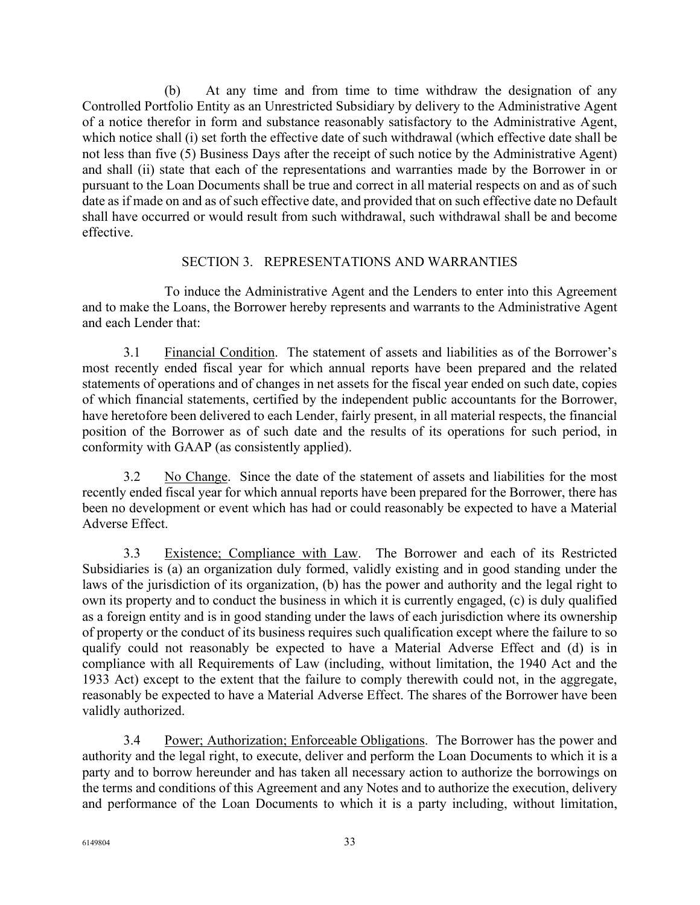(b) At any time and from time to time withdraw the designation of any Controlled Portfolio Entity as an Unrestricted Subsidiary by delivery to the Administrative Agent of a notice therefor in form and substance reasonably satisfactory to the Administrative Agent, which notice shall (i) set forth the effective date of such withdrawal (which effective date shall be not less than five (5) Business Days after the receipt of such notice by the Administrative Agent) and shall (ii) state that each of the representations and warranties made by the Borrower in or pursuant to the Loan Documents shall be true and correct in all material respects on and as of such date as if made on and as of such effective date, and provided that on such effective date no Default shall have occurred or would result from such withdrawal, such withdrawal shall be and become effective.

## SECTION 3. REPRESENTATIONS AND WARRANTIES

To induce the Administrative Agent and the Lenders to enter into this Agreement and to make the Loans, the Borrower hereby represents and warrants to the Administrative Agent and each Lender that:

3.1 Financial Condition. The statement of assets and liabilities as of the Borrower's most recently ended fiscal year for which annual reports have been prepared and the related statements of operations and of changes in net assets for the fiscal year ended on such date, copies of which financial statements, certified by the independent public accountants for the Borrower, have heretofore been delivered to each Lender, fairly present, in all material respects, the financial position of the Borrower as of such date and the results of its operations for such period, in conformity with GAAP (as consistently applied).

3.2 No Change. Since the date of the statement of assets and liabilities for the most recently ended fiscal year for which annual reports have been prepared for the Borrower, there has been no development or event which has had or could reasonably be expected to have a Material Adverse Effect.

3.3 Existence; Compliance with Law. The Borrower and each of its Restricted Subsidiaries is (a) an organization duly formed, validly existing and in good standing under the laws of the jurisdiction of its organization, (b) has the power and authority and the legal right to own its property and to conduct the business in which it is currently engaged, (c) is duly qualified as a foreign entity and is in good standing under the laws of each jurisdiction where its ownership of property or the conduct of its business requires such qualification except where the failure to so qualify could not reasonably be expected to have a Material Adverse Effect and (d) is in compliance with all Requirements of Law (including, without limitation, the 1940 Act and the 1933 Act) except to the extent that the failure to comply therewith could not, in the aggregate, reasonably be expected to have a Material Adverse Effect. The shares of the Borrower have been validly authorized.

3.4 Power; Authorization; Enforceable Obligations. The Borrower has the power and authority and the legal right, to execute, deliver and perform the Loan Documents to which it is a party and to borrow hereunder and has taken all necessary action to authorize the borrowings on the terms and conditions of this Agreement and any Notes and to authorize the execution, delivery and performance of the Loan Documents to which it is a party including, without limitation,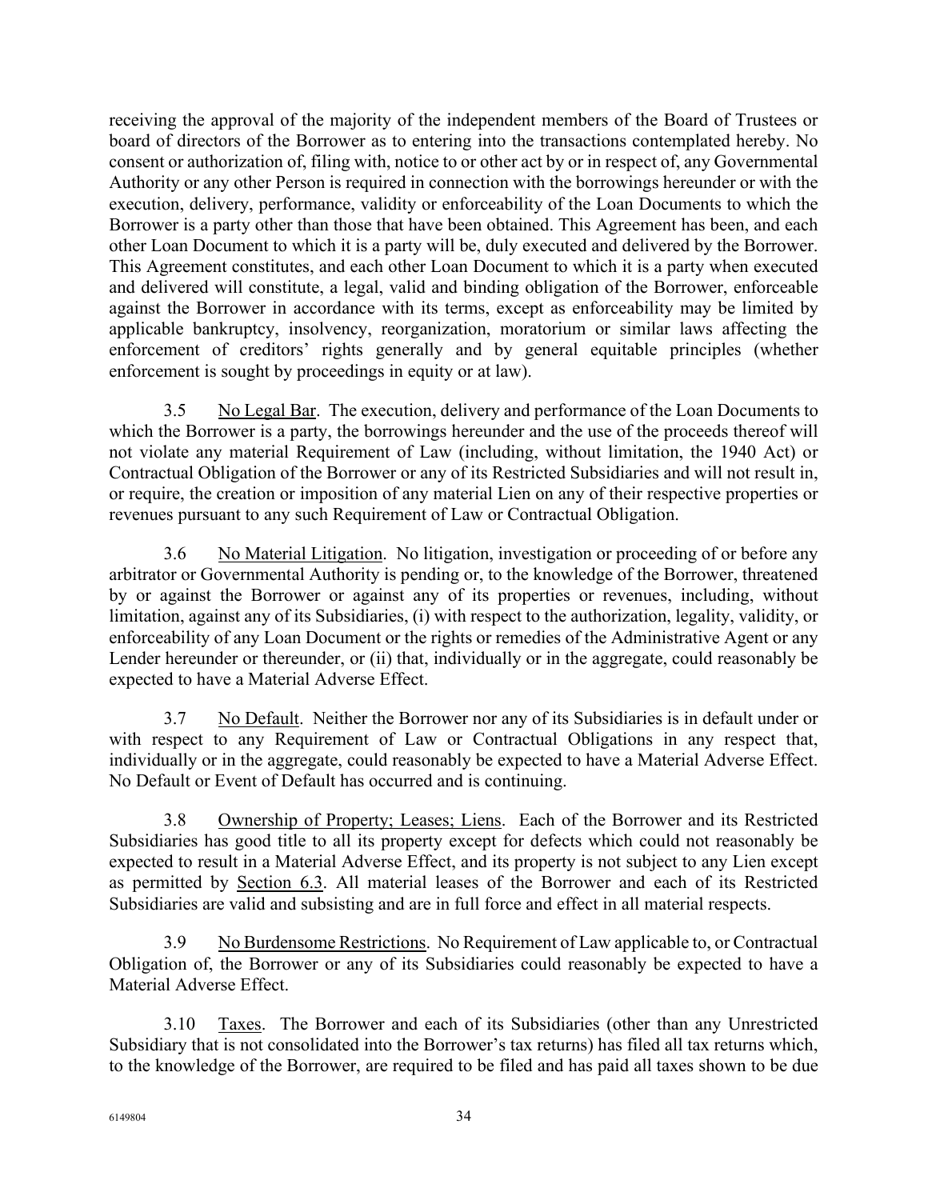receiving the approval of the majority of the independent members of the Board of Trustees or board of directors of the Borrower as to entering into the transactions contemplated hereby. No consent or authorization of, filing with, notice to or other act by or in respect of, any Governmental Authority or any other Person is required in connection with the borrowings hereunder or with the execution, delivery, performance, validity or enforceability of the Loan Documents to which the Borrower is a party other than those that have been obtained. This Agreement has been, and each other Loan Document to which it is a party will be, duly executed and delivered by the Borrower. This Agreement constitutes, and each other Loan Document to which it is a party when executed and delivered will constitute, a legal, valid and binding obligation of the Borrower, enforceable against the Borrower in accordance with its terms, except as enforceability may be limited by applicable bankruptcy, insolvency, reorganization, moratorium or similar laws affecting the enforcement of creditors' rights generally and by general equitable principles (whether enforcement is sought by proceedings in equity or at law).

3.5 No Legal Bar. The execution, delivery and performance of the Loan Documents to which the Borrower is a party, the borrowings hereunder and the use of the proceeds thereof will not violate any material Requirement of Law (including, without limitation, the 1940 Act) or Contractual Obligation of the Borrower or any of its Restricted Subsidiaries and will not result in, or require, the creation or imposition of any material Lien on any of their respective properties or revenues pursuant to any such Requirement of Law or Contractual Obligation.

3.6 No Material Litigation. No litigation, investigation or proceeding of or before any arbitrator or Governmental Authority is pending or, to the knowledge of the Borrower, threatened by or against the Borrower or against any of its properties or revenues, including, without limitation, against any of its Subsidiaries, (i) with respect to the authorization, legality, validity, or enforceability of any Loan Document or the rights or remedies of the Administrative Agent or any Lender hereunder or thereunder, or (ii) that, individually or in the aggregate, could reasonably be expected to have a Material Adverse Effect.

3.7 No Default. Neither the Borrower nor any of its Subsidiaries is in default under or with respect to any Requirement of Law or Contractual Obligations in any respect that, individually or in the aggregate, could reasonably be expected to have a Material Adverse Effect. No Default or Event of Default has occurred and is continuing.

3.8 Ownership of Property; Leases; Liens. Each of the Borrower and its Restricted Subsidiaries has good title to all its property except for defects which could not reasonably be expected to result in a Material Adverse Effect, and its property is not subject to any Lien except as permitted by Section 6.3. All material leases of the Borrower and each of its Restricted Subsidiaries are valid and subsisting and are in full force and effect in all material respects.

3.9 No Burdensome Restrictions. No Requirement of Law applicable to, or Contractual Obligation of, the Borrower or any of its Subsidiaries could reasonably be expected to have a Material Adverse Effect.

3.10 Taxes. The Borrower and each of its Subsidiaries (other than any Unrestricted Subsidiary that is not consolidated into the Borrower's tax returns) has filed all tax returns which, to the knowledge of the Borrower, are required to be filed and has paid all taxes shown to be due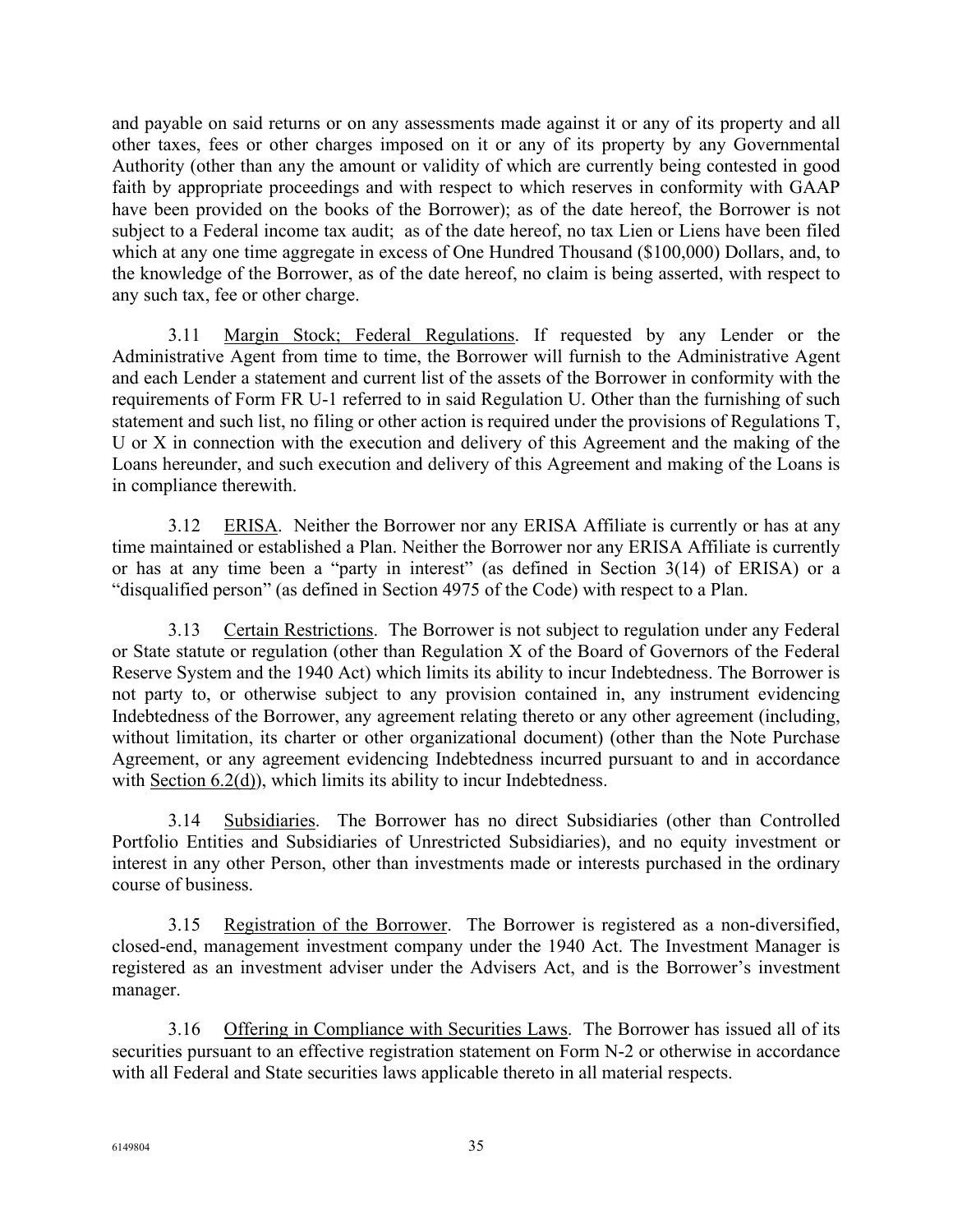and payable on said returns or on any assessments made against it or any of its property and all other taxes, fees or other charges imposed on it or any of its property by any Governmental Authority (other than any the amount or validity of which are currently being contested in good faith by appropriate proceedings and with respect to which reserves in conformity with GAAP have been provided on the books of the Borrower); as of the date hereof, the Borrower is not subject to a Federal income tax audit; as of the date hereof, no tax Lien or Liens have been filed which at any one time aggregate in excess of One Hundred Thousand ($100,000) Dollars, and, to the knowledge of the Borrower, as of the date hereof, no claim is being asserted, with respect to any such tax, fee or other charge.

3.11 Margin Stock; Federal Regulations. If requested by any Lender or the Administrative Agent from time to time, the Borrower will furnish to the Administrative Agent and each Lender a statement and current list of the assets of the Borrower in conformity with the requirements of Form FR U-1 referred to in said Regulation U. Other than the furnishing of such statement and such list, no filing or other action is required under the provisions of Regulations T, U or X in connection with the execution and delivery of this Agreement and the making of the Loans hereunder, and such execution and delivery of this Agreement and making of the Loans is in compliance therewith.

3.12 ERISA. Neither the Borrower nor any ERISA Affiliate is currently or has at any time maintained or established a Plan. Neither the Borrower nor any ERISA Affiliate is currently or has at any time been a "party in interest" (as defined in Section 3(14) of ERISA) or a "disqualified person" (as defined in Section 4975 of the Code) with respect to a Plan.

3.13 Certain Restrictions. The Borrower is not subject to regulation under any Federal or State statute or regulation (other than Regulation X of the Board of Governors of the Federal Reserve System and the 1940 Act) which limits its ability to incur Indebtedness. The Borrower is not party to, or otherwise subject to any provision contained in, any instrument evidencing Indebtedness of the Borrower, any agreement relating thereto or any other agreement (including, without limitation, its charter or other organizational document) (other than the Note Purchase Agreement, or any agreement evidencing Indebtedness incurred pursuant to and in accordance with Section 6.2(d)), which limits its ability to incur Indebtedness.

3.14 Subsidiaries. The Borrower has no direct Subsidiaries (other than Controlled Portfolio Entities and Subsidiaries of Unrestricted Subsidiaries), and no equity investment or interest in any other Person, other than investments made or interests purchased in the ordinary course of business.

3.15 Registration of the Borrower. The Borrower is registered as a non-diversified, closed-end, management investment company under the 1940 Act. The Investment Manager is registered as an investment adviser under the Advisers Act, and is the Borrower's investment manager.

3.16 Offering in Compliance with Securities Laws. The Borrower has issued all of its securities pursuant to an effective registration statement on Form N-2 or otherwise in accordance with all Federal and State securities laws applicable thereto in all material respects.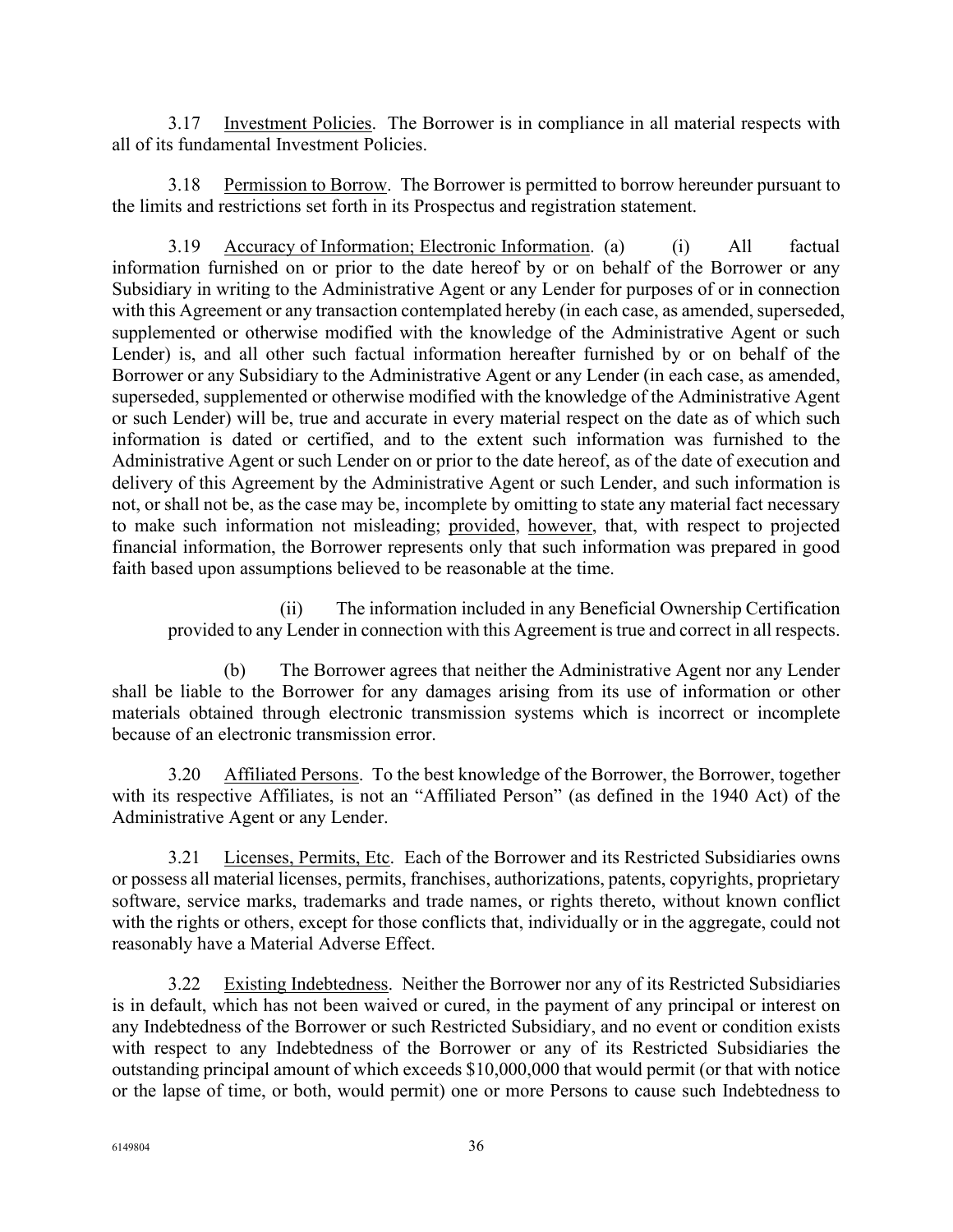3.17 Investment Policies. The Borrower is in compliance in all material respects with all of its fundamental Investment Policies.

3.18 Permission to Borrow. The Borrower is permitted to borrow hereunder pursuant to the limits and restrictions set forth in its Prospectus and registration statement.

3.19 Accuracy of Information; Electronic Information. (a) (i) All factual information furnished on or prior to the date hereof by or on behalf of the Borrower or any Subsidiary in writing to the Administrative Agent or any Lender for purposes of or in connection with this Agreement or any transaction contemplated hereby (in each case, as amended, superseded, supplemented or otherwise modified with the knowledge of the Administrative Agent or such Lender) is, and all other such factual information hereafter furnished by or on behalf of the Borrower or any Subsidiary to the Administrative Agent or any Lender (in each case, as amended, superseded, supplemented or otherwise modified with the knowledge of the Administrative Agent or such Lender) will be, true and accurate in every material respect on the date as of which such information is dated or certified, and to the extent such information was furnished to the Administrative Agent or such Lender on or prior to the date hereof, as of the date of execution and delivery of this Agreement by the Administrative Agent or such Lender, and such information is not, or shall not be, as the case may be, incomplete by omitting to state any material fact necessary to make such information not misleading; provided, however, that, with respect to projected financial information, the Borrower represents only that such information was prepared in good faith based upon assumptions believed to be reasonable at the time.

(ii) The information included in any Beneficial Ownership Certification provided to any Lender in connection with this Agreement is true and correct in all respects.

(b) The Borrower agrees that neither the Administrative Agent nor any Lender shall be liable to the Borrower for any damages arising from its use of information or other materials obtained through electronic transmission systems which is incorrect or incomplete because of an electronic transmission error.

3.20 Affiliated Persons. To the best knowledge of the Borrower, the Borrower, together with its respective Affiliates, is not an "Affiliated Person" (as defined in the 1940 Act) of the Administrative Agent or any Lender.

3.21 Licenses, Permits, Etc. Each of the Borrower and its Restricted Subsidiaries owns or possess all material licenses, permits, franchises, authorizations, patents, copyrights, proprietary software, service marks, trademarks and trade names, or rights thereto, without known conflict with the rights or others, except for those conflicts that, individually or in the aggregate, could not reasonably have a Material Adverse Effect.

3.22 Existing Indebtedness. Neither the Borrower nor any of its Restricted Subsidiaries is in default, which has not been waived or cured, in the payment of any principal or interest on any Indebtedness of the Borrower or such Restricted Subsidiary, and no event or condition exists with respect to any Indebtedness of the Borrower or any of its Restricted Subsidiaries the outstanding principal amount of which exceeds $10,000,000 that would permit (or that with notice or the lapse of time, or both, would permit) one or more Persons to cause such Indebtedness to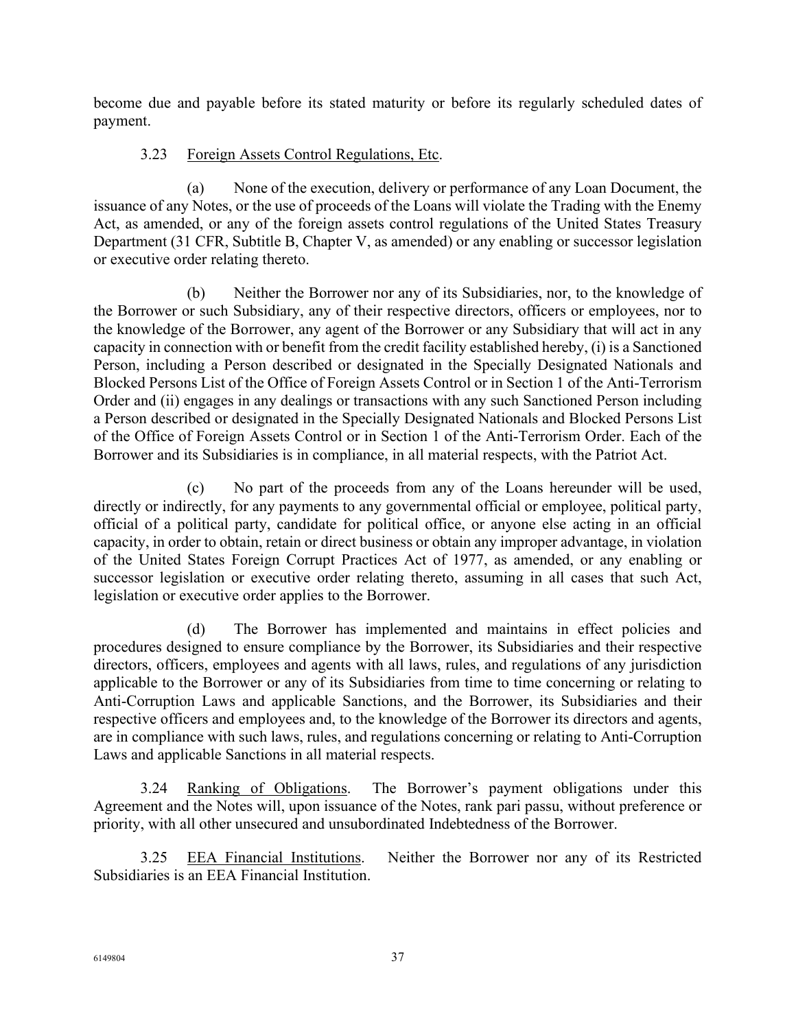become due and payable before its stated maturity or before its regularly scheduled dates of payment.

3.23 Foreign Assets Control Regulations, Etc.

(a) None of the execution, delivery or performance of any Loan Document, the issuance of any Notes, or the use of proceeds of the Loans will violate the Trading with the Enemy Act, as amended, or any of the foreign assets control regulations of the United States Treasury Department (31 CFR, Subtitle B, Chapter V, as amended) or any enabling or successor legislation or executive order relating thereto.

(b) Neither the Borrower nor any of its Subsidiaries, nor, to the knowledge of the Borrower or such Subsidiary, any of their respective directors, officers or employees, nor to the knowledge of the Borrower, any agent of the Borrower or any Subsidiary that will act in any capacity in connection with or benefit from the credit facility established hereby, (i) is a Sanctioned Person, including a Person described or designated in the Specially Designated Nationals and Blocked Persons List of the Office of Foreign Assets Control or in Section 1 of the Anti-Terrorism Order and (ii) engages in any dealings or transactions with any such Sanctioned Person including a Person described or designated in the Specially Designated Nationals and Blocked Persons List of the Office of Foreign Assets Control or in Section 1 of the Anti-Terrorism Order. Each of the Borrower and its Subsidiaries is in compliance, in all material respects, with the Patriot Act.

(c) No part of the proceeds from any of the Loans hereunder will be used, directly or indirectly, for any payments to any governmental official or employee, political party, official of a political party, candidate for political office, or anyone else acting in an official capacity, in order to obtain, retain or direct business or obtain any improper advantage, in violation of the United States Foreign Corrupt Practices Act of 1977, as amended, or any enabling or successor legislation or executive order relating thereto, assuming in all cases that such Act, legislation or executive order applies to the Borrower.

(d) The Borrower has implemented and maintains in effect policies and procedures designed to ensure compliance by the Borrower, its Subsidiaries and their respective directors, officers, employees and agents with all laws, rules, and regulations of any jurisdiction applicable to the Borrower or any of its Subsidiaries from time to time concerning or relating to Anti-Corruption Laws and applicable Sanctions, and the Borrower, its Subsidiaries and their respective officers and employees and, to the knowledge of the Borrower its directors and agents, are in compliance with such laws, rules, and regulations concerning or relating to Anti-Corruption Laws and applicable Sanctions in all material respects.

3.24 Ranking of Obligations. The Borrower's payment obligations under this Agreement and the Notes will, upon issuance of the Notes, rank pari passu, without preference or priority, with all other unsecured and unsubordinated Indebtedness of the Borrower.

3.25 EEA Financial Institutions. Neither the Borrower nor any of its Restricted Subsidiaries is an EEA Financial Institution.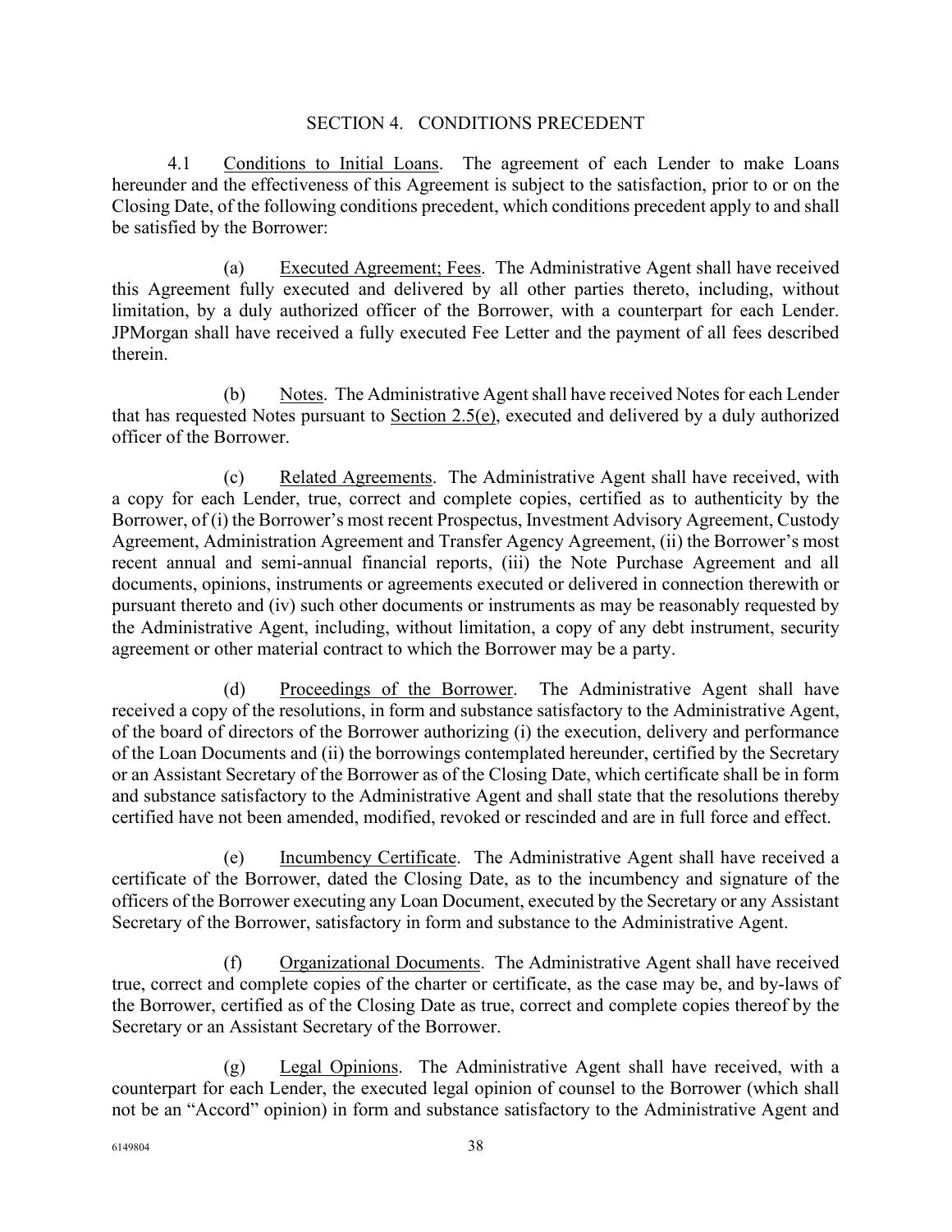## SECTION 4. CONDITIONS PRECEDENT

4.1 Conditions to Initial Loans. The agreement of each Lender to make Loans hereunder and the effectiveness of this Agreement is subject to the satisfaction, prior to or on the Closing Date, of the following conditions precedent, which conditions precedent apply to and shall be satisfied by the Borrower:

(a) Executed Agreement; Fees. The Administrative Agent shall have received this Agreement fully executed and delivered by all other parties thereto, including, without limitation, by a duly authorized officer of the Borrower, with a counterpart for each Lender. JPMorgan shall have received a fully executed Fee Letter and the payment of all fees described therein.

(b) Notes. The Administrative Agent shall have received Notes for each Lender that has requested Notes pursuant to Section 2.5(e), executed and delivered by a duly authorized officer of the Borrower.

(c) Related Agreements. The Administrative Agent shall have received, with a copy for each Lender, true, correct and complete copies, certified as to authenticity by the Borrower, of (i) the Borrower's most recent Prospectus, Investment Advisory Agreement, Custody Agreement, Administration Agreement and Transfer Agency Agreement, (ii) the Borrower's most recent annual and semi-annual financial reports, (iii) the Note Purchase Agreement and all documents, opinions, instruments or agreements executed or delivered in connection therewith or pursuant thereto and (iv) such other documents or instruments as may be reasonably requested by the Administrative Agent, including, without limitation, a copy of any debt instrument, security agreement or other material contract to which the Borrower may be a party.

(d) Proceedings of the Borrower. The Administrative Agent shall have received a copy of the resolutions, in form and substance satisfactory to the Administrative Agent, of the board of directors of the Borrower authorizing (i) the execution, delivery and performance of the Loan Documents and (ii) the borrowings contemplated hereunder, certified by the Secretary or an Assistant Secretary of the Borrower as of the Closing Date, which certificate shall be in form and substance satisfactory to the Administrative Agent and shall state that the resolutions thereby certified have not been amended, modified, revoked or rescinded and are in full force and effect.

(e) Incumbency Certificate. The Administrative Agent shall have received a certificate of the Borrower, dated the Closing Date, as to the incumbency and signature of the officers of the Borrower executing any Loan Document, executed by the Secretary or any Assistant Secretary of the Borrower, satisfactory in form and substance to the Administrative Agent.

(f) Organizational Documents. The Administrative Agent shall have received true, correct and complete copies of the charter or certificate, as the case may be, and by-laws of the Borrower, certified as of the Closing Date as true, correct and complete copies thereof by the Secretary or an Assistant Secretary of the Borrower.

(g) Legal Opinions. The Administrative Agent shall have received, with a counterpart for each Lender, the executed legal opinion of counsel to the Borrower (which shall not be an "Accord" opinion) in form and substance satisfactory to the Administrative Agent and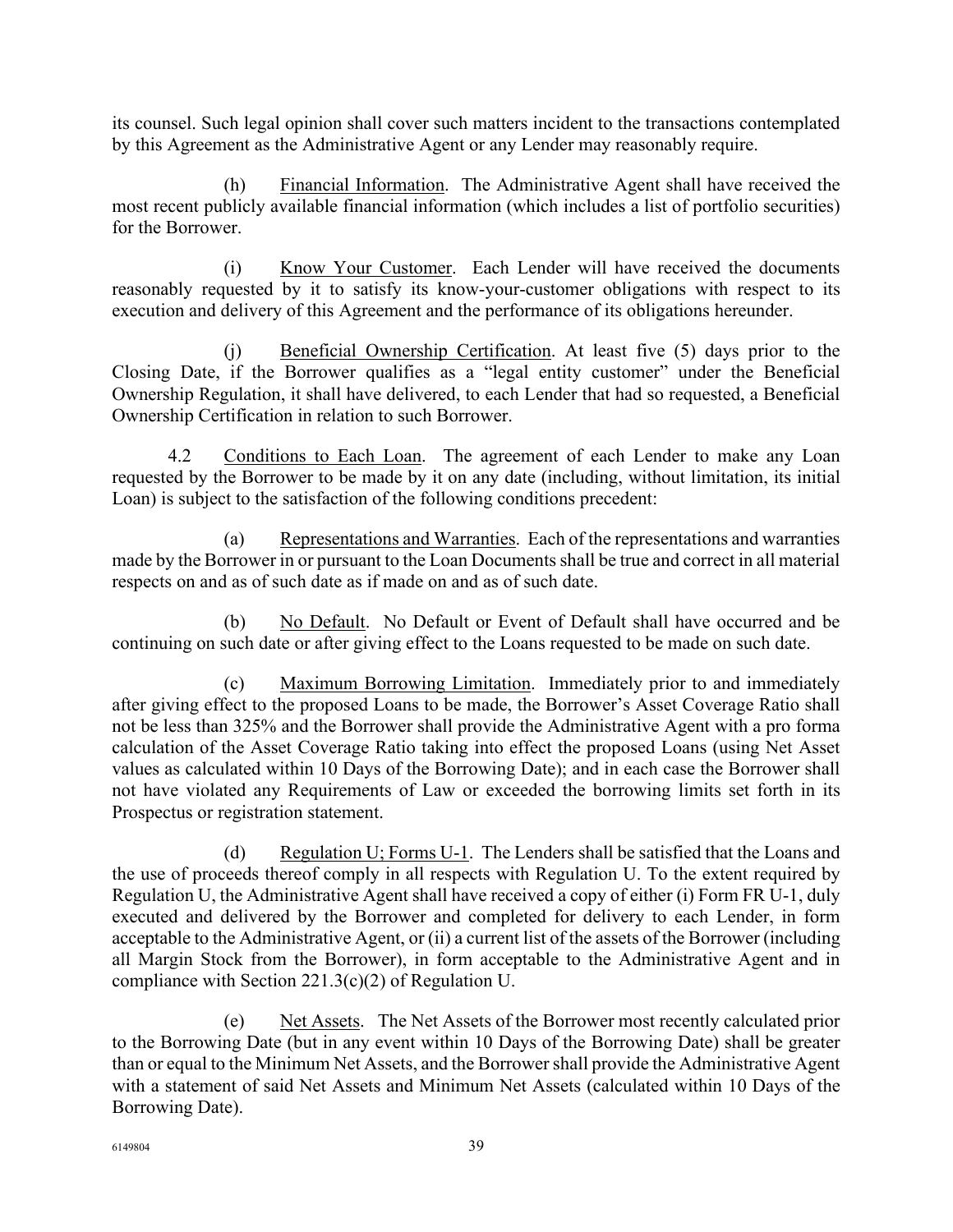its counsel. Such legal opinion shall cover such matters incident to the transactions contemplated by this Agreement as the Administrative Agent or any Lender may reasonably require.

(h) Financial Information. The Administrative Agent shall have received the most recent publicly available financial information (which includes a list of portfolio securities) for the Borrower.

(i) Know Your Customer. Each Lender will have received the documents reasonably requested by it to satisfy its know-your-customer obligations with respect to its execution and delivery of this Agreement and the performance of its obligations hereunder.

(j) Beneficial Ownership Certification. At least five (5) days prior to the Closing Date, if the Borrower qualifies as a "legal entity customer" under the Beneficial Ownership Regulation, it shall have delivered, to each Lender that had so requested, a Beneficial Ownership Certification in relation to such Borrower.

4.2 Conditions to Each Loan. The agreement of each Lender to make any Loan requested by the Borrower to be made by it on any date (including, without limitation, its initial Loan) is subject to the satisfaction of the following conditions precedent:

(a) Representations and Warranties. Each of the representations and warranties made by the Borrower in or pursuant to the Loan Documents shall be true and correct in all material respects on and as of such date as if made on and as of such date.

(b) No Default. No Default or Event of Default shall have occurred and be continuing on such date or after giving effect to the Loans requested to be made on such date.

(c) Maximum Borrowing Limitation. Immediately prior to and immediately after giving effect to the proposed Loans to be made, the Borrower's Asset Coverage Ratio shall not be less than 325% and the Borrower shall provide the Administrative Agent with a pro forma calculation of the Asset Coverage Ratio taking into effect the proposed Loans (using Net Asset values as calculated within 10 Days of the Borrowing Date); and in each case the Borrower shall not have violated any Requirements of Law or exceeded the borrowing limits set forth in its Prospectus or registration statement.

(d) Regulation U; Forms U-1. The Lenders shall be satisfied that the Loans and the use of proceeds thereof comply in all respects with Regulation U. To the extent required by Regulation U, the Administrative Agent shall have received a copy of either (i) Form FR U-1, duly executed and delivered by the Borrower and completed for delivery to each Lender, in form acceptable to the Administrative Agent, or (ii) a current list of the assets of the Borrower (including all Margin Stock from the Borrower), in form acceptable to the Administrative Agent and in compliance with Section 221.3(c)(2) of Regulation U.

(e) Net Assets. The Net Assets of the Borrower most recently calculated prior to the Borrowing Date (but in any event within 10 Days of the Borrowing Date) shall be greater than or equal to the Minimum Net Assets, and the Borrower shall provide the Administrative Agent with a statement of said Net Assets and Minimum Net Assets (calculated within 10 Days of the Borrowing Date).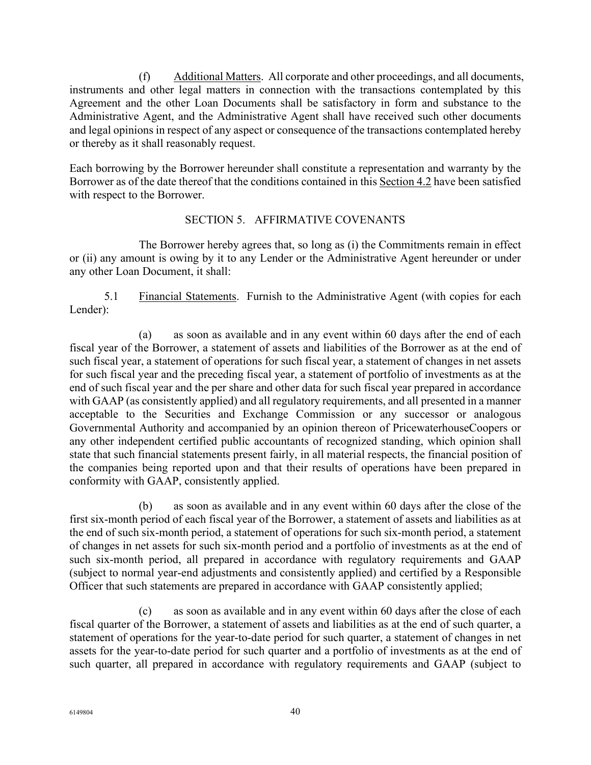(f) Additional Matters. All corporate and other proceedings, and all documents, instruments and other legal matters in connection with the transactions contemplated by this Agreement and the other Loan Documents shall be satisfactory in form and substance to the Administrative Agent, and the Administrative Agent shall have received such other documents and legal opinions in respect of any aspect or consequence of the transactions contemplated hereby or thereby as it shall reasonably request.

Each borrowing by the Borrower hereunder shall constitute a representation and warranty by the Borrower as of the date thereof that the conditions contained in this Section 4.2 have been satisfied with respect to the Borrower.

## SECTION 5. AFFIRMATIVE COVENANTS

The Borrower hereby agrees that, so long as (i) the Commitments remain in effect or (ii) any amount is owing by it to any Lender or the Administrative Agent hereunder or under any other Loan Document, it shall:

5.1 Financial Statements. Furnish to the Administrative Agent (with copies for each Lender):

(a) as soon as available and in any event within 60 days after the end of each fiscal year of the Borrower, a statement of assets and liabilities of the Borrower as at the end of such fiscal year, a statement of operations for such fiscal year, a statement of changes in net assets for such fiscal year and the preceding fiscal year, a statement of portfolio of investments as at the end of such fiscal year and the per share and other data for such fiscal year prepared in accordance with GAAP (as consistently applied) and all regulatory requirements, and all presented in a manner acceptable to the Securities and Exchange Commission or any successor or analogous Governmental Authority and accompanied by an opinion thereon of PricewaterhouseCoopers or any other independent certified public accountants of recognized standing, which opinion shall state that such financial statements present fairly, in all material respects, the financial position of the companies being reported upon and that their results of operations have been prepared in conformity with GAAP, consistently applied.

(b) as soon as available and in any event within 60 days after the close of the first six-month period of each fiscal year of the Borrower, a statement of assets and liabilities as at the end of such six-month period, a statement of operations for such six-month period, a statement of changes in net assets for such six-month period and a portfolio of investments as at the end of such six-month period, all prepared in accordance with regulatory requirements and GAAP (subject to normal year-end adjustments and consistently applied) and certified by a Responsible Officer that such statements are prepared in accordance with GAAP consistently applied;

(c) as soon as available and in any event within 60 days after the close of each fiscal quarter of the Borrower, a statement of assets and liabilities as at the end of such quarter, a statement of operations for the year-to-date period for such quarter, a statement of changes in net assets for the year-to-date period for such quarter and a portfolio of investments as at the end of such quarter, all prepared in accordance with regulatory requirements and GAAP (subject to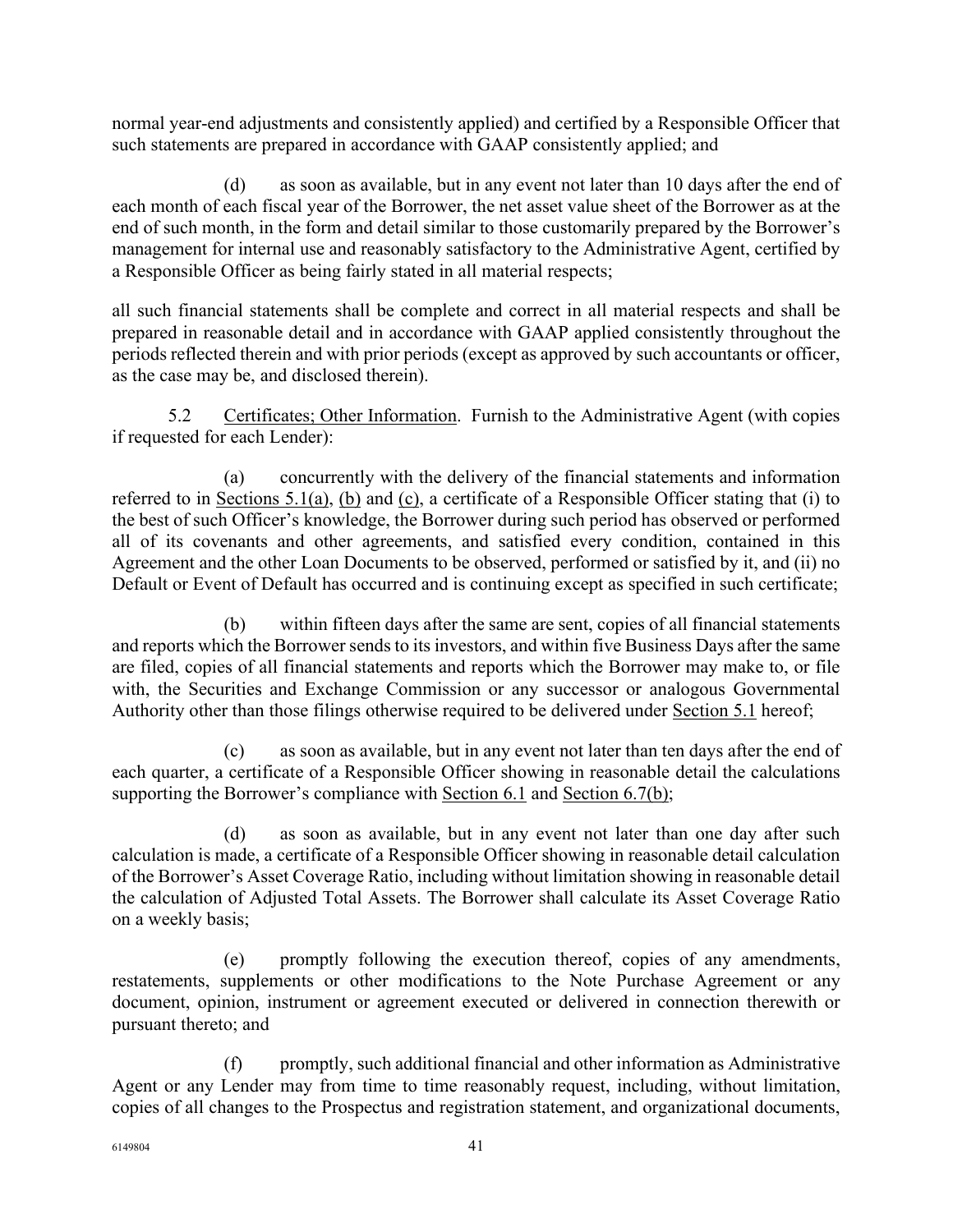normal year-end adjustments and consistently applied) and certified by a Responsible Officer that such statements are prepared in accordance with GAAP consistently applied; and

(d) as soon as available, but in any event not later than 10 days after the end of each month of each fiscal year of the Borrower, the net asset value sheet of the Borrower as at the end of such month, in the form and detail similar to those customarily prepared by the Borrower's management for internal use and reasonably satisfactory to the Administrative Agent, certified by a Responsible Officer as being fairly stated in all material respects;

all such financial statements shall be complete and correct in all material respects and shall be prepared in reasonable detail and in accordance with GAAP applied consistently throughout the periods reflected therein and with prior periods (except as approved by such accountants or officer, as the case may be, and disclosed therein).

5.2 Certificates; Other Information. Furnish to the Administrative Agent (with copies if requested for each Lender):

(a) concurrently with the delivery of the financial statements and information referred to in Sections 5.1(a), (b) and (c), a certificate of a Responsible Officer stating that (i) to the best of such Officer's knowledge, the Borrower during such period has observed or performed all of its covenants and other agreements, and satisfied every condition, contained in this Agreement and the other Loan Documents to be observed, performed or satisfied by it, and (ii) no Default or Event of Default has occurred and is continuing except as specified in such certificate;

(b) within fifteen days after the same are sent, copies of all financial statements and reports which the Borrower sends to its investors, and within five Business Days after the same are filed, copies of all financial statements and reports which the Borrower may make to, or file with, the Securities and Exchange Commission or any successor or analogous Governmental Authority other than those filings otherwise required to be delivered under Section 5.1 hereof;

(c) as soon as available, but in any event not later than ten days after the end of each quarter, a certificate of a Responsible Officer showing in reasonable detail the calculations supporting the Borrower's compliance with Section 6.1 and Section 6.7(b);

(d) as soon as available, but in any event not later than one day after such calculation is made, a certificate of a Responsible Officer showing in reasonable detail calculation of the Borrower's Asset Coverage Ratio, including without limitation showing in reasonable detail the calculation of Adjusted Total Assets. The Borrower shall calculate its Asset Coverage Ratio on a weekly basis;

(e) promptly following the execution thereof, copies of any amendments, restatements, supplements or other modifications to the Note Purchase Agreement or any document, opinion, instrument or agreement executed or delivered in connection therewith or pursuant thereto; and

(f) promptly, such additional financial and other information as Administrative Agent or any Lender may from time to time reasonably request, including, without limitation, copies of all changes to the Prospectus and registration statement, and organizational documents,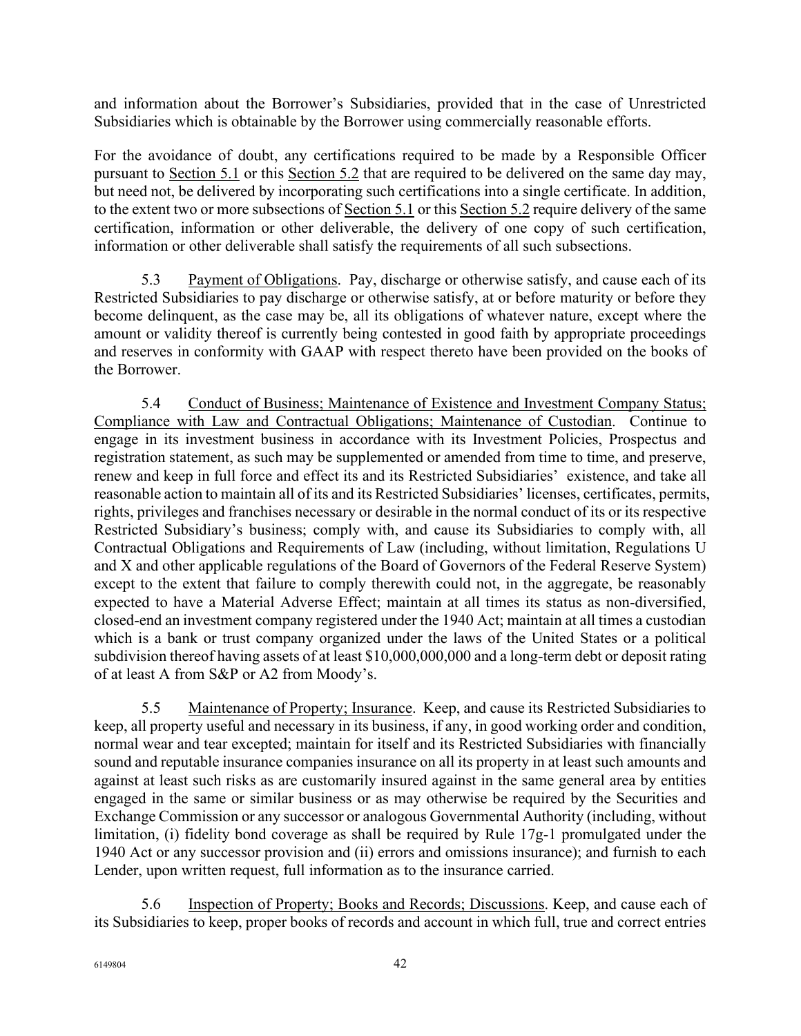and information about the Borrower's Subsidiaries, provided that in the case of Unrestricted Subsidiaries which is obtainable by the Borrower using commercially reasonable efforts.

For the avoidance of doubt, any certifications required to be made by a Responsible Officer pursuant to Section 5.1 or this Section 5.2 that are required to be delivered on the same day may, but need not, be delivered by incorporating such certifications into a single certificate. In addition, to the extent two or more subsections of Section 5.1 or this Section 5.2 require delivery of the same certification, information or other deliverable, the delivery of one copy of such certification, information or other deliverable shall satisfy the requirements of all such subsections.

5.3 Payment of Obligations. Pay, discharge or otherwise satisfy, and cause each of its Restricted Subsidiaries to pay discharge or otherwise satisfy, at or before maturity or before they become delinquent, as the case may be, all its obligations of whatever nature, except where the amount or validity thereof is currently being contested in good faith by appropriate proceedings and reserves in conformity with GAAP with respect thereto have been provided on the books of the Borrower.

5.4 Conduct of Business; Maintenance of Existence and Investment Company Status; Compliance with Law and Contractual Obligations; Maintenance of Custodian. Continue to engage in its investment business in accordance with its Investment Policies, Prospectus and registration statement, as such may be supplemented or amended from time to time, and preserve, renew and keep in full force and effect its and its Restricted Subsidiaries' existence, and take all reasonable action to maintain all of its and its Restricted Subsidiaries' licenses, certificates, permits, rights, privileges and franchises necessary or desirable in the normal conduct of its or its respective Restricted Subsidiary's business; comply with, and cause its Subsidiaries to comply with, all Contractual Obligations and Requirements of Law (including, without limitation, Regulations U and X and other applicable regulations of the Board of Governors of the Federal Reserve System) except to the extent that failure to comply therewith could not, in the aggregate, be reasonably expected to have a Material Adverse Effect; maintain at all times its status as non-diversified, closed-end an investment company registered under the 1940 Act; maintain at all times a custodian which is a bank or trust company organized under the laws of the United States or a political subdivision thereof having assets of at least $10,000,000,000 and a long-term debt or deposit rating of at least A from S&P or A2 from Moody's.

5.5 Maintenance of Property; Insurance. Keep, and cause its Restricted Subsidiaries to keep, all property useful and necessary in its business, if any, in good working order and condition, normal wear and tear excepted; maintain for itself and its Restricted Subsidiaries with financially sound and reputable insurance companies insurance on all its property in at least such amounts and against at least such risks as are customarily insured against in the same general area by entities engaged in the same or similar business or as may otherwise be required by the Securities and Exchange Commission or any successor or analogous Governmental Authority (including, without limitation, (i) fidelity bond coverage as shall be required by Rule 17g-1 promulgated under the 1940 Act or any successor provision and (ii) errors and omissions insurance); and furnish to each Lender, upon written request, full information as to the insurance carried.

5.6 Inspection of Property; Books and Records; Discussions. Keep, and cause each of its Subsidiaries to keep, proper books of records and account in which full, true and correct entries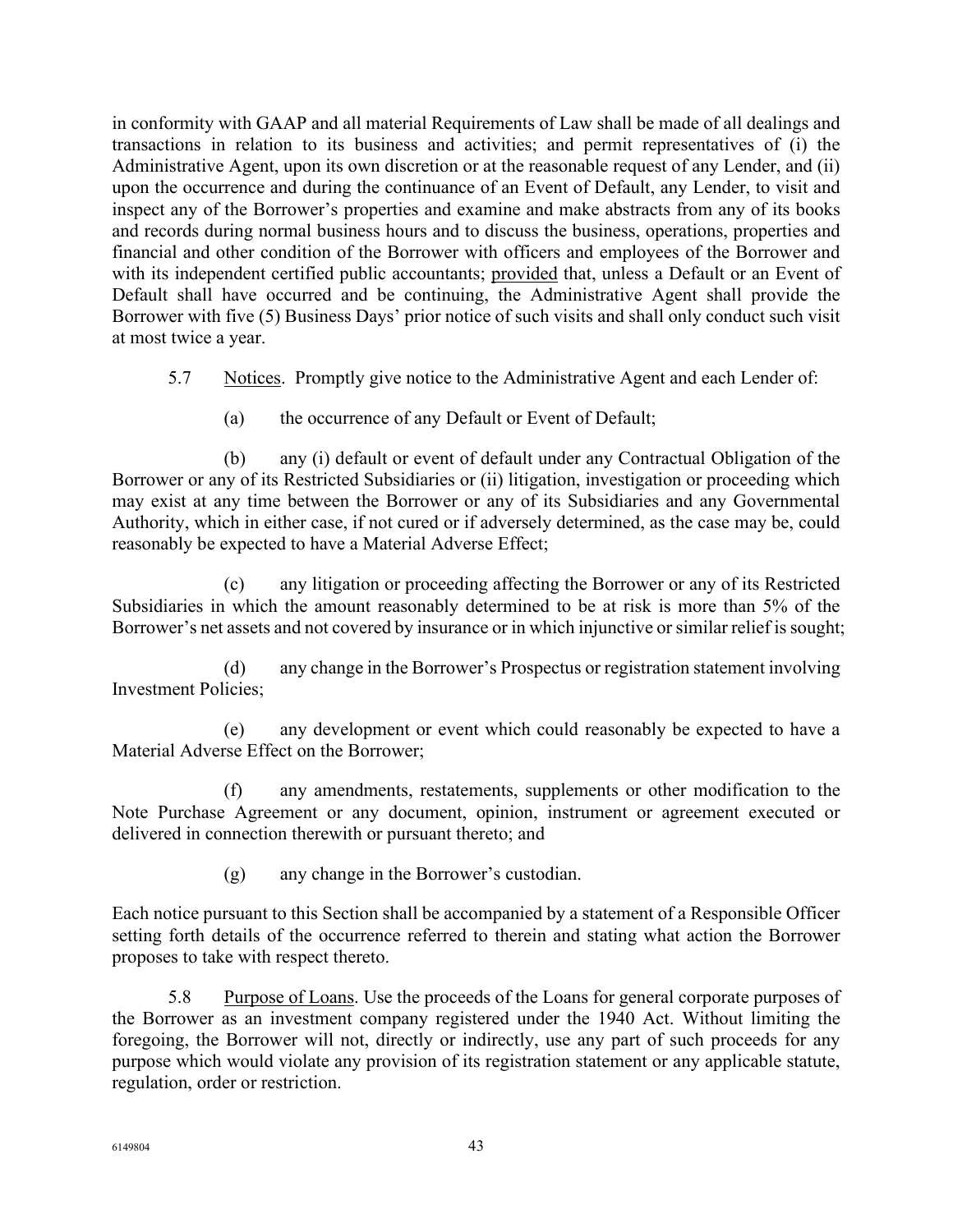in conformity with GAAP and all material Requirements of Law shall be made of all dealings and transactions in relation to its business and activities; and permit representatives of (i) the Administrative Agent, upon its own discretion or at the reasonable request of any Lender, and (ii) upon the occurrence and during the continuance of an Event of Default, any Lender, to visit and inspect any of the Borrower's properties and examine and make abstracts from any of its books and records during normal business hours and to discuss the business, operations, properties and financial and other condition of the Borrower with officers and employees of the Borrower and with its independent certified public accountants; provided that, unless a Default or an Event of Default shall have occurred and be continuing, the Administrative Agent shall provide the Borrower with five (5) Business Days' prior notice of such visits and shall only conduct such visit at most twice a year.

5.7 Notices. Promptly give notice to the Administrative Agent and each Lender of:

(a) the occurrence of any Default or Event of Default;

(b) any (i) default or event of default under any Contractual Obligation of the Borrower or any of its Restricted Subsidiaries or (ii) litigation, investigation or proceeding which may exist at any time between the Borrower or any of its Subsidiaries and any Governmental Authority, which in either case, if not cured or if adversely determined, as the case may be, could reasonably be expected to have a Material Adverse Effect;

(c) any litigation or proceeding affecting the Borrower or any of its Restricted Subsidiaries in which the amount reasonably determined to be at risk is more than 5% of the Borrower's net assets and not covered by insurance or in which injunctive or similar relief is sought;

(d) any change in the Borrower's Prospectus or registration statement involving Investment Policies;

(e) any development or event which could reasonably be expected to have a Material Adverse Effect on the Borrower;

(f) any amendments, restatements, supplements or other modification to the Note Purchase Agreement or any document, opinion, instrument or agreement executed or delivered in connection therewith or pursuant thereto; and

(g) any change in the Borrower's custodian.

Each notice pursuant to this Section shall be accompanied by a statement of a Responsible Officer setting forth details of the occurrence referred to therein and stating what action the Borrower proposes to take with respect thereto.

5.8 Purpose of Loans. Use the proceeds of the Loans for general corporate purposes of the Borrower as an investment company registered under the 1940 Act. Without limiting the foregoing, the Borrower will not, directly or indirectly, use any part of such proceeds for any purpose which would violate any provision of its registration statement or any applicable statute, regulation, order or restriction.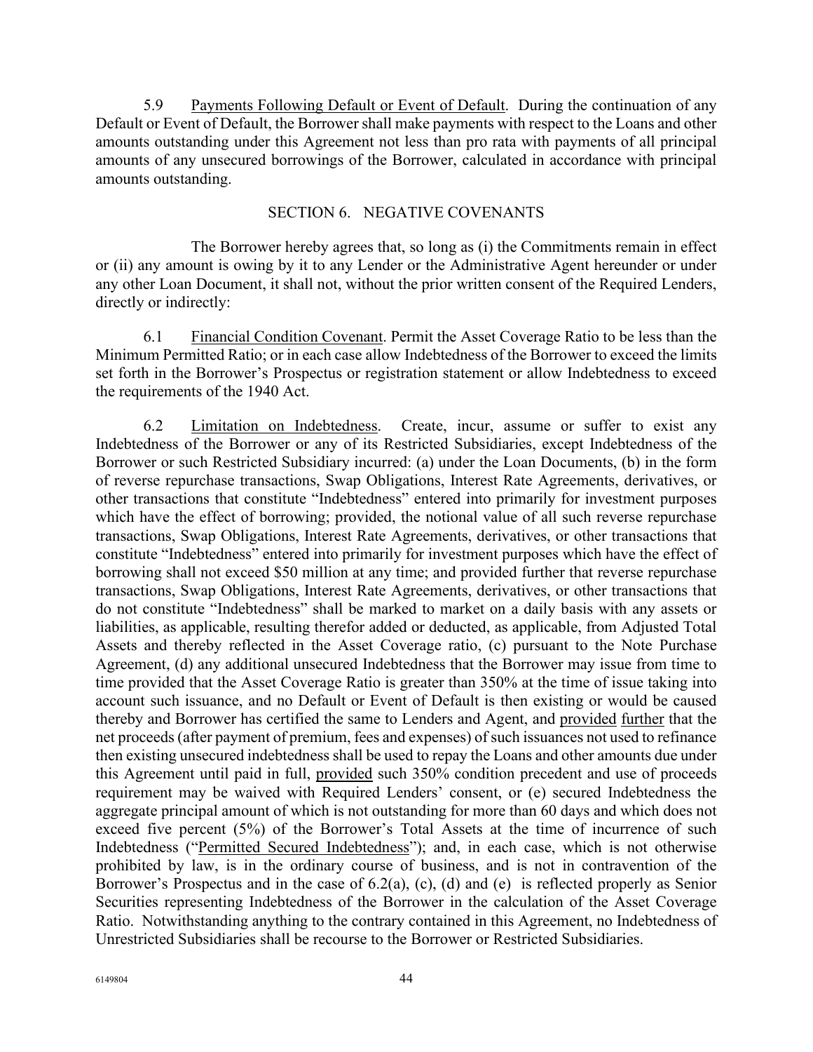5.9 Payments Following Default or Event of Default. During the continuation of any Default or Event of Default, the Borrower shall make payments with respect to the Loans and other amounts outstanding under this Agreement not less than pro rata with payments of all principal amounts of any unsecured borrowings of the Borrower, calculated in accordance with principal amounts outstanding.

## SECTION 6. NEGATIVE COVENANTS

The Borrower hereby agrees that, so long as (i) the Commitments remain in effect or (ii) any amount is owing by it to any Lender or the Administrative Agent hereunder or under any other Loan Document, it shall not, without the prior written consent of the Required Lenders, directly or indirectly:

6.1 Financial Condition Covenant. Permit the Asset Coverage Ratio to be less than the Minimum Permitted Ratio; or in each case allow Indebtedness of the Borrower to exceed the limits set forth in the Borrower's Prospectus or registration statement or allow Indebtedness to exceed the requirements of the 1940 Act.

6.2 Limitation on Indebtedness. Create, incur, assume or suffer to exist any Indebtedness of the Borrower or any of its Restricted Subsidiaries, except Indebtedness of the Borrower or such Restricted Subsidiary incurred: (a) under the Loan Documents, (b) in the form of reverse repurchase transactions, Swap Obligations, Interest Rate Agreements, derivatives, or other transactions that constitute "Indebtedness" entered into primarily for investment purposes which have the effect of borrowing; provided, the notional value of all such reverse repurchase transactions, Swap Obligations, Interest Rate Agreements, derivatives, or other transactions that constitute "Indebtedness" entered into primarily for investment purposes which have the effect of borrowing shall not exceed $50 million at any time; and provided further that reverse repurchase transactions, Swap Obligations, Interest Rate Agreements, derivatives, or other transactions that do not constitute "Indebtedness" shall be marked to market on a daily basis with any assets or liabilities, as applicable, resulting therefor added or deducted, as applicable, from Adjusted Total Assets and thereby reflected in the Asset Coverage ratio, (c) pursuant to the Note Purchase Agreement, (d) any additional unsecured Indebtedness that the Borrower may issue from time to time provided that the Asset Coverage Ratio is greater than 350% at the time of issue taking into account such issuance, and no Default or Event of Default is then existing or would be caused thereby and Borrower has certified the same to Lenders and Agent, and provided further that the net proceeds (after payment of premium, fees and expenses) of such issuances not used to refinance then existing unsecured indebtedness shall be used to repay the Loans and other amounts due under this Agreement until paid in full, provided such 350% condition precedent and use of proceeds requirement may be waived with Required Lenders' consent, or (e) secured Indebtedness the aggregate principal amount of which is not outstanding for more than 60 days and which does not exceed five percent (5%) of the Borrower's Total Assets at the time of incurrence of such Indebtedness ("Permitted Secured Indebtedness"); and, in each case, which is not otherwise prohibited by law, is in the ordinary course of business, and is not in contravention of the Borrower's Prospectus and in the case of 6.2(a), (c), (d) and (e) is reflected properly as Senior Securities representing Indebtedness of the Borrower in the calculation of the Asset Coverage Ratio. Notwithstanding anything to the contrary contained in this Agreement, no Indebtedness of Unrestricted Subsidiaries shall be recourse to the Borrower or Restricted Subsidiaries.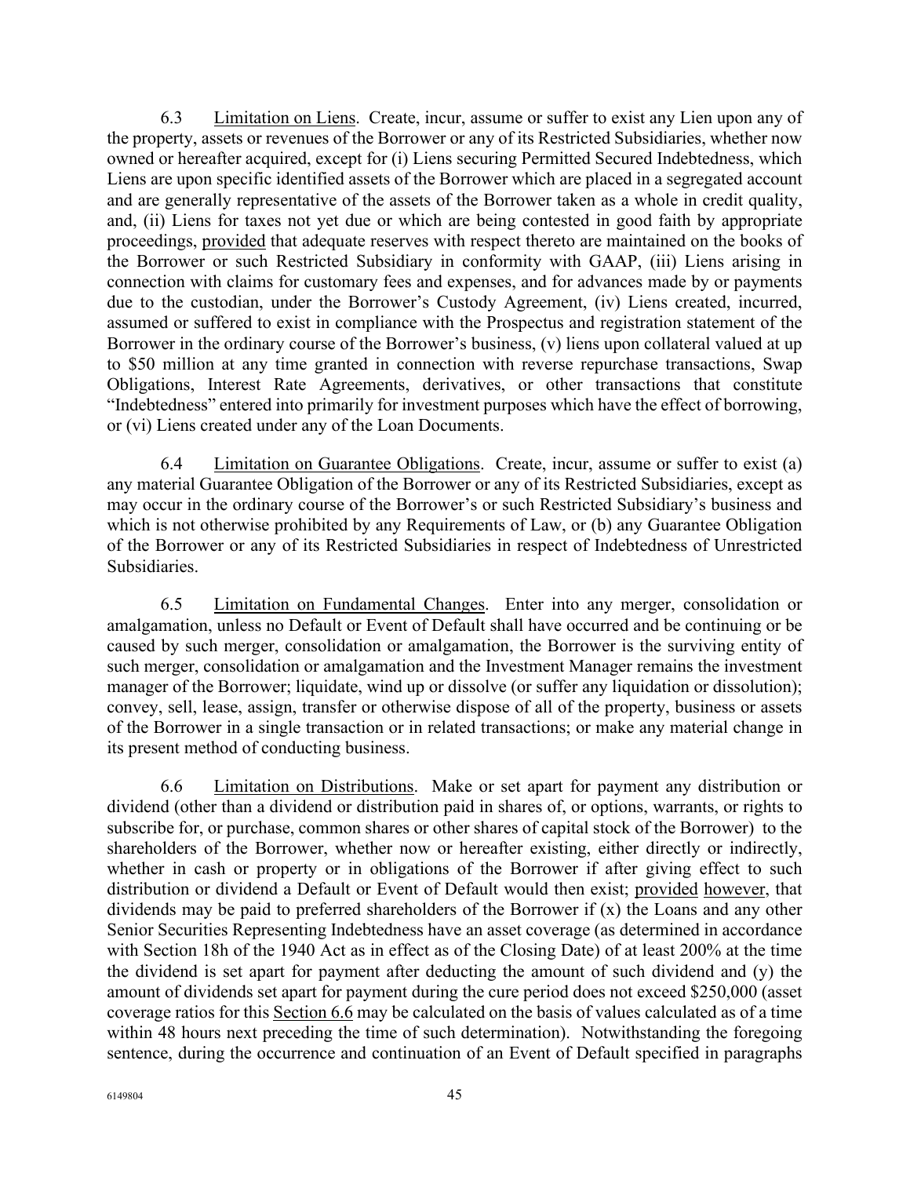6.3 Limitation on Liens. Create, incur, assume or suffer to exist any Lien upon any of the property, assets or revenues of the Borrower or any of its Restricted Subsidiaries, whether now owned or hereafter acquired, except for (i) Liens securing Permitted Secured Indebtedness, which Liens are upon specific identified assets of the Borrower which are placed in a segregated account and are generally representative of the assets of the Borrower taken as a whole in credit quality, and, (ii) Liens for taxes not yet due or which are being contested in good faith by appropriate proceedings, provided that adequate reserves with respect thereto are maintained on the books of the Borrower or such Restricted Subsidiary in conformity with GAAP, (iii) Liens arising in connection with claims for customary fees and expenses, and for advances made by or payments due to the custodian, under the Borrower's Custody Agreement, (iv) Liens created, incurred, assumed or suffered to exist in compliance with the Prospectus and registration statement of the Borrower in the ordinary course of the Borrower's business, (v) liens upon collateral valued at up to $50 million at any time granted in connection with reverse repurchase transactions, Swap Obligations, Interest Rate Agreements, derivatives, or other transactions that constitute "Indebtedness" entered into primarily for investment purposes which have the effect of borrowing, or (vi) Liens created under any of the Loan Documents.

6.4 Limitation on Guarantee Obligations. Create, incur, assume or suffer to exist (a) any material Guarantee Obligation of the Borrower or any of its Restricted Subsidiaries, except as may occur in the ordinary course of the Borrower's or such Restricted Subsidiary's business and which is not otherwise prohibited by any Requirements of Law, or (b) any Guarantee Obligation of the Borrower or any of its Restricted Subsidiaries in respect of Indebtedness of Unrestricted Subsidiaries.

6.5 Limitation on Fundamental Changes. Enter into any merger, consolidation or amalgamation, unless no Default or Event of Default shall have occurred and be continuing or be caused by such merger, consolidation or amalgamation, the Borrower is the surviving entity of such merger, consolidation or amalgamation and the Investment Manager remains the investment manager of the Borrower; liquidate, wind up or dissolve (or suffer any liquidation or dissolution); convey, sell, lease, assign, transfer or otherwise dispose of all of the property, business or assets of the Borrower in a single transaction or in related transactions; or make any material change in its present method of conducting business.

6.6 Limitation on Distributions. Make or set apart for payment any distribution or dividend (other than a dividend or distribution paid in shares of, or options, warrants, or rights to subscribe for, or purchase, common shares or other shares of capital stock of the Borrower) to the shareholders of the Borrower, whether now or hereafter existing, either directly or indirectly, whether in cash or property or in obligations of the Borrower if after giving effect to such distribution or dividend a Default or Event of Default would then exist; provided however, that dividends may be paid to preferred shareholders of the Borrower if (x) the Loans and any other Senior Securities Representing Indebtedness have an asset coverage (as determined in accordance with Section 18h of the 1940 Act as in effect as of the Closing Date) of at least 200% at the time the dividend is set apart for payment after deducting the amount of such dividend and (y) the amount of dividends set apart for payment during the cure period does not exceed $250,000 (asset coverage ratios for this Section 6.6 may be calculated on the basis of values calculated as of a time within 48 hours next preceding the time of such determination). Notwithstanding the foregoing sentence, during the occurrence and continuation of an Event of Default specified in paragraphs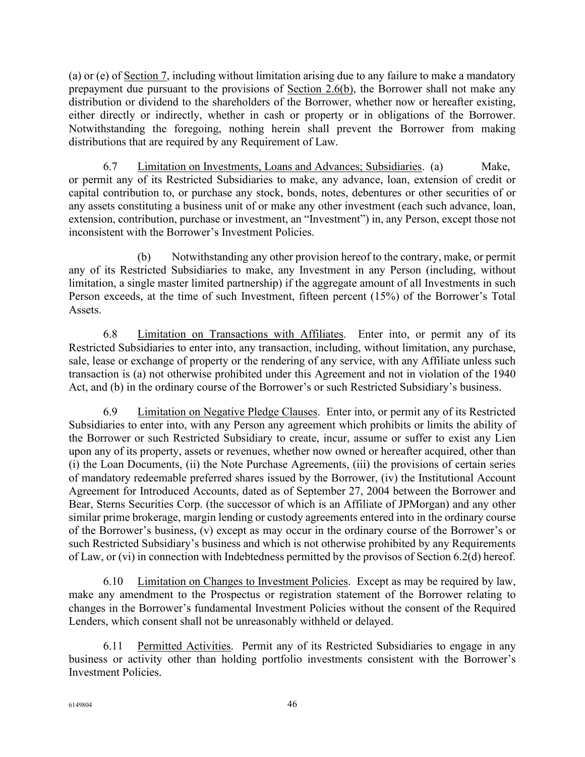(a) or (e) of Section 7, including without limitation arising due to any failure to make a mandatory prepayment due pursuant to the provisions of Section 2.6(b), the Borrower shall not make any distribution or dividend to the shareholders of the Borrower, whether now or hereafter existing, either directly or indirectly, whether in cash or property or in obligations of the Borrower. Notwithstanding the foregoing, nothing herein shall prevent the Borrower from making distributions that are required by any Requirement of Law.

6.7 Limitation on Investments, Loans and Advances; Subsidiaries. (a) Make, or permit any of its Restricted Subsidiaries to make, any advance, loan, extension of credit or capital contribution to, or purchase any stock, bonds, notes, debentures or other securities of or any assets constituting a business unit of or make any other investment (each such advance, loan, extension, contribution, purchase or investment, an "Investment") in, any Person, except those not inconsistent with the Borrower's Investment Policies.

(b) Notwithstanding any other provision hereof to the contrary, make, or permit any of its Restricted Subsidiaries to make, any Investment in any Person (including, without limitation, a single master limited partnership) if the aggregate amount of all Investments in such Person exceeds, at the time of such Investment, fifteen percent (15%) of the Borrower's Total Assets.

6.8 Limitation on Transactions with Affiliates. Enter into, or permit any of its Restricted Subsidiaries to enter into, any transaction, including, without limitation, any purchase, sale, lease or exchange of property or the rendering of any service, with any Affiliate unless such transaction is (a) not otherwise prohibited under this Agreement and not in violation of the 1940 Act, and (b) in the ordinary course of the Borrower's or such Restricted Subsidiary's business.

6.9 Limitation on Negative Pledge Clauses. Enter into, or permit any of its Restricted Subsidiaries to enter into, with any Person any agreement which prohibits or limits the ability of the Borrower or such Restricted Subsidiary to create, incur, assume or suffer to exist any Lien upon any of its property, assets or revenues, whether now owned or hereafter acquired, other than (i) the Loan Documents, (ii) the Note Purchase Agreements, (iii) the provisions of certain series of mandatory redeemable preferred shares issued by the Borrower, (iv) the Institutional Account Agreement for Introduced Accounts, dated as of September 27, 2004 between the Borrower and Bear, Sterns Securities Corp. (the successor of which is an Affiliate of JPMorgan) and any other similar prime brokerage, margin lending or custody agreements entered into in the ordinary course of the Borrower's business, (v) except as may occur in the ordinary course of the Borrower's or such Restricted Subsidiary's business and which is not otherwise prohibited by any Requirements of Law, or (vi) in connection with Indebtedness permitted by the provisos of Section 6.2(d) hereof.

6.10 Limitation on Changes to Investment Policies. Except as may be required by law, make any amendment to the Prospectus or registration statement of the Borrower relating to changes in the Borrower's fundamental Investment Policies without the consent of the Required Lenders, which consent shall not be unreasonably withheld or delayed.

6.11 Permitted Activities. Permit any of its Restricted Subsidiaries to engage in any business or activity other than holding portfolio investments consistent with the Borrower's Investment Policies.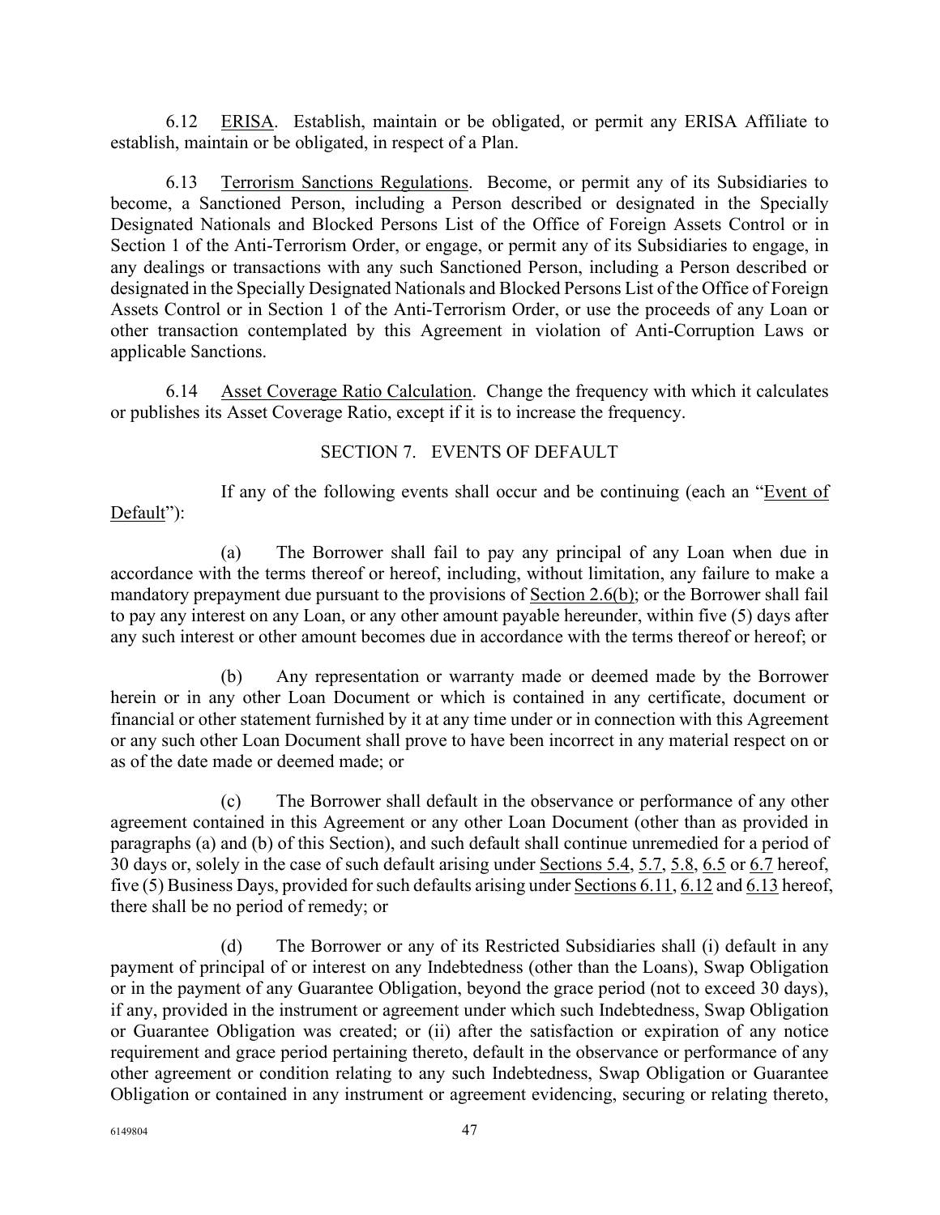6.12 ERISA. Establish, maintain or be obligated, or permit any ERISA Affiliate to establish, maintain or be obligated, in respect of a Plan.

6.13 Terrorism Sanctions Regulations. Become, or permit any of its Subsidiaries to become, a Sanctioned Person, including a Person described or designated in the Specially Designated Nationals and Blocked Persons List of the Office of Foreign Assets Control or in Section 1 of the Anti-Terrorism Order, or engage, or permit any of its Subsidiaries to engage, in any dealings or transactions with any such Sanctioned Person, including a Person described or designated in the Specially Designated Nationals and Blocked Persons List of the Office of Foreign Assets Control or in Section 1 of the Anti-Terrorism Order, or use the proceeds of any Loan or other transaction contemplated by this Agreement in violation of Anti-Corruption Laws or applicable Sanctions.

6.14 Asset Coverage Ratio Calculation. Change the frequency with which it calculates or publishes its Asset Coverage Ratio, except if it is to increase the frequency.

## SECTION 7. EVENTS OF DEFAULT

If any of the following events shall occur and be continuing (each an "Event of Default"):

(a) The Borrower shall fail to pay any principal of any Loan when due in accordance with the terms thereof or hereof, including, without limitation, any failure to make a mandatory prepayment due pursuant to the provisions of Section 2.6(b); or the Borrower shall fail to pay any interest on any Loan, or any other amount payable hereunder, within five (5) days after any such interest or other amount becomes due in accordance with the terms thereof or hereof; or

(b) Any representation or warranty made or deemed made by the Borrower herein or in any other Loan Document or which is contained in any certificate, document or financial or other statement furnished by it at any time under or in connection with this Agreement or any such other Loan Document shall prove to have been incorrect in any material respect on or as of the date made or deemed made; or

(c) The Borrower shall default in the observance or performance of any other agreement contained in this Agreement or any other Loan Document (other than as provided in paragraphs (a) and (b) of this Section), and such default shall continue unremedied for a period of 30 days or, solely in the case of such default arising under Sections 5.4, 5.7, 5.8, 6.5 or 6.7 hereof, five (5) Business Days, provided for such defaults arising under Sections 6.11, 6.12 and 6.13 hereof, there shall be no period of remedy; or

(d) The Borrower or any of its Restricted Subsidiaries shall (i) default in any payment of principal of or interest on any Indebtedness (other than the Loans), Swap Obligation or in the payment of any Guarantee Obligation, beyond the grace period (not to exceed 30 days), if any, provided in the instrument or agreement under which such Indebtedness, Swap Obligation or Guarantee Obligation was created; or (ii) after the satisfaction or expiration of any notice requirement and grace period pertaining thereto, default in the observance or performance of any other agreement or condition relating to any such Indebtedness, Swap Obligation or Guarantee Obligation or contained in any instrument or agreement evidencing, securing or relating thereto,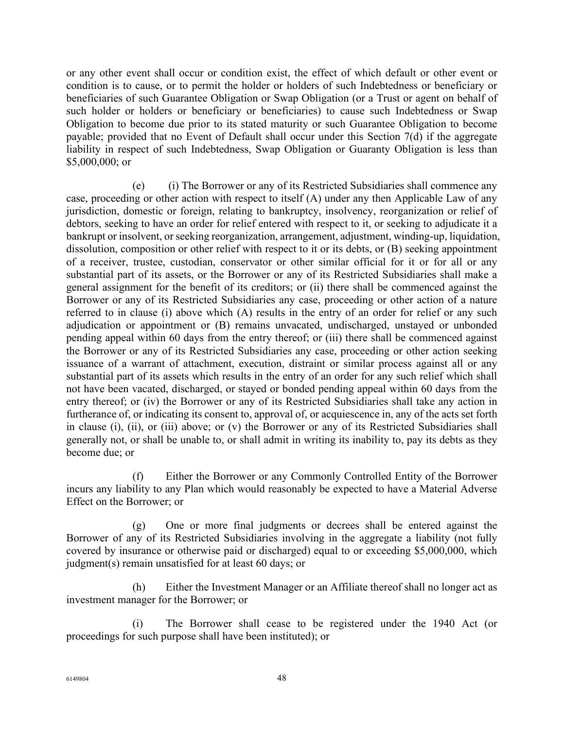or any other event shall occur or condition exist, the effect of which default or other event or condition is to cause, or to permit the holder or holders of such Indebtedness or beneficiary or beneficiaries of such Guarantee Obligation or Swap Obligation (or a Trust or agent on behalf of such holder or holders or beneficiary or beneficiaries) to cause such Indebtedness or Swap Obligation to become due prior to its stated maturity or such Guarantee Obligation to become payable; provided that no Event of Default shall occur under this Section 7(d) if the aggregate liability in respect of such Indebtedness, Swap Obligation or Guaranty Obligation is less than $5,000,000; or

(e) (i) The Borrower or any of its Restricted Subsidiaries shall commence any case, proceeding or other action with respect to itself (A) under any then Applicable Law of any jurisdiction, domestic or foreign, relating to bankruptcy, insolvency, reorganization or relief of debtors, seeking to have an order for relief entered with respect to it, or seeking to adjudicate it a bankrupt or insolvent, or seeking reorganization, arrangement, adjustment, winding-up, liquidation, dissolution, composition or other relief with respect to it or its debts, or (B) seeking appointment of a receiver, trustee, custodian, conservator or other similar official for it or for all or any substantial part of its assets, or the Borrower or any of its Restricted Subsidiaries shall make a general assignment for the benefit of its creditors; or (ii) there shall be commenced against the Borrower or any of its Restricted Subsidiaries any case, proceeding or other action of a nature referred to in clause (i) above which (A) results in the entry of an order for relief or any such adjudication or appointment or (B) remains unvacated, undischarged, unstayed or unbonded pending appeal within 60 days from the entry thereof; or (iii) there shall be commenced against the Borrower or any of its Restricted Subsidiaries any case, proceeding or other action seeking issuance of a warrant of attachment, execution, distraint or similar process against all or any substantial part of its assets which results in the entry of an order for any such relief which shall not have been vacated, discharged, or stayed or bonded pending appeal within 60 days from the entry thereof; or (iv) the Borrower or any of its Restricted Subsidiaries shall take any action in furtherance of, or indicating its consent to, approval of, or acquiescence in, any of the acts set forth in clause (i), (ii), or (iii) above; or (v) the Borrower or any of its Restricted Subsidiaries shall generally not, or shall be unable to, or shall admit in writing its inability to, pay its debts as they become due; or

(f) Either the Borrower or any Commonly Controlled Entity of the Borrower incurs any liability to any Plan which would reasonably be expected to have a Material Adverse Effect on the Borrower; or

(g) One or more final judgments or decrees shall be entered against the Borrower of any of its Restricted Subsidiaries involving in the aggregate a liability (not fully covered by insurance or otherwise paid or discharged) equal to or exceeding $5,000,000, which judgment(s) remain unsatisfied for at least 60 days; or

(h) Either the Investment Manager or an Affiliate thereof shall no longer act as investment manager for the Borrower; or

(i) The Borrower shall cease to be registered under the 1940 Act (or proceedings for such purpose shall have been instituted); or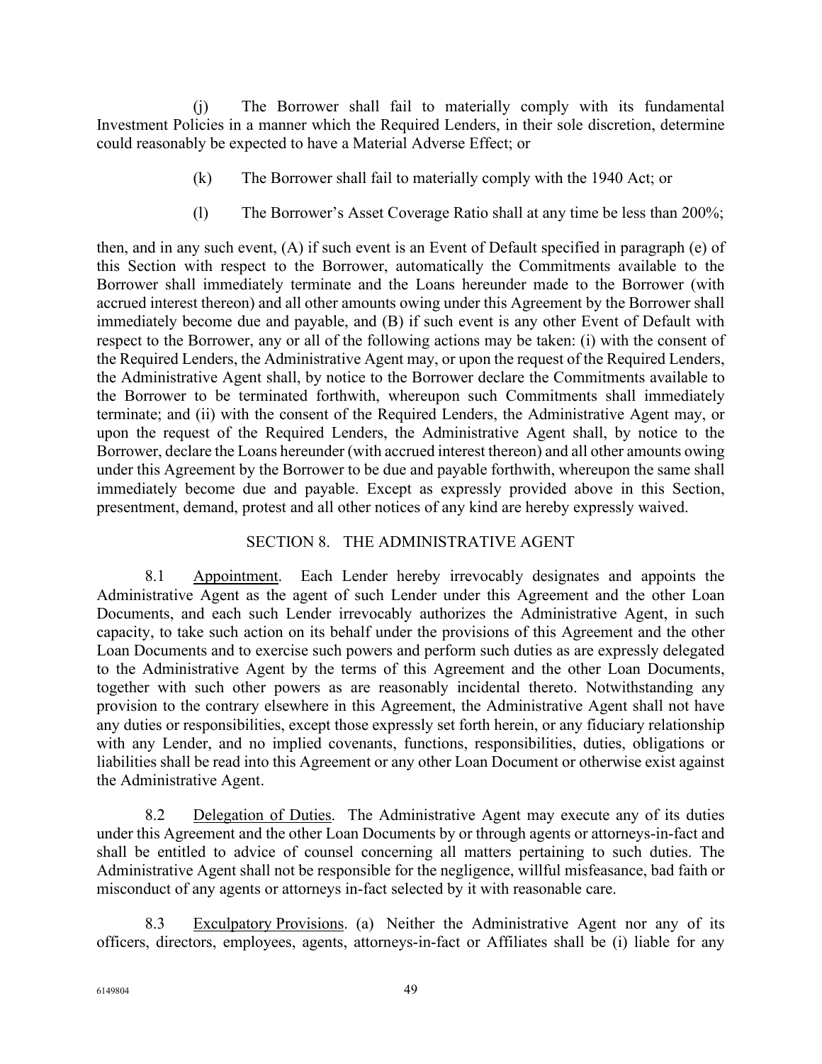(j) The Borrower shall fail to materially comply with its fundamental Investment Policies in a manner which the Required Lenders, in their sole discretion, determine could reasonably be expected to have a Material Adverse Effect; or

(k) The Borrower shall fail to materially comply with the 1940 Act; or

(l) The Borrower's Asset Coverage Ratio shall at any time be less than 200%;

then, and in any such event, (A) if such event is an Event of Default specified in paragraph (e) of this Section with respect to the Borrower, automatically the Commitments available to the Borrower shall immediately terminate and the Loans hereunder made to the Borrower (with accrued interest thereon) and all other amounts owing under this Agreement by the Borrower shall immediately become due and payable, and (B) if such event is any other Event of Default with respect to the Borrower, any or all of the following actions may be taken: (i) with the consent of the Required Lenders, the Administrative Agent may, or upon the request of the Required Lenders, the Administrative Agent shall, by notice to the Borrower declare the Commitments available to the Borrower to be terminated forthwith, whereupon such Commitments shall immediately terminate; and (ii) with the consent of the Required Lenders, the Administrative Agent may, or upon the request of the Required Lenders, the Administrative Agent shall, by notice to the Borrower, declare the Loans hereunder (with accrued interest thereon) and all other amounts owing under this Agreement by the Borrower to be due and payable forthwith, whereupon the same shall immediately become due and payable. Except as expressly provided above in this Section, presentment, demand, protest and all other notices of any kind are hereby expressly waived.

## SECTION 8. THE ADMINISTRATIVE AGENT

8.1 Appointment. Each Lender hereby irrevocably designates and appoints the Administrative Agent as the agent of such Lender under this Agreement and the other Loan Documents, and each such Lender irrevocably authorizes the Administrative Agent, in such capacity, to take such action on its behalf under the provisions of this Agreement and the other Loan Documents and to exercise such powers and perform such duties as are expressly delegated to the Administrative Agent by the terms of this Agreement and the other Loan Documents, together with such other powers as are reasonably incidental thereto. Notwithstanding any provision to the contrary elsewhere in this Agreement, the Administrative Agent shall not have any duties or responsibilities, except those expressly set forth herein, or any fiduciary relationship with any Lender, and no implied covenants, functions, responsibilities, duties, obligations or liabilities shall be read into this Agreement or any other Loan Document or otherwise exist against the Administrative Agent.

8.2 Delegation of Duties. The Administrative Agent may execute any of its duties under this Agreement and the other Loan Documents by or through agents or attorneys-in-fact and shall be entitled to advice of counsel concerning all matters pertaining to such duties. The Administrative Agent shall not be responsible for the negligence, willful misfeasance, bad faith or misconduct of any agents or attorneys in-fact selected by it with reasonable care.

8.3 Exculpatory Provisions. (a) Neither the Administrative Agent nor any of its officers, directors, employees, agents, attorneys-in-fact or Affiliates shall be (i) liable for any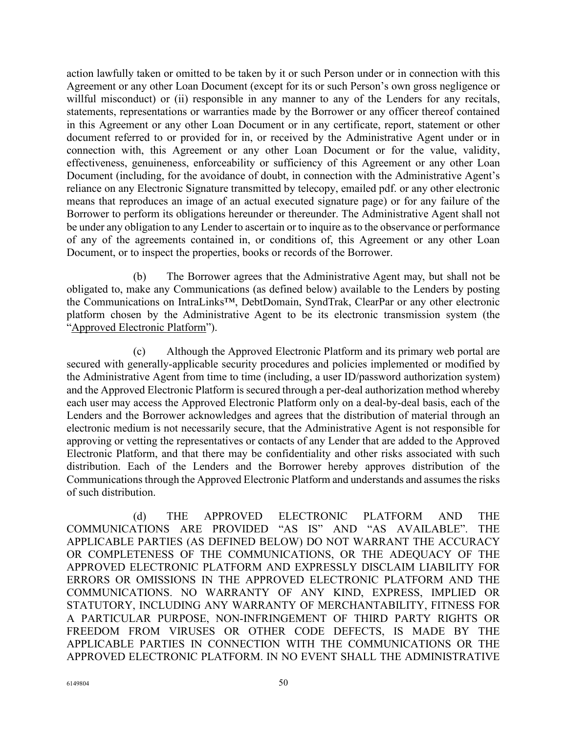action lawfully taken or omitted to be taken by it or such Person under or in connection with this Agreement or any other Loan Document (except for its or such Person's own gross negligence or willful misconduct) or (ii) responsible in any manner to any of the Lenders for any recitals, statements, representations or warranties made by the Borrower or any officer thereof contained in this Agreement or any other Loan Document or in any certificate, report, statement or other document referred to or provided for in, or received by the Administrative Agent under or in connection with, this Agreement or any other Loan Document or for the value, validity, effectiveness, genuineness, enforceability or sufficiency of this Agreement or any other Loan Document (including, for the avoidance of doubt, in connection with the Administrative Agent's reliance on any Electronic Signature transmitted by telecopy, emailed pdf. or any other electronic means that reproduces an image of an actual executed signature page) or for any failure of the Borrower to perform its obligations hereunder or thereunder. The Administrative Agent shall not be under any obligation to any Lender to ascertain or to inquire as to the observance or performance of any of the agreements contained in, or conditions of, this Agreement or any other Loan Document, or to inspect the properties, books or records of the Borrower.

(b) The Borrower agrees that the Administrative Agent may, but shall not be obligated to, make any Communications (as defined below) available to the Lenders by posting the Communications on IntraLinks™, DebtDomain, SyndTrak, ClearPar or any other electronic platform chosen by the Administrative Agent to be its electronic transmission system (the "Approved Electronic Platform").

(c) Although the Approved Electronic Platform and its primary web portal are secured with generally-applicable security procedures and policies implemented or modified by the Administrative Agent from time to time (including, a user ID/password authorization system) and the Approved Electronic Platform is secured through a per-deal authorization method whereby each user may access the Approved Electronic Platform only on a deal-by-deal basis, each of the Lenders and the Borrower acknowledges and agrees that the distribution of material through an electronic medium is not necessarily secure, that the Administrative Agent is not responsible for approving or vetting the representatives or contacts of any Lender that are added to the Approved Electronic Platform, and that there may be confidentiality and other risks associated with such distribution. Each of the Lenders and the Borrower hereby approves distribution of the Communications through the Approved Electronic Platform and understands and assumes the risks of such distribution.

(d) THE APPROVED ELECTRONIC PLATFORM AND THE COMMUNICATIONS ARE PROVIDED "AS IS" AND "AS AVAILABLE". THE APPLICABLE PARTIES (AS DEFINED BELOW) DO NOT WARRANT THE ACCURACY OR COMPLETENESS OF THE COMMUNICATIONS, OR THE ADEQUACY OF THE APPROVED ELECTRONIC PLATFORM AND EXPRESSLY DISCLAIM LIABILITY FOR ERRORS OR OMISSIONS IN THE APPROVED ELECTRONIC PLATFORM AND THE COMMUNICATIONS. NO WARRANTY OF ANY KIND, EXPRESS, IMPLIED OR STATUTORY, INCLUDING ANY WARRANTY OF MERCHANTABILITY, FITNESS FOR A PARTICULAR PURPOSE, NON-INFRINGEMENT OF THIRD PARTY RIGHTS OR FREEDOM FROM VIRUSES OR OTHER CODE DEFECTS, IS MADE BY THE APPLICABLE PARTIES IN CONNECTION WITH THE COMMUNICATIONS OR THE APPROVED ELECTRONIC PLATFORM. IN NO EVENT SHALL THE ADMINISTRATIVE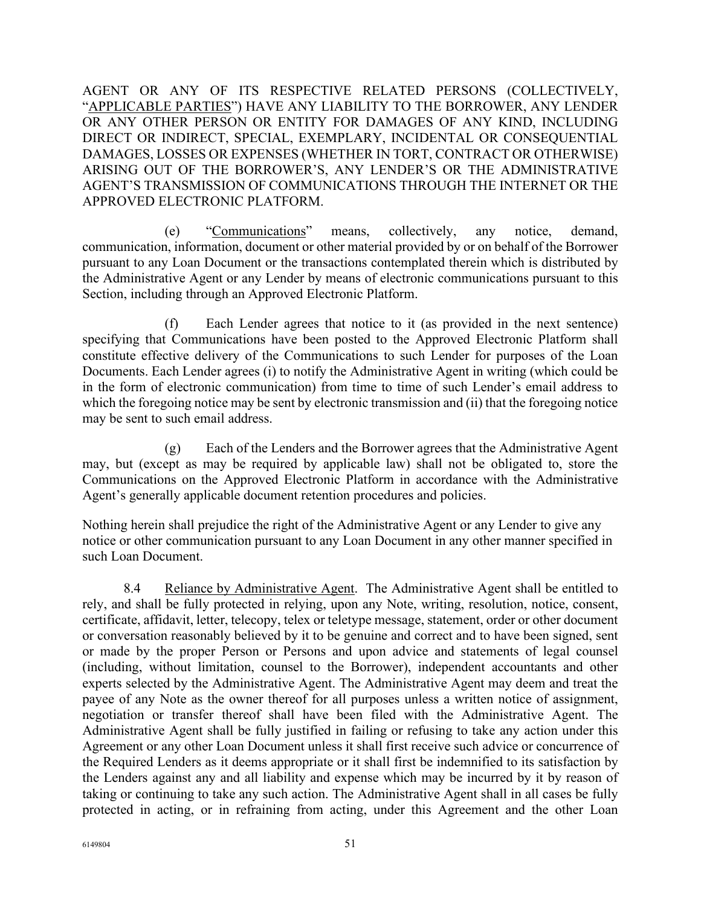AGENT OR ANY OF ITS RESPECTIVE RELATED PERSONS (COLLECTIVELY, "<u>APPLICABLE PARTIES</u>") HAVE ANY LIABILITY TO THE BORROWER, ANY LENDER OR ANY OTHER PERSON OR ENTITY FOR DAMAGES OF ANY KIND, INCLUDING DIRECT OR INDIRECT, SPECIAL, EXEMPLARY, INCIDENTAL OR CONSEQUENTIAL DAMAGES, LOSSES OR EXPENSES (WHETHER IN TORT, CONTRACT OR OTHERWISE) ARISING OUT OF THE BORROWER'S, ANY LENDER'S OR THE ADMINISTRATIVE AGENT'S TRANSMISSION OF COMMUNICATIONS THROUGH THE INTERNET OR THE APPROVED ELECTRONIC PLATFORM.

(e) "<u>Communications</u>" means, collectively, any notice, demand, communication, information, document or other material provided by or on behalf of the Borrower pursuant to any Loan Document or the transactions contemplated therein which is distributed by the Administrative Agent or any Lender by means of electronic communications pursuant to this Section, including through an Approved Electronic Platform.

(f) Each Lender agrees that notice to it (as provided in the next sentence) specifying that Communications have been posted to the Approved Electronic Platform shall constitute effective delivery of the Communications to such Lender for purposes of the Loan Documents. Each Lender agrees (i) to notify the Administrative Agent in writing (which could be in the form of electronic communication) from time to time of such Lender's email address to which the foregoing notice may be sent by electronic transmission and (ii) that the foregoing notice may be sent to such email address.

(g) Each of the Lenders and the Borrower agrees that the Administrative Agent may, but (except as may be required by applicable law) shall not be obligated to, store the Communications on the Approved Electronic Platform in accordance with the Administrative Agent's generally applicable document retention procedures and policies.

Nothing herein shall prejudice the right of the Administrative Agent or any Lender to give any notice or other communication pursuant to any Loan Document in any other manner specified in such Loan Document.

8.4 <u>Reliance by Administrative Agent</u>. The Administrative Agent shall be entitled to rely, and shall be fully protected in relying, upon any Note, writing, resolution, notice, consent, certificate, affidavit, letter, telecopy, telex or teletype message, statement, order or other document or conversation reasonably believed by it to be genuine and correct and to have been signed, sent or made by the proper Person or Persons and upon advice and statements of legal counsel (including, without limitation, counsel to the Borrower), independent accountants and other experts selected by the Administrative Agent. The Administrative Agent may deem and treat the payee of any Note as the owner thereof for all purposes unless a written notice of assignment, negotiation or transfer thereof shall have been filed with the Administrative Agent. The Administrative Agent shall be fully justified in failing or refusing to take any action under this Agreement or any other Loan Document unless it shall first receive such advice or concurrence of the Required Lenders as it deems appropriate or it shall first be indemnified to its satisfaction by the Lenders against any and all liability and expense which may be incurred by it by reason of taking or continuing to take any such action. The Administrative Agent shall in all cases be fully protected in acting, or in refraining from acting, under this Agreement and the other Loan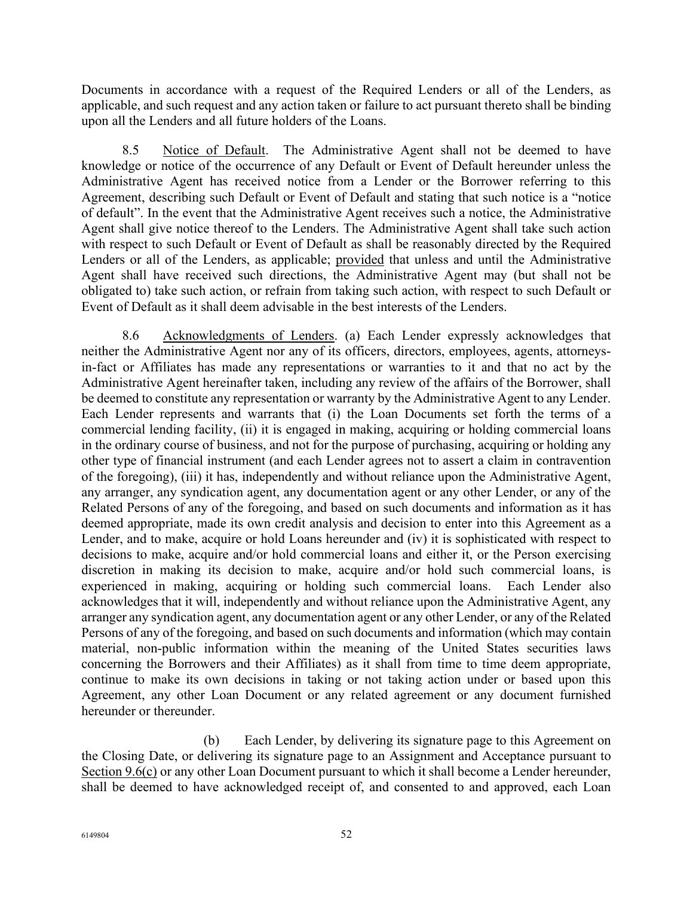Documents in accordance with a request of the Required Lenders or all of the Lenders, as applicable, and such request and any action taken or failure to act pursuant thereto shall be binding upon all the Lenders and all future holders of the Loans.

8.5 Notice of Default. The Administrative Agent shall not be deemed to have knowledge or notice of the occurrence of any Default or Event of Default hereunder unless the Administrative Agent has received notice from a Lender or the Borrower referring to this Agreement, describing such Default or Event of Default and stating that such notice is a "notice of default". In the event that the Administrative Agent receives such a notice, the Administrative Agent shall give notice thereof to the Lenders. The Administrative Agent shall take such action with respect to such Default or Event of Default as shall be reasonably directed by the Required Lenders or all of the Lenders, as applicable; provided that unless and until the Administrative Agent shall have received such directions, the Administrative Agent may (but shall not be obligated to) take such action, or refrain from taking such action, with respect to such Default or Event of Default as it shall deem advisable in the best interests of the Lenders.

8.6 Acknowledgments of Lenders. (a) Each Lender expressly acknowledges that neither the Administrative Agent nor any of its officers, directors, employees, agents, attorneys-in-fact or Affiliates has made any representations or warranties to it and that no act by the Administrative Agent hereinafter taken, including any review of the affairs of the Borrower, shall be deemed to constitute any representation or warranty by the Administrative Agent to any Lender. Each Lender represents and warrants that (i) the Loan Documents set forth the terms of a commercial lending facility, (ii) it is engaged in making, acquiring or holding commercial loans in the ordinary course of business, and not for the purpose of purchasing, acquiring or holding any other type of financial instrument (and each Lender agrees not to assert a claim in contravention of the foregoing), (iii) it has, independently and without reliance upon the Administrative Agent, any arranger, any syndication agent, any documentation agent or any other Lender, or any of the Related Persons of any of the foregoing, and based on such documents and information as it has deemed appropriate, made its own credit analysis and decision to enter into this Agreement as a Lender, and to make, acquire or hold Loans hereunder and (iv) it is sophisticated with respect to decisions to make, acquire and/or hold commercial loans and either it, or the Person exercising discretion in making its decision to make, acquire and/or hold such commercial loans, is experienced in making, acquiring or holding such commercial loans. Each Lender also acknowledges that it will, independently and without reliance upon the Administrative Agent, any arranger any syndication agent, any documentation agent or any other Lender, or any of the Related Persons of any of the foregoing, and based on such documents and information (which may contain material, non-public information within the meaning of the United States securities laws concerning the Borrowers and their Affiliates) as it shall from time to time deem appropriate, continue to make its own decisions in taking or not taking action under or based upon this Agreement, any other Loan Document or any related agreement or any document furnished hereunder or thereunder.

(b) Each Lender, by delivering its signature page to this Agreement on the Closing Date, or delivering its signature page to an Assignment and Acceptance pursuant to Section 9.6(c) or any other Loan Document pursuant to which it shall become a Lender hereunder, shall be deemed to have acknowledged receipt of, and consented to and approved, each Loan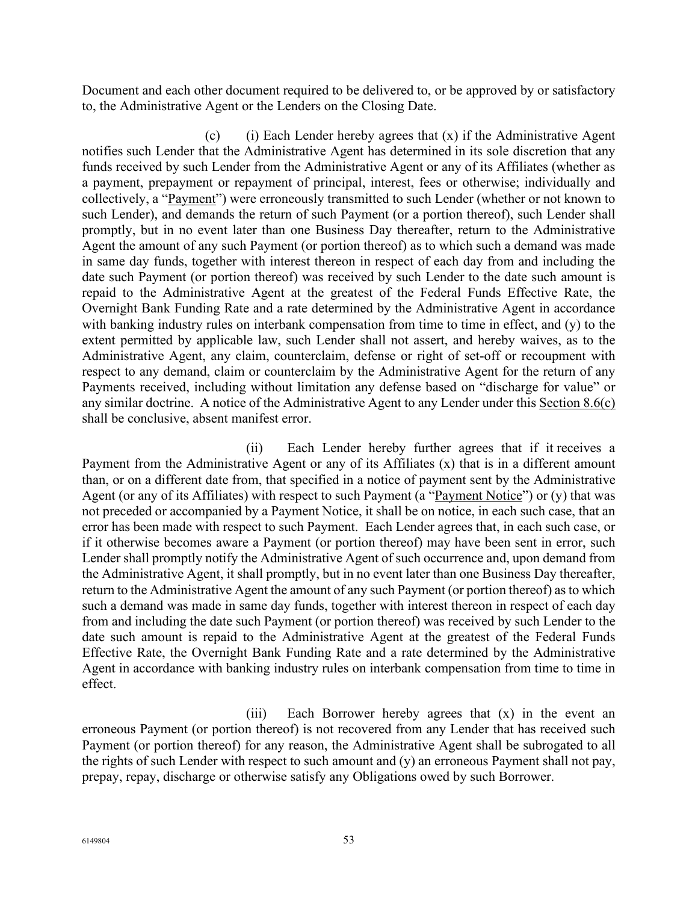Document and each other document required to be delivered to, or be approved by or satisfactory to, the Administrative Agent or the Lenders on the Closing Date.

(c) (i) Each Lender hereby agrees that (x) if the Administrative Agent notifies such Lender that the Administrative Agent has determined in its sole discretion that any funds received by such Lender from the Administrative Agent or any of its Affiliates (whether as a payment, prepayment or repayment of principal, interest, fees or otherwise; individually and collectively, a "Payment") were erroneously transmitted to such Lender (whether or not known to such Lender), and demands the return of such Payment (or a portion thereof), such Lender shall promptly, but in no event later than one Business Day thereafter, return to the Administrative Agent the amount of any such Payment (or portion thereof) as to which such a demand was made in same day funds, together with interest thereon in respect of each day from and including the date such Payment (or portion thereof) was received by such Lender to the date such amount is repaid to the Administrative Agent at the greatest of the Federal Funds Effective Rate, the Overnight Bank Funding Rate and a rate determined by the Administrative Agent in accordance with banking industry rules on interbank compensation from time to time in effect, and (y) to the extent permitted by applicable law, such Lender shall not assert, and hereby waives, as to the Administrative Agent, any claim, counterclaim, defense or right of set-off or recoupment with respect to any demand, claim or counterclaim by the Administrative Agent for the return of any Payments received, including without limitation any defense based on "discharge for value" or any similar doctrine. A notice of the Administrative Agent to any Lender under this Section 8.6(c) shall be conclusive, absent manifest error.

(ii) Each Lender hereby further agrees that if it receives a Payment from the Administrative Agent or any of its Affiliates (x) that is in a different amount than, or on a different date from, that specified in a notice of payment sent by the Administrative Agent (or any of its Affiliates) with respect to such Payment (a "Payment Notice") or (y) that was not preceded or accompanied by a Payment Notice, it shall be on notice, in each such case, that an error has been made with respect to such Payment. Each Lender agrees that, in each such case, or if it otherwise becomes aware a Payment (or portion thereof) may have been sent in error, such Lender shall promptly notify the Administrative Agent of such occurrence and, upon demand from the Administrative Agent, it shall promptly, but in no event later than one Business Day thereafter, return to the Administrative Agent the amount of any such Payment (or portion thereof) as to which such a demand was made in same day funds, together with interest thereon in respect of each day from and including the date such Payment (or portion thereof) was received by such Lender to the date such amount is repaid to the Administrative Agent at the greatest of the Federal Funds Effective Rate, the Overnight Bank Funding Rate and a rate determined by the Administrative Agent in accordance with banking industry rules on interbank compensation from time to time in effect.

(iii) Each Borrower hereby agrees that (x) in the event an erroneous Payment (or portion thereof) is not recovered from any Lender that has received such Payment (or portion thereof) for any reason, the Administrative Agent shall be subrogated to all the rights of such Lender with respect to such amount and (y) an erroneous Payment shall not pay, prepay, repay, discharge or otherwise satisfy any Obligations owed by such Borrower.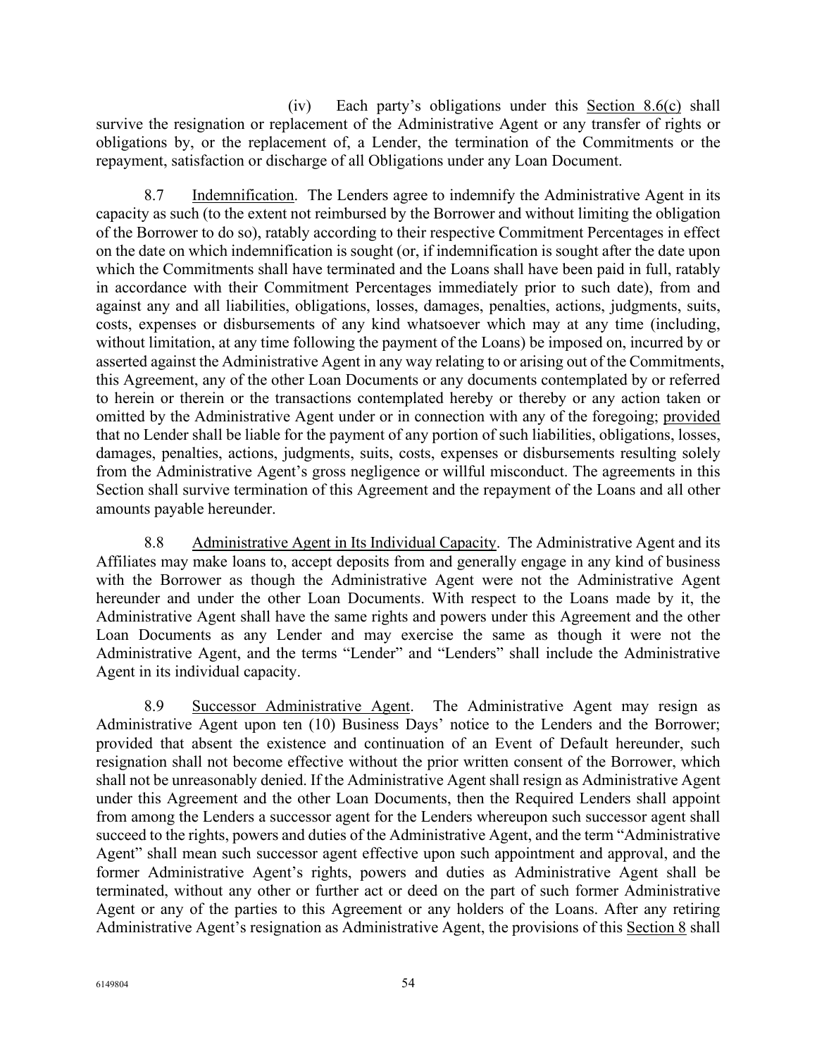(iv) Each party's obligations under this Section 8.6(c) shall survive the resignation or replacement of the Administrative Agent or any transfer of rights or obligations by, or the replacement of, a Lender, the termination of the Commitments or the repayment, satisfaction or discharge of all Obligations under any Loan Document.

8.7 Indemnification. The Lenders agree to indemnify the Administrative Agent in its capacity as such (to the extent not reimbursed by the Borrower and without limiting the obligation of the Borrower to do so), ratably according to their respective Commitment Percentages in effect on the date on which indemnification is sought (or, if indemnification is sought after the date upon which the Commitments shall have terminated and the Loans shall have been paid in full, ratably in accordance with their Commitment Percentages immediately prior to such date), from and against any and all liabilities, obligations, losses, damages, penalties, actions, judgments, suits, costs, expenses or disbursements of any kind whatsoever which may at any time (including, without limitation, at any time following the payment of the Loans) be imposed on, incurred by or asserted against the Administrative Agent in any way relating to or arising out of the Commitments, this Agreement, any of the other Loan Documents or any documents contemplated by or referred to herein or therein or the transactions contemplated hereby or thereby or any action taken or omitted by the Administrative Agent under or in connection with any of the foregoing; provided that no Lender shall be liable for the payment of any portion of such liabilities, obligations, losses, damages, penalties, actions, judgments, suits, costs, expenses or disbursements resulting solely from the Administrative Agent's gross negligence or willful misconduct. The agreements in this Section shall survive termination of this Agreement and the repayment of the Loans and all other amounts payable hereunder.

8.8 Administrative Agent in Its Individual Capacity. The Administrative Agent and its Affiliates may make loans to, accept deposits from and generally engage in any kind of business with the Borrower as though the Administrative Agent were not the Administrative Agent hereunder and under the other Loan Documents. With respect to the Loans made by it, the Administrative Agent shall have the same rights and powers under this Agreement and the other Loan Documents as any Lender and may exercise the same as though it were not the Administrative Agent, and the terms "Lender" and "Lenders" shall include the Administrative Agent in its individual capacity.

8.9 Successor Administrative Agent. The Administrative Agent may resign as Administrative Agent upon ten (10) Business Days' notice to the Lenders and the Borrower; provided that absent the existence and continuation of an Event of Default hereunder, such resignation shall not become effective without the prior written consent of the Borrower, which shall not be unreasonably denied. If the Administrative Agent shall resign as Administrative Agent under this Agreement and the other Loan Documents, then the Required Lenders shall appoint from among the Lenders a successor agent for the Lenders whereupon such successor agent shall succeed to the rights, powers and duties of the Administrative Agent, and the term "Administrative Agent" shall mean such successor agent effective upon such appointment and approval, and the former Administrative Agent's rights, powers and duties as Administrative Agent shall be terminated, without any other or further act or deed on the part of such former Administrative Agent or any of the parties to this Agreement or any holders of the Loans. After any retiring Administrative Agent's resignation as Administrative Agent, the provisions of this Section 8 shall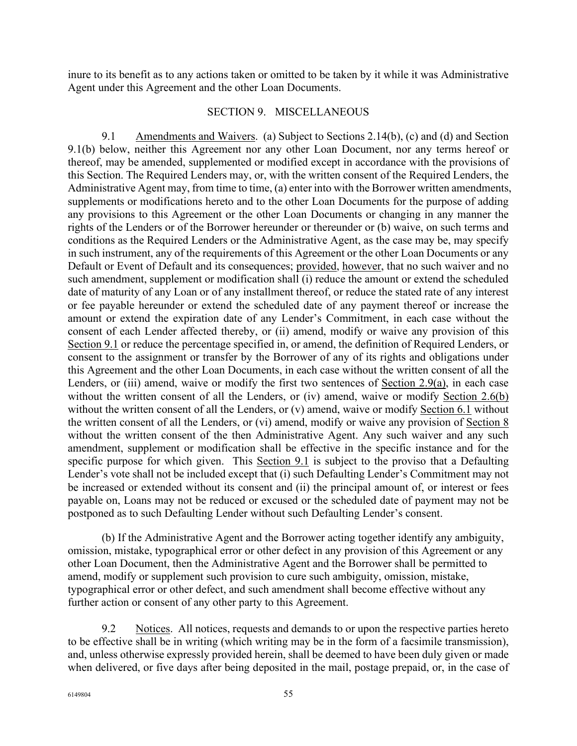inure to its benefit as to any actions taken or omitted to be taken by it while it was Administrative Agent under this Agreement and the other Loan Documents.

## SECTION 9. MISCELLANEOUS

9.1 Amendments and Waivers. (a) Subject to Sections 2.14(b), (c) and (d) and Section 9.1(b) below, neither this Agreement nor any other Loan Document, nor any terms hereof or thereof, may be amended, supplemented or modified except in accordance with the provisions of this Section. The Required Lenders may, or, with the written consent of the Required Lenders, the Administrative Agent may, from time to time, (a) enter into with the Borrower written amendments, supplements or modifications hereto and to the other Loan Documents for the purpose of adding any provisions to this Agreement or the other Loan Documents or changing in any manner the rights of the Lenders or of the Borrower hereunder or thereunder or (b) waive, on such terms and conditions as the Required Lenders or the Administrative Agent, as the case may be, may specify in such instrument, any of the requirements of this Agreement or the other Loan Documents or any Default or Event of Default and its consequences; provided, however, that no such waiver and no such amendment, supplement or modification shall (i) reduce the amount or extend the scheduled date of maturity of any Loan or of any installment thereof, or reduce the stated rate of any interest or fee payable hereunder or extend the scheduled date of any payment thereof or increase the amount or extend the expiration date of any Lender's Commitment, in each case without the consent of each Lender affected thereby, or (ii) amend, modify or waive any provision of this Section 9.1 or reduce the percentage specified in, or amend, the definition of Required Lenders, or consent to the assignment or transfer by the Borrower of any of its rights and obligations under this Agreement and the other Loan Documents, in each case without the written consent of all the Lenders, or (iii) amend, waive or modify the first two sentences of Section 2.9(a), in each case without the written consent of all the Lenders, or (iv) amend, waive or modify Section 2.6(b) without the written consent of all the Lenders, or (v) amend, waive or modify Section 6.1 without the written consent of all the Lenders, or (vi) amend, modify or waive any provision of Section 8 without the written consent of the then Administrative Agent. Any such waiver and any such amendment, supplement or modification shall be effective in the specific instance and for the specific purpose for which given. This Section 9.1 is subject to the proviso that a Defaulting Lender's vote shall not be included except that (i) such Defaulting Lender's Commitment may not be increased or extended without its consent and (ii) the principal amount of, or interest or fees payable on, Loans may not be reduced or excused or the scheduled date of payment may not be postponed as to such Defaulting Lender without such Defaulting Lender's consent.

(b) If the Administrative Agent and the Borrower acting together identify any ambiguity, omission, mistake, typographical error or other defect in any provision of this Agreement or any other Loan Document, then the Administrative Agent and the Borrower shall be permitted to amend, modify or supplement such provision to cure such ambiguity, omission, mistake, typographical error or other defect, and such amendment shall become effective without any further action or consent of any other party to this Agreement.

9.2 Notices. All notices, requests and demands to or upon the respective parties hereto to be effective shall be in writing (which writing may be in the form of a facsimile transmission), and, unless otherwise expressly provided herein, shall be deemed to have been duly given or made when delivered, or five days after being deposited in the mail, postage prepaid, or, in the case of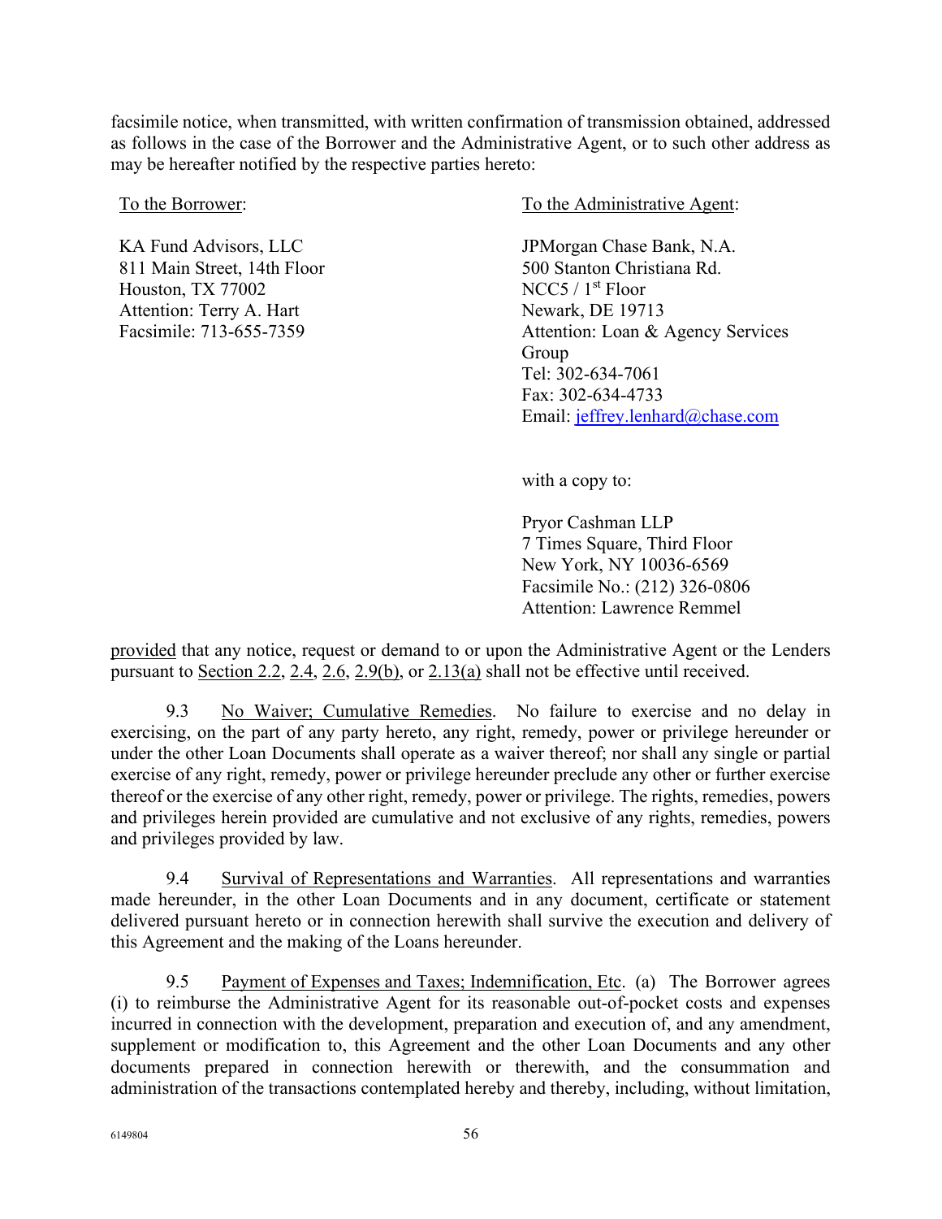facsimile notice, when transmitted, with written confirmation of transmission obtained, addressed as follows in the case of the Borrower and the Administrative Agent, or to such other address as may be hereafter notified by the respective parties hereto:

To the Borrower:

KA Fund Advisors, LLC
811 Main Street, 14th Floor
Houston, TX 77002
Attention: Terry A. Hart
Facsimile: 713-655-7359

To the Administrative Agent:

JPMorgan Chase Bank, N.A.
500 Stanton Christiana Rd.
NCC5 / 1st Floor
Newark, DE 19713
Attention: Loan & Agency Services Group
Tel: 302-634-7061
Fax: 302-634-4733
Email: jeffrey.lenhard@chase.com

with a copy to:

Pryor Cashman LLP
7 Times Square, Third Floor
New York, NY 10036-6569
Facsimile No.: (212) 326-0806
Attention: Lawrence Remmel

provided that any notice, request or demand to or upon the Administrative Agent or the Lenders pursuant to Section 2.2, 2.4, 2.6, 2.9(b), or 2.13(a) shall not be effective until received.

9.3 No Waiver; Cumulative Remedies. No failure to exercise and no delay in exercising, on the part of any party hereto, any right, remedy, power or privilege hereunder or under the other Loan Documents shall operate as a waiver thereof; nor shall any single or partial exercise of any right, remedy, power or privilege hereunder preclude any other or further exercise thereof or the exercise of any other right, remedy, power or privilege. The rights, remedies, powers and privileges herein provided are cumulative and not exclusive of any rights, remedies, powers and privileges provided by law.

9.4 Survival of Representations and Warranties. All representations and warranties made hereunder, in the other Loan Documents and in any document, certificate or statement delivered pursuant hereto or in connection herewith shall survive the execution and delivery of this Agreement and the making of the Loans hereunder.

9.5 Payment of Expenses and Taxes; Indemnification, Etc. (a) The Borrower agrees (i) to reimburse the Administrative Agent for its reasonable out-of-pocket costs and expenses incurred in connection with the development, preparation and execution of, and any amendment, supplement or modification to, this Agreement and the other Loan Documents and any other documents prepared in connection herewith or therewith, and the consummation and administration of the transactions contemplated hereby and thereby, including, without limitation,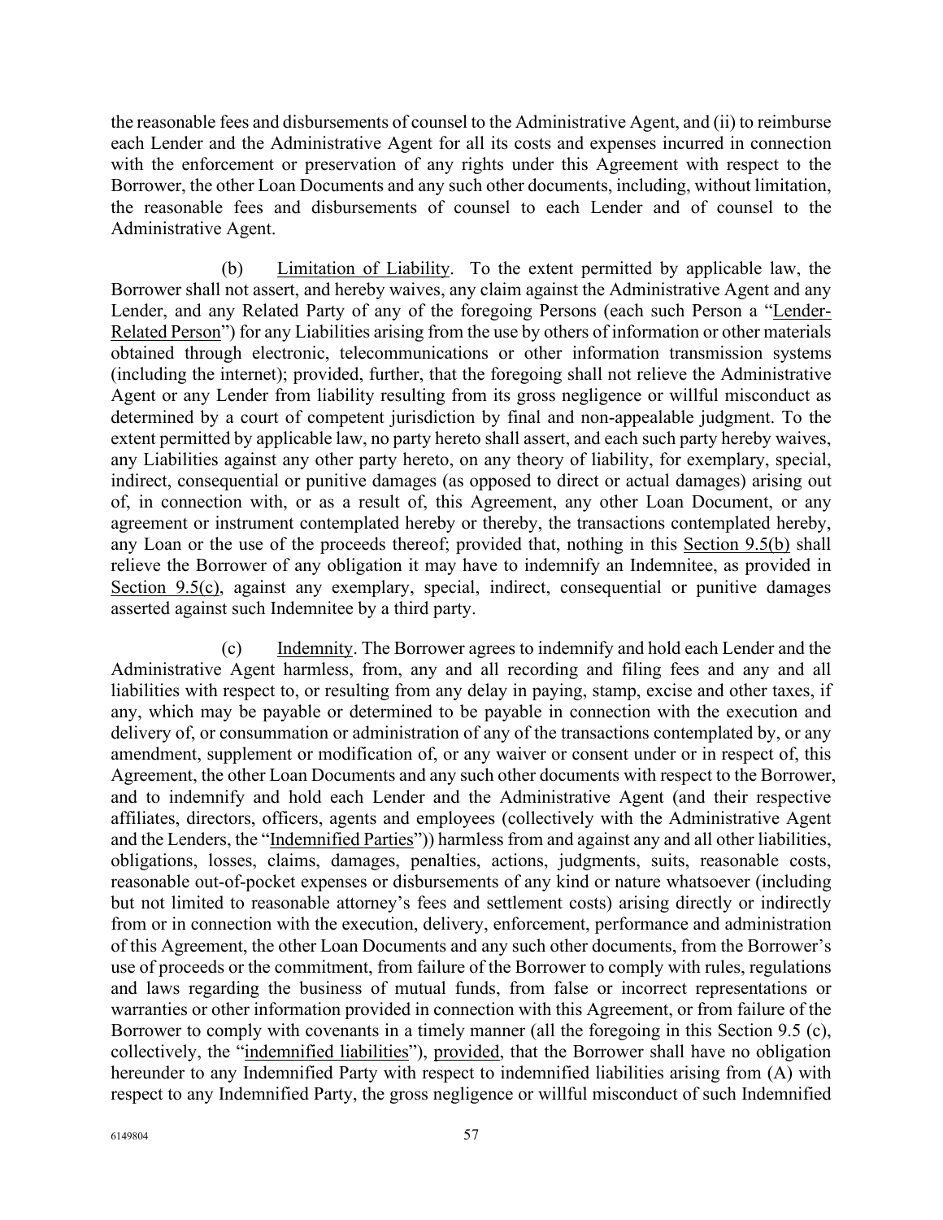the reasonable fees and disbursements of counsel to the Administrative Agent, and (ii) to reimburse each Lender and the Administrative Agent for all its costs and expenses incurred in connection with the enforcement or preservation of any rights under this Agreement with respect to the Borrower, the other Loan Documents and any such other documents, including, without limitation, the reasonable fees and disbursements of counsel to each Lender and of counsel to the Administrative Agent.

(b) Limitation of Liability. To the extent permitted by applicable law, the Borrower shall not assert, and hereby waives, any claim against the Administrative Agent and any Lender, and any Related Party of any of the foregoing Persons (each such Person a "Lender-Related Person") for any Liabilities arising from the use by others of information or other materials obtained through electronic, telecommunications or other information transmission systems (including the internet); provided, further, that the foregoing shall not relieve the Administrative Agent or any Lender from liability resulting from its gross negligence or willful misconduct as determined by a court of competent jurisdiction by final and non-appealable judgment. To the extent permitted by applicable law, no party hereto shall assert, and each such party hereby waives, any Liabilities against any other party hereto, on any theory of liability, for exemplary, special, indirect, consequential or punitive damages (as opposed to direct or actual damages) arising out of, in connection with, or as a result of, this Agreement, any other Loan Document, or any agreement or instrument contemplated hereby or thereby, the transactions contemplated hereby, any Loan or the use of the proceeds thereof; provided that, nothing in this Section 9.5(b) shall relieve the Borrower of any obligation it may have to indemnify an Indemnitee, as provided in Section 9.5(c), against any exemplary, special, indirect, consequential or punitive damages asserted against such Indemnitee by a third party.

(c) Indemnity. The Borrower agrees to indemnify and hold each Lender and the Administrative Agent harmless, from, any and all recording and filing fees and any and all liabilities with respect to, or resulting from any delay in paying, stamp, excise and other taxes, if any, which may be payable or determined to be payable in connection with the execution and delivery of, or consummation or administration of any of the transactions contemplated by, or any amendment, supplement or modification of, or any waiver or consent under or in respect of, this Agreement, the other Loan Documents and any such other documents with respect to the Borrower, and to indemnify and hold each Lender and the Administrative Agent (and their respective affiliates, directors, officers, agents and employees (collectively with the Administrative Agent and the Lenders, the "Indemnified Parties")) harmless from and against any and all other liabilities, obligations, losses, claims, damages, penalties, actions, judgments, suits, reasonable costs, reasonable out-of-pocket expenses or disbursements of any kind or nature whatsoever (including but not limited to reasonable attorney's fees and settlement costs) arising directly or indirectly from or in connection with the execution, delivery, enforcement, performance and administration of this Agreement, the other Loan Documents and any such other documents, from the Borrower's use of proceeds or the commitment, from failure of the Borrower to comply with rules, regulations and laws regarding the business of mutual funds, from false or incorrect representations or warranties or other information provided in connection with this Agreement, or from failure of the Borrower to comply with covenants in a timely manner (all the foregoing in this Section 9.5 (c), collectively, the "indemnified liabilities"), provided, that the Borrower shall have no obligation hereunder to any Indemnified Party with respect to indemnified liabilities arising from (A) with respect to any Indemnified Party, the gross negligence or willful misconduct of such Indemnified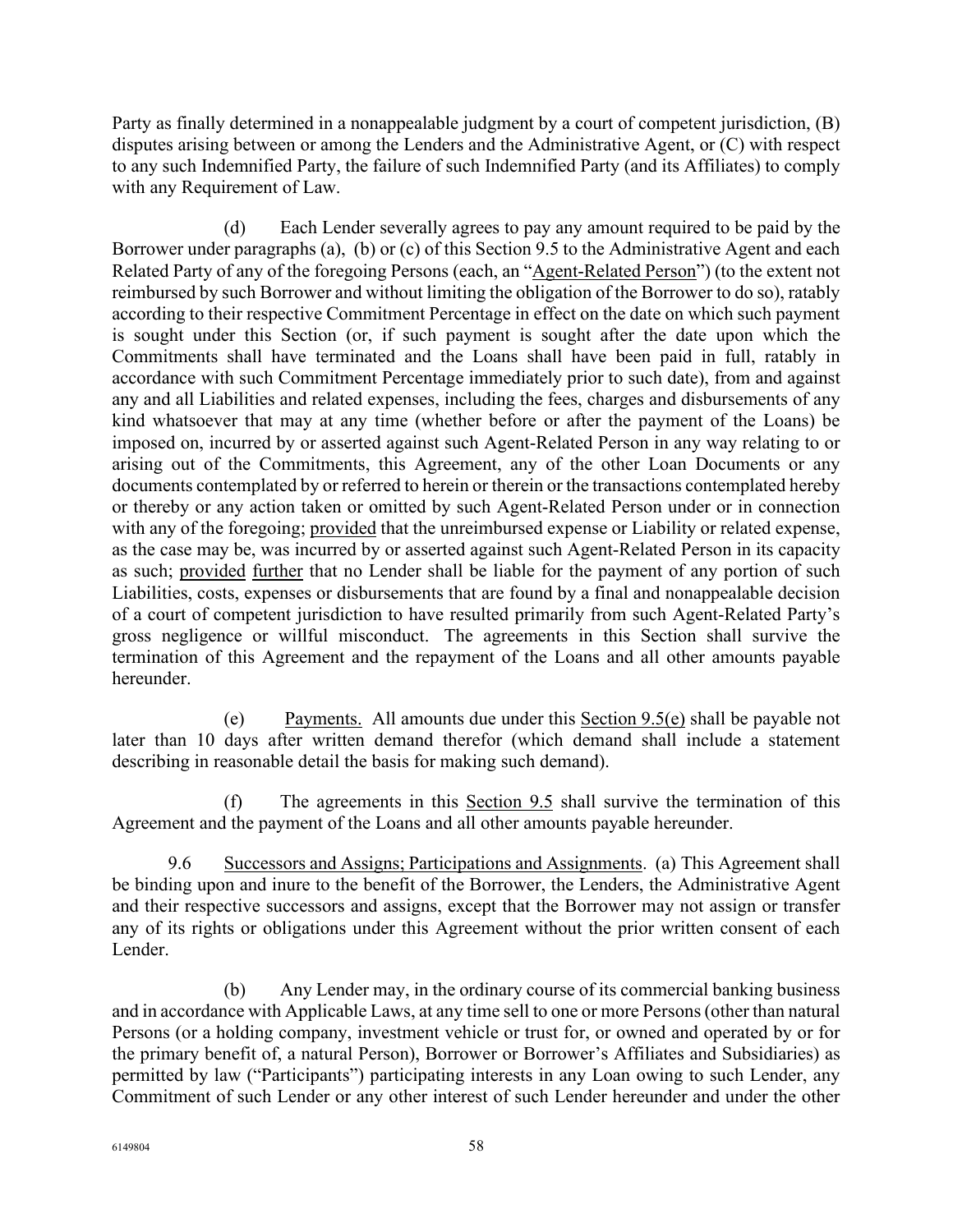Party as finally determined in a nonappealable judgment by a court of competent jurisdiction, (B) disputes arising between or among the Lenders and the Administrative Agent, or (C) with respect to any such Indemnified Party, the failure of such Indemnified Party (and its Affiliates) to comply with any Requirement of Law.

(d) Each Lender severally agrees to pay any amount required to be paid by the Borrower under paragraphs (a), (b) or (c) of this Section 9.5 to the Administrative Agent and each Related Party of any of the foregoing Persons (each, an "Agent-Related Person") (to the extent not reimbursed by such Borrower and without limiting the obligation of the Borrower to do so), ratably according to their respective Commitment Percentage in effect on the date on which such payment is sought under this Section (or, if such payment is sought after the date upon which the Commitments shall have terminated and the Loans shall have been paid in full, ratably in accordance with such Commitment Percentage immediately prior to such date), from and against any and all Liabilities and related expenses, including the fees, charges and disbursements of any kind whatsoever that may at any time (whether before or after the payment of the Loans) be imposed on, incurred by or asserted against such Agent-Related Person in any way relating to or arising out of the Commitments, this Agreement, any of the other Loan Documents or any documents contemplated by or referred to herein or therein or the transactions contemplated hereby or thereby or any action taken or omitted by such Agent-Related Person under or in connection with any of the foregoing; provided that the unreimbursed expense or Liability or related expense, as the case may be, was incurred by or asserted against such Agent-Related Person in its capacity as such; provided further that no Lender shall be liable for the payment of any portion of such Liabilities, costs, expenses or disbursements that are found by a final and nonappealable decision of a court of competent jurisdiction to have resulted primarily from such Agent-Related Party's gross negligence or willful misconduct. The agreements in this Section shall survive the termination of this Agreement and the repayment of the Loans and all other amounts payable hereunder.

(e) Payments. All amounts due under this Section 9.5(e) shall be payable not later than 10 days after written demand therefor (which demand shall include a statement describing in reasonable detail the basis for making such demand).

(f) The agreements in this Section 9.5 shall survive the termination of this Agreement and the payment of the Loans and all other amounts payable hereunder.

9.6 Successors and Assigns; Participations and Assignments. (a) This Agreement shall be binding upon and inure to the benefit of the Borrower, the Lenders, the Administrative Agent and their respective successors and assigns, except that the Borrower may not assign or transfer any of its rights or obligations under this Agreement without the prior written consent of each Lender.

(b) Any Lender may, in the ordinary course of its commercial banking business and in accordance with Applicable Laws, at any time sell to one or more Persons (other than natural Persons (or a holding company, investment vehicle or trust for, or owned and operated by or for the primary benefit of, a natural Person), Borrower or Borrower's Affiliates and Subsidiaries) as permitted by law ("Participants") participating interests in any Loan owing to such Lender, any Commitment of such Lender or any other interest of such Lender hereunder and under the other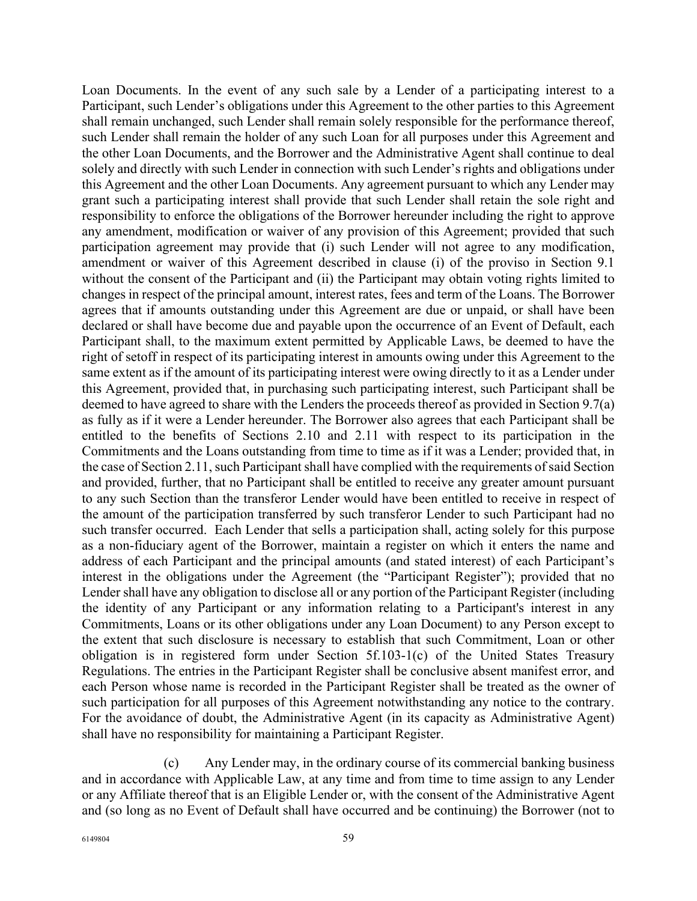Loan Documents. In the event of any such sale by a Lender of a participating interest to a Participant, such Lender's obligations under this Agreement to the other parties to this Agreement shall remain unchanged, such Lender shall remain solely responsible for the performance thereof, such Lender shall remain the holder of any such Loan for all purposes under this Agreement and the other Loan Documents, and the Borrower and the Administrative Agent shall continue to deal solely and directly with such Lender in connection with such Lender's rights and obligations under this Agreement and the other Loan Documents. Any agreement pursuant to which any Lender may grant such a participating interest shall provide that such Lender shall retain the sole right and responsibility to enforce the obligations of the Borrower hereunder including the right to approve any amendment, modification or waiver of any provision of this Agreement; provided that such participation agreement may provide that (i) such Lender will not agree to any modification, amendment or waiver of this Agreement described in clause (i) of the proviso in Section 9.1 without the consent of the Participant and (ii) the Participant may obtain voting rights limited to changes in respect of the principal amount, interest rates, fees and term of the Loans. The Borrower agrees that if amounts outstanding under this Agreement are due or unpaid, or shall have been declared or shall have become due and payable upon the occurrence of an Event of Default, each Participant shall, to the maximum extent permitted by Applicable Laws, be deemed to have the right of setoff in respect of its participating interest in amounts owing under this Agreement to the same extent as if the amount of its participating interest were owing directly to it as a Lender under this Agreement, provided that, in purchasing such participating interest, such Participant shall be deemed to have agreed to share with the Lenders the proceeds thereof as provided in Section 9.7(a) as fully as if it were a Lender hereunder. The Borrower also agrees that each Participant shall be entitled to the benefits of Sections 2.10 and 2.11 with respect to its participation in the Commitments and the Loans outstanding from time to time as if it was a Lender; provided that, in the case of Section 2.11, such Participant shall have complied with the requirements of said Section and provided, further, that no Participant shall be entitled to receive any greater amount pursuant to any such Section than the transferor Lender would have been entitled to receive in respect of the amount of the participation transferred by such transferor Lender to such Participant had no such transfer occurred. Each Lender that sells a participation shall, acting solely for this purpose as a non-fiduciary agent of the Borrower, maintain a register on which it enters the name and address of each Participant and the principal amounts (and stated interest) of each Participant's interest in the obligations under the Agreement (the "Participant Register"); provided that no Lender shall have any obligation to disclose all or any portion of the Participant Register (including the identity of any Participant or any information relating to a Participant's interest in any Commitments, Loans or its other obligations under any Loan Document) to any Person except to the extent that such disclosure is necessary to establish that such Commitment, Loan or other obligation is in registered form under Section 5f.103-1(c) of the United States Treasury Regulations. The entries in the Participant Register shall be conclusive absent manifest error, and each Person whose name is recorded in the Participant Register shall be treated as the owner of such participation for all purposes of this Agreement notwithstanding any notice to the contrary. For the avoidance of doubt, the Administrative Agent (in its capacity as Administrative Agent) shall have no responsibility for maintaining a Participant Register.

(c) Any Lender may, in the ordinary course of its commercial banking business and in accordance with Applicable Law, at any time and from time to time assign to any Lender or any Affiliate thereof that is an Eligible Lender or, with the consent of the Administrative Agent and (so long as no Event of Default shall have occurred and be continuing) the Borrower (not to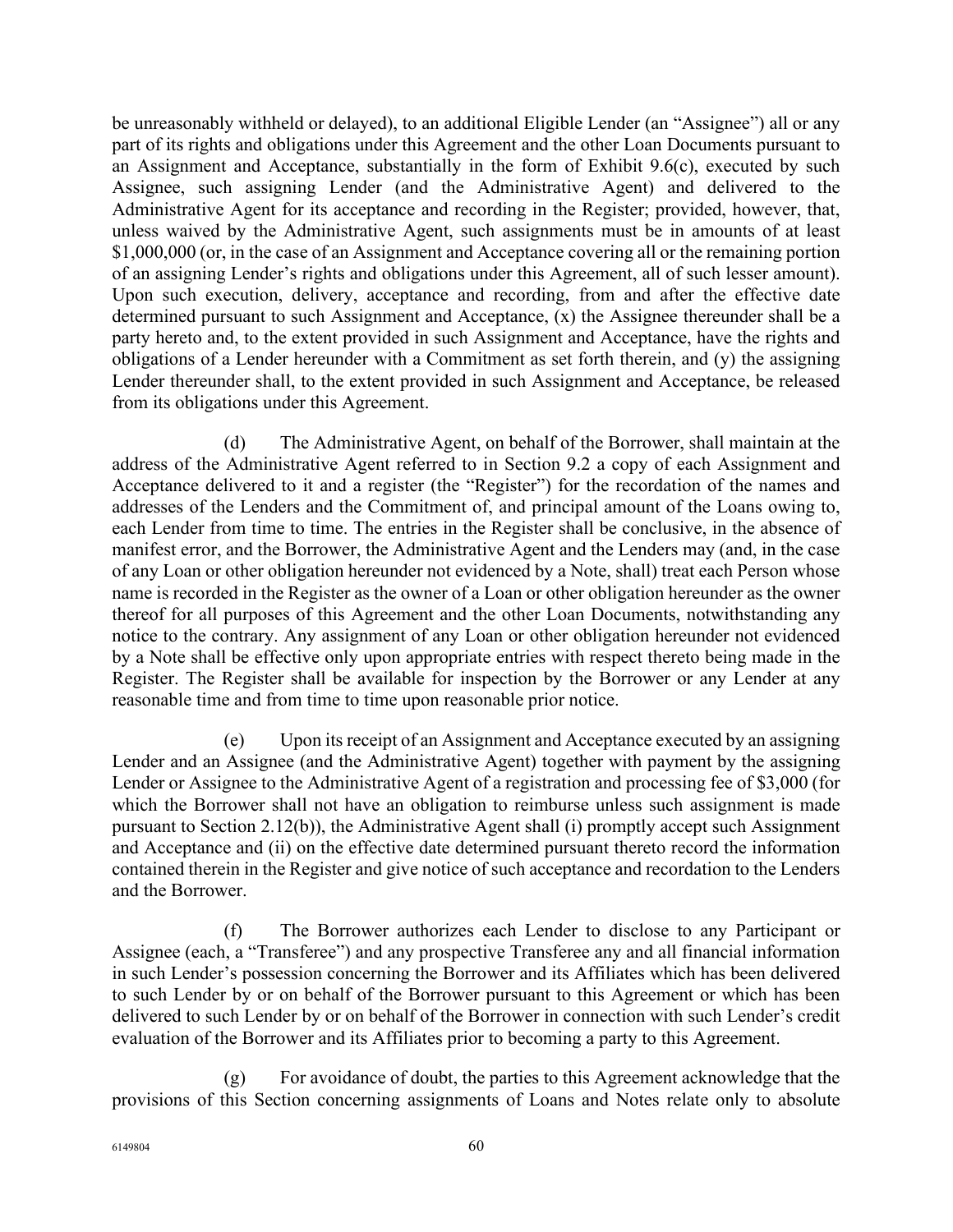be unreasonably withheld or delayed), to an additional Eligible Lender (an "Assignee") all or any part of its rights and obligations under this Agreement and the other Loan Documents pursuant to an Assignment and Acceptance, substantially in the form of Exhibit 9.6(c), executed by such Assignee, such assigning Lender (and the Administrative Agent) and delivered to the Administrative Agent for its acceptance and recording in the Register; provided, however, that, unless waived by the Administrative Agent, such assignments must be in amounts of at least $1,000,000 (or, in the case of an Assignment and Acceptance covering all or the remaining portion of an assigning Lender's rights and obligations under this Agreement, all of such lesser amount). Upon such execution, delivery, acceptance and recording, from and after the effective date determined pursuant to such Assignment and Acceptance, (x) the Assignee thereunder shall be a party hereto and, to the extent provided in such Assignment and Acceptance, have the rights and obligations of a Lender hereunder with a Commitment as set forth therein, and (y) the assigning Lender thereunder shall, to the extent provided in such Assignment and Acceptance, be released from its obligations under this Agreement.

(d) The Administrative Agent, on behalf of the Borrower, shall maintain at the address of the Administrative Agent referred to in Section 9.2 a copy of each Assignment and Acceptance delivered to it and a register (the "Register") for the recordation of the names and addresses of the Lenders and the Commitment of, and principal amount of the Loans owing to, each Lender from time to time. The entries in the Register shall be conclusive, in the absence of manifest error, and the Borrower, the Administrative Agent and the Lenders may (and, in the case of any Loan or other obligation hereunder not evidenced by a Note, shall) treat each Person whose name is recorded in the Register as the owner of a Loan or other obligation hereunder as the owner thereof for all purposes of this Agreement and the other Loan Documents, notwithstanding any notice to the contrary. Any assignment of any Loan or other obligation hereunder not evidenced by a Note shall be effective only upon appropriate entries with respect thereto being made in the Register. The Register shall be available for inspection by the Borrower or any Lender at any reasonable time and from time to time upon reasonable prior notice.

(e) Upon its receipt of an Assignment and Acceptance executed by an assigning Lender and an Assignee (and the Administrative Agent) together with payment by the assigning Lender or Assignee to the Administrative Agent of a registration and processing fee of $3,000 (for which the Borrower shall not have an obligation to reimburse unless such assignment is made pursuant to Section 2.12(b)), the Administrative Agent shall (i) promptly accept such Assignment and Acceptance and (ii) on the effective date determined pursuant thereto record the information contained therein in the Register and give notice of such acceptance and recordation to the Lenders and the Borrower.

(f) The Borrower authorizes each Lender to disclose to any Participant or Assignee (each, a "Transferee") and any prospective Transferee any and all financial information in such Lender's possession concerning the Borrower and its Affiliates which has been delivered to such Lender by or on behalf of the Borrower pursuant to this Agreement or which has been delivered to such Lender by or on behalf of the Borrower in connection with such Lender's credit evaluation of the Borrower and its Affiliates prior to becoming a party to this Agreement.

(g) For avoidance of doubt, the parties to this Agreement acknowledge that the provisions of this Section concerning assignments of Loans and Notes relate only to absolute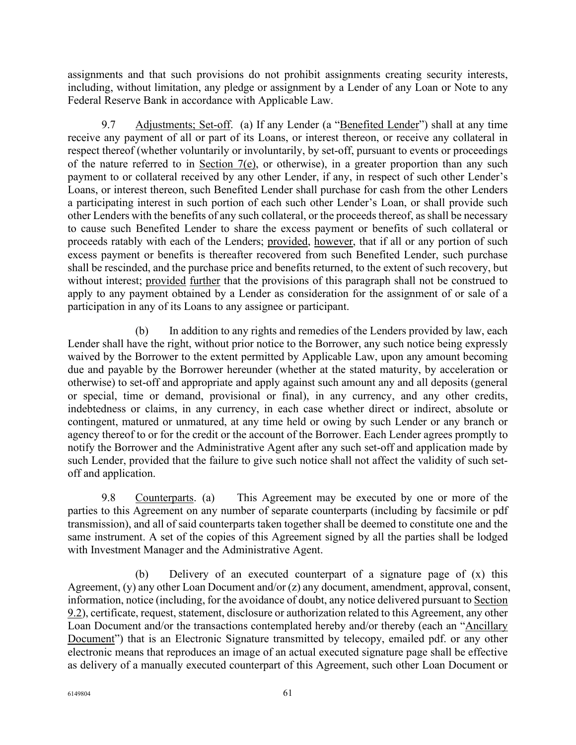assignments and that such provisions do not prohibit assignments creating security interests, including, without limitation, any pledge or assignment by a Lender of any Loan or Note to any Federal Reserve Bank in accordance with Applicable Law.

9.7 Adjustments; Set-off. (a) If any Lender (a "Benefited Lender") shall at any time receive any payment of all or part of its Loans, or interest thereon, or receive any collateral in respect thereof (whether voluntarily or involuntarily, by set-off, pursuant to events or proceedings of the nature referred to in Section 7(e), or otherwise), in a greater proportion than any such payment to or collateral received by any other Lender, if any, in respect of such other Lender's Loans, or interest thereon, such Benefited Lender shall purchase for cash from the other Lenders a participating interest in such portion of each such other Lender's Loan, or shall provide such other Lenders with the benefits of any such collateral, or the proceeds thereof, as shall be necessary to cause such Benefited Lender to share the excess payment or benefits of such collateral or proceeds ratably with each of the Lenders; provided, however, that if all or any portion of such excess payment or benefits is thereafter recovered from such Benefited Lender, such purchase shall be rescinded, and the purchase price and benefits returned, to the extent of such recovery, but without interest; provided further that the provisions of this paragraph shall not be construed to apply to any payment obtained by a Lender as consideration for the assignment of or sale of a participation in any of its Loans to any assignee or participant.

(b) In addition to any rights and remedies of the Lenders provided by law, each Lender shall have the right, without prior notice to the Borrower, any such notice being expressly waived by the Borrower to the extent permitted by Applicable Law, upon any amount becoming due and payable by the Borrower hereunder (whether at the stated maturity, by acceleration or otherwise) to set-off and appropriate and apply against such amount any and all deposits (general or special, time or demand, provisional or final), in any currency, and any other credits, indebtedness or claims, in any currency, in each case whether direct or indirect, absolute or contingent, matured or unmatured, at any time held or owing by such Lender or any branch or agency thereof to or for the credit or the account of the Borrower. Each Lender agrees promptly to notify the Borrower and the Administrative Agent after any such set-off and application made by such Lender, provided that the failure to give such notice shall not affect the validity of such set-off and application.

9.8 Counterparts. (a) This Agreement may be executed by one or more of the parties to this Agreement on any number of separate counterparts (including by facsimile or pdf transmission), and all of said counterparts taken together shall be deemed to constitute one and the same instrument. A set of the copies of this Agreement signed by all the parties shall be lodged with Investment Manager and the Administrative Agent.

(b) Delivery of an executed counterpart of a signature page of (x) this Agreement, (y) any other Loan Document and/or (z) any document, amendment, approval, consent, information, notice (including, for the avoidance of doubt, any notice delivered pursuant to Section 9.2), certificate, request, statement, disclosure or authorization related to this Agreement, any other Loan Document and/or the transactions contemplated hereby and/or thereby (each an "Ancillary Document") that is an Electronic Signature transmitted by telecopy, emailed pdf. or any other electronic means that reproduces an image of an actual executed signature page shall be effective as delivery of a manually executed counterpart of this Agreement, such other Loan Document or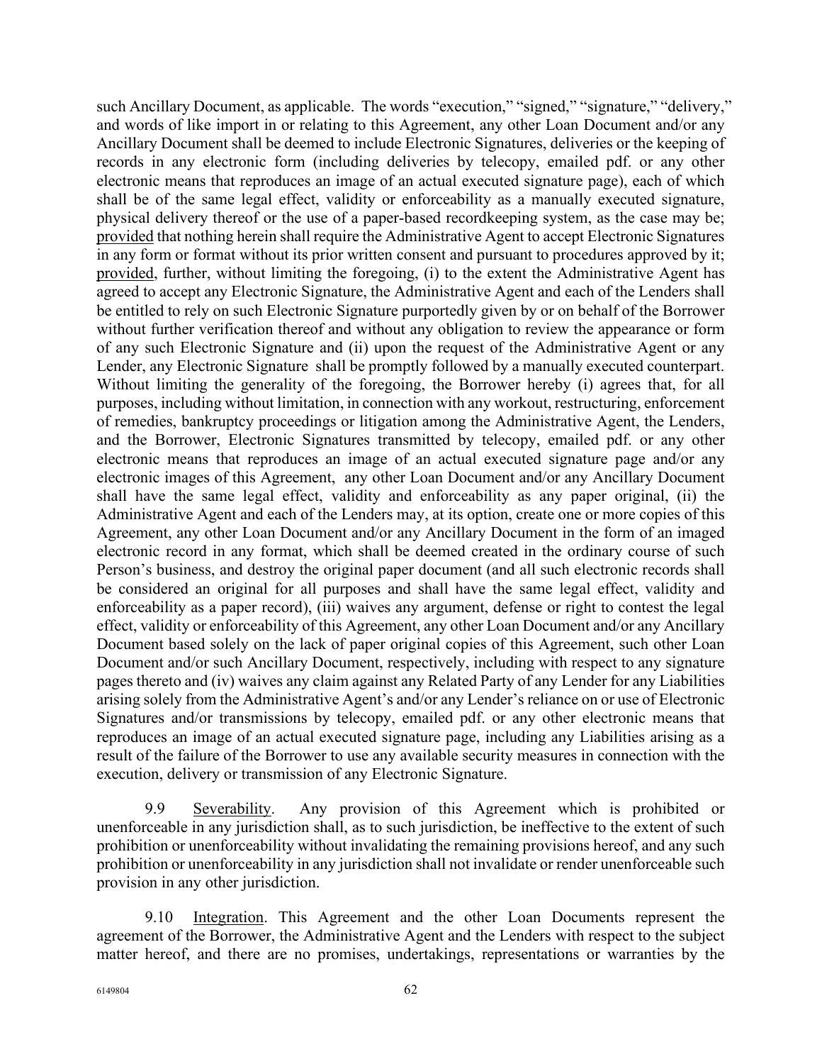such Ancillary Document, as applicable. The words "execution," "signed," "signature," "delivery," and words of like import in or relating to this Agreement, any other Loan Document and/or any Ancillary Document shall be deemed to include Electronic Signatures, deliveries or the keeping of records in any electronic form (including deliveries by telecopy, emailed pdf. or any other electronic means that reproduces an image of an actual executed signature page), each of which shall be of the same legal effect, validity or enforceability as a manually executed signature, physical delivery thereof or the use of a paper-based recordkeeping system, as the case may be; provided that nothing herein shall require the Administrative Agent to accept Electronic Signatures in any form or format without its prior written consent and pursuant to procedures approved by it; provided, further, without limiting the foregoing, (i) to the extent the Administrative Agent has agreed to accept any Electronic Signature, the Administrative Agent and each of the Lenders shall be entitled to rely on such Electronic Signature purportedly given by or on behalf of the Borrower without further verification thereof and without any obligation to review the appearance or form of any such Electronic Signature and (ii) upon the request of the Administrative Agent or any Lender, any Electronic Signature shall be promptly followed by a manually executed counterpart. Without limiting the generality of the foregoing, the Borrower hereby (i) agrees that, for all purposes, including without limitation, in connection with any workout, restructuring, enforcement of remedies, bankruptcy proceedings or litigation among the Administrative Agent, the Lenders, and the Borrower, Electronic Signatures transmitted by telecopy, emailed pdf. or any other electronic means that reproduces an image of an actual executed signature page and/or any electronic images of this Agreement, any other Loan Document and/or any Ancillary Document shall have the same legal effect, validity and enforceability as any paper original, (ii) the Administrative Agent and each of the Lenders may, at its option, create one or more copies of this Agreement, any other Loan Document and/or any Ancillary Document in the form of an imaged electronic record in any format, which shall be deemed created in the ordinary course of such Person's business, and destroy the original paper document (and all such electronic records shall be considered an original for all purposes and shall have the same legal effect, validity and enforceability as a paper record), (iii) waives any argument, defense or right to contest the legal effect, validity or enforceability of this Agreement, any other Loan Document and/or any Ancillary Document based solely on the lack of paper original copies of this Agreement, such other Loan Document and/or such Ancillary Document, respectively, including with respect to any signature pages thereto and (iv) waives any claim against any Related Party of any Lender for any Liabilities arising solely from the Administrative Agent's and/or any Lender's reliance on or use of Electronic Signatures and/or transmissions by telecopy, emailed pdf. or any other electronic means that reproduces an image of an actual executed signature page, including any Liabilities arising as a result of the failure of the Borrower to use any available security measures in connection with the execution, delivery or transmission of any Electronic Signature.

9.9 Severability. Any provision of this Agreement which is prohibited or unenforceable in any jurisdiction shall, as to such jurisdiction, be ineffective to the extent of such prohibition or unenforceability without invalidating the remaining provisions hereof, and any such prohibition or unenforceability in any jurisdiction shall not invalidate or render unenforceable such provision in any other jurisdiction.

9.10 Integration. This Agreement and the other Loan Documents represent the agreement of the Borrower, the Administrative Agent and the Lenders with respect to the subject matter hereof, and there are no promises, undertakings, representations or warranties by the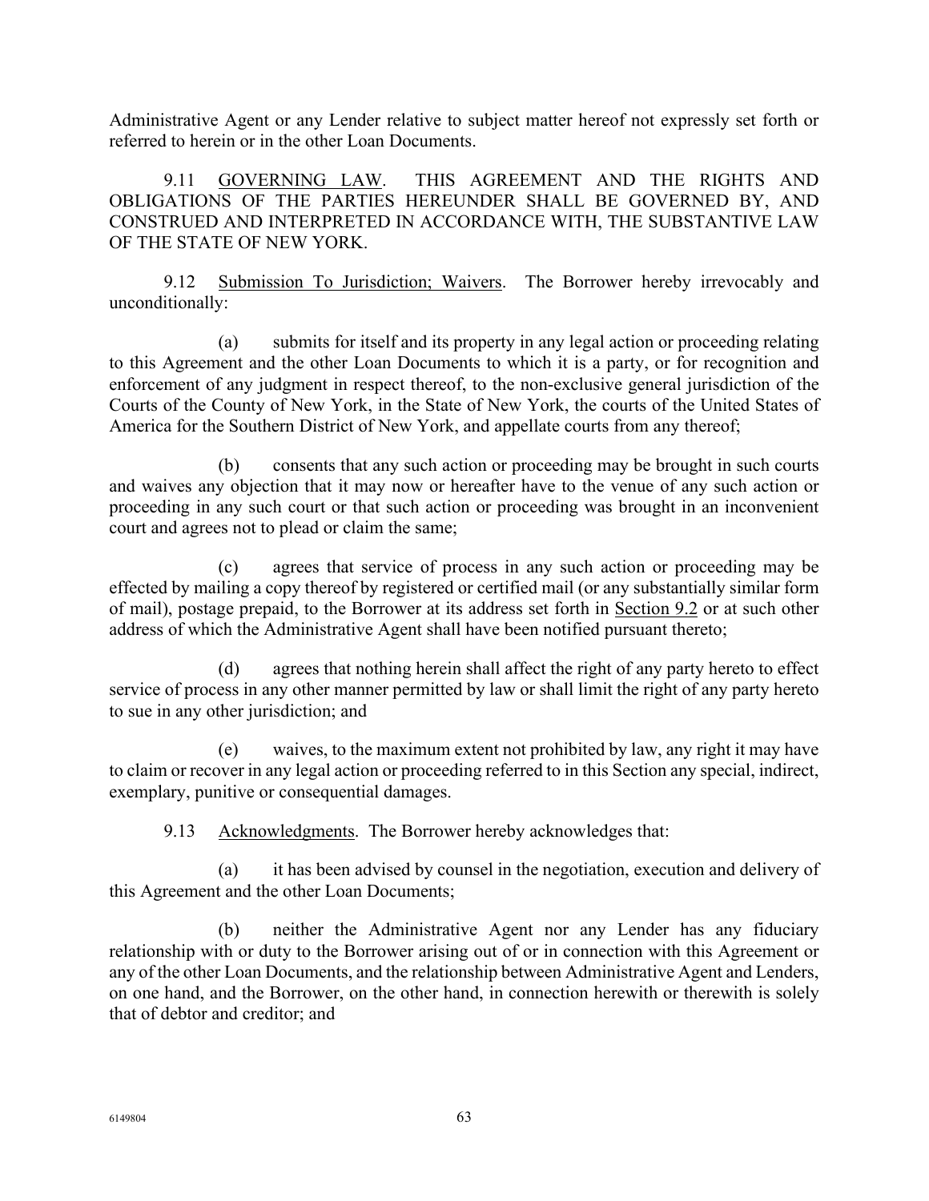Administrative Agent or any Lender relative to subject matter hereof not expressly set forth or referred to herein or in the other Loan Documents.

9.11 GOVERNING LAW. THIS AGREEMENT AND THE RIGHTS AND OBLIGATIONS OF THE PARTIES HEREUNDER SHALL BE GOVERNED BY, AND CONSTRUED AND INTERPRETED IN ACCORDANCE WITH, THE SUBSTANTIVE LAW OF THE STATE OF NEW YORK.

9.12 Submission To Jurisdiction; Waivers. The Borrower hereby irrevocably and unconditionally:

(a) submits for itself and its property in any legal action or proceeding relating to this Agreement and the other Loan Documents to which it is a party, or for recognition and enforcement of any judgment in respect thereof, to the non-exclusive general jurisdiction of the Courts of the County of New York, in the State of New York, the courts of the United States of America for the Southern District of New York, and appellate courts from any thereof;

(b) consents that any such action or proceeding may be brought in such courts and waives any objection that it may now or hereafter have to the venue of any such action or proceeding in any such court or that such action or proceeding was brought in an inconvenient court and agrees not to plead or claim the same;

(c) agrees that service of process in any such action or proceeding may be effected by mailing a copy thereof by registered or certified mail (or any substantially similar form of mail), postage prepaid, to the Borrower at its address set forth in Section 9.2 or at such other address of which the Administrative Agent shall have been notified pursuant thereto;

(d) agrees that nothing herein shall affect the right of any party hereto to effect service of process in any other manner permitted by law or shall limit the right of any party hereto to sue in any other jurisdiction; and

(e) waives, to the maximum extent not prohibited by law, any right it may have to claim or recover in any legal action or proceeding referred to in this Section any special, indirect, exemplary, punitive or consequential damages.

9.13 Acknowledgments. The Borrower hereby acknowledges that:

(a) it has been advised by counsel in the negotiation, execution and delivery of this Agreement and the other Loan Documents;

(b) neither the Administrative Agent nor any Lender has any fiduciary relationship with or duty to the Borrower arising out of or in connection with this Agreement or any of the other Loan Documents, and the relationship between Administrative Agent and Lenders, on one hand, and the Borrower, on the other hand, in connection herewith or therewith is solely that of debtor and creditor; and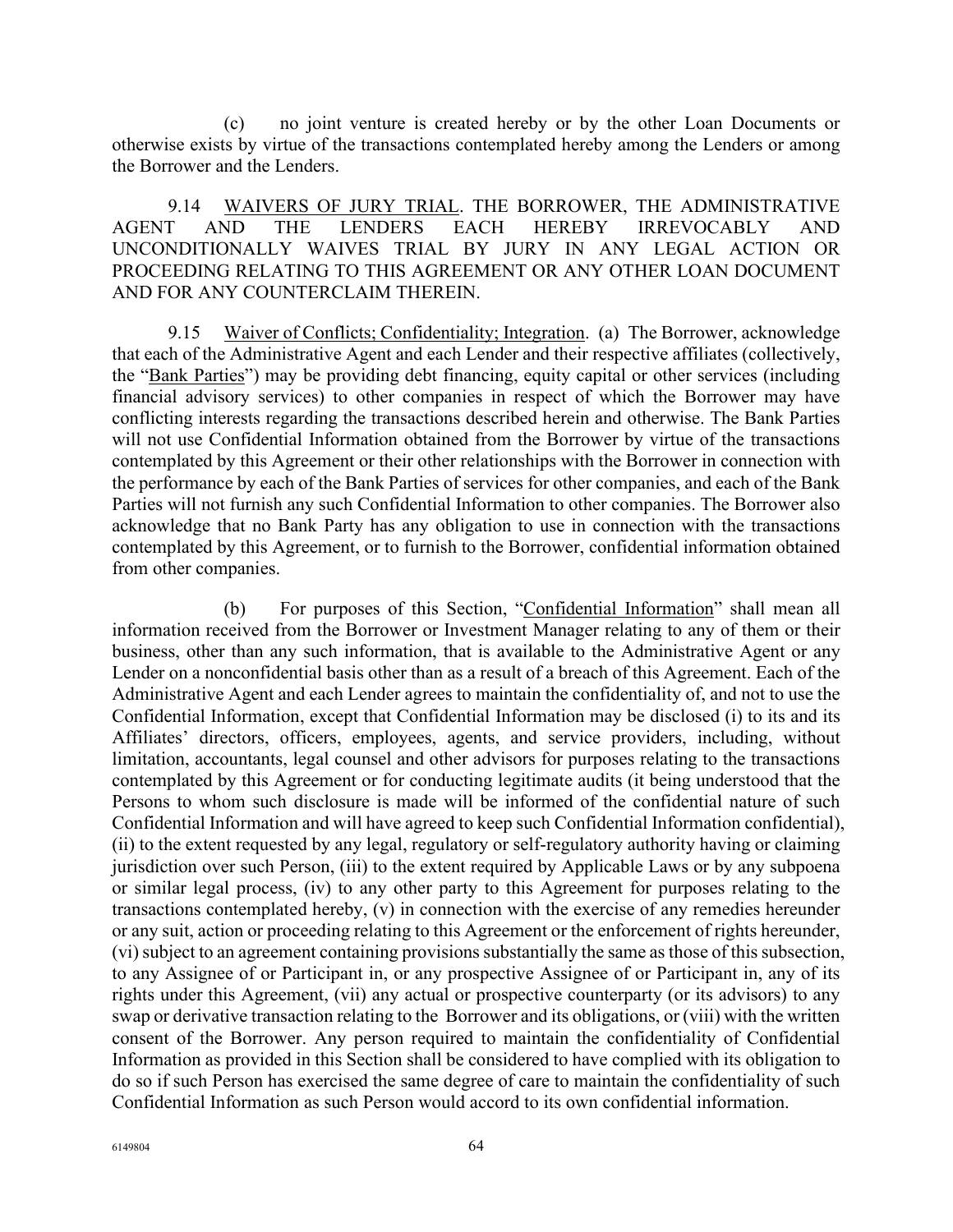(c) no joint venture is created hereby or by the other Loan Documents or otherwise exists by virtue of the transactions contemplated hereby among the Lenders or among the Borrower and the Lenders.

9.14 WAIVERS OF JURY TRIAL. THE BORROWER, THE ADMINISTRATIVE AGENT AND THE LENDERS EACH HEREBY IRREVOCABLY AND UNCONDITIONALLY WAIVES TRIAL BY JURY IN ANY LEGAL ACTION OR PROCEEDING RELATING TO THIS AGREEMENT OR ANY OTHER LOAN DOCUMENT AND FOR ANY COUNTERCLAIM THEREIN.

9.15 Waiver of Conflicts; Confidentiality; Integration. (a) The Borrower, acknowledge that each of the Administrative Agent and each Lender and their respective affiliates (collectively, the "Bank Parties") may be providing debt financing, equity capital or other services (including financial advisory services) to other companies in respect of which the Borrower may have conflicting interests regarding the transactions described herein and otherwise. The Bank Parties will not use Confidential Information obtained from the Borrower by virtue of the transactions contemplated by this Agreement or their other relationships with the Borrower in connection with the performance by each of the Bank Parties of services for other companies, and each of the Bank Parties will not furnish any such Confidential Information to other companies. The Borrower also acknowledge that no Bank Party has any obligation to use in connection with the transactions contemplated by this Agreement, or to furnish to the Borrower, confidential information obtained from other companies.

(b) For purposes of this Section, "Confidential Information" shall mean all information received from the Borrower or Investment Manager relating to any of them or their business, other than any such information, that is available to the Administrative Agent or any Lender on a nonconfidential basis other than as a result of a breach of this Agreement. Each of the Administrative Agent and each Lender agrees to maintain the confidentiality of, and not to use the Confidential Information, except that Confidential Information may be disclosed (i) to its and its Affiliates' directors, officers, employees, agents, and service providers, including, without limitation, accountants, legal counsel and other advisors for purposes relating to the transactions contemplated by this Agreement or for conducting legitimate audits (it being understood that the Persons to whom such disclosure is made will be informed of the confidential nature of such Confidential Information and will have agreed to keep such Confidential Information confidential), (ii) to the extent requested by any legal, regulatory or self-regulatory authority having or claiming jurisdiction over such Person, (iii) to the extent required by Applicable Laws or by any subpoena or similar legal process, (iv) to any other party to this Agreement for purposes relating to the transactions contemplated hereby, (v) in connection with the exercise of any remedies hereunder or any suit, action or proceeding relating to this Agreement or the enforcement of rights hereunder, (vi) subject to an agreement containing provisions substantially the same as those of this subsection, to any Assignee of or Participant in, or any prospective Assignee of or Participant in, any of its rights under this Agreement, (vii) any actual or prospective counterparty (or its advisors) to any swap or derivative transaction relating to the Borrower and its obligations, or (viii) with the written consent of the Borrower. Any person required to maintain the confidentiality of Confidential Information as provided in this Section shall be considered to have complied with its obligation to do so if such Person has exercised the same degree of care to maintain the confidentiality of such Confidential Information as such Person would accord to its own confidential information.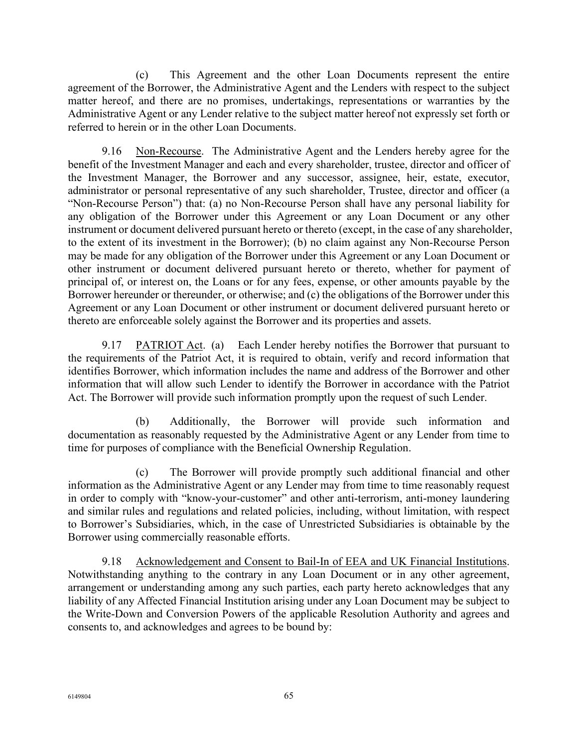(c) This Agreement and the other Loan Documents represent the entire agreement of the Borrower, the Administrative Agent and the Lenders with respect to the subject matter hereof, and there are no promises, undertakings, representations or warranties by the Administrative Agent or any Lender relative to the subject matter hereof not expressly set forth or referred to herein or in the other Loan Documents.

9.16 Non-Recourse. The Administrative Agent and the Lenders hereby agree for the benefit of the Investment Manager and each and every shareholder, trustee, director and officer of the Investment Manager, the Borrower and any successor, assignee, heir, estate, executor, administrator or personal representative of any such shareholder, Trustee, director and officer (a "Non-Recourse Person") that: (a) no Non-Recourse Person shall have any personal liability for any obligation of the Borrower under this Agreement or any Loan Document or any other instrument or document delivered pursuant hereto or thereto (except, in the case of any shareholder, to the extent of its investment in the Borrower); (b) no claim against any Non-Recourse Person may be made for any obligation of the Borrower under this Agreement or any Loan Document or other instrument or document delivered pursuant hereto or thereto, whether for payment of principal of, or interest on, the Loans or for any fees, expense, or other amounts payable by the Borrower hereunder or thereunder, or otherwise; and (c) the obligations of the Borrower under this Agreement or any Loan Document or other instrument or document delivered pursuant hereto or thereto are enforceable solely against the Borrower and its properties and assets.

9.17 PATRIOT Act. (a) Each Lender hereby notifies the Borrower that pursuant to the requirements of the Patriot Act, it is required to obtain, verify and record information that identifies Borrower, which information includes the name and address of the Borrower and other information that will allow such Lender to identify the Borrower in accordance with the Patriot Act. The Borrower will provide such information promptly upon the request of such Lender.

(b) Additionally, the Borrower will provide such information and documentation as reasonably requested by the Administrative Agent or any Lender from time to time for purposes of compliance with the Beneficial Ownership Regulation.

(c) The Borrower will provide promptly such additional financial and other information as the Administrative Agent or any Lender may from time to time reasonably request in order to comply with "know-your-customer" and other anti-terrorism, anti-money laundering and similar rules and regulations and related policies, including, without limitation, with respect to Borrower's Subsidiaries, which, in the case of Unrestricted Subsidiaries is obtainable by the Borrower using commercially reasonable efforts.

9.18 Acknowledgement and Consent to Bail-In of EEA and UK Financial Institutions. Notwithstanding anything to the contrary in any Loan Document or in any other agreement, arrangement or understanding among any such parties, each party hereto acknowledges that any liability of any Affected Financial Institution arising under any Loan Document may be subject to the Write-Down and Conversion Powers of the applicable Resolution Authority and agrees and consents to, and acknowledges and agrees to be bound by: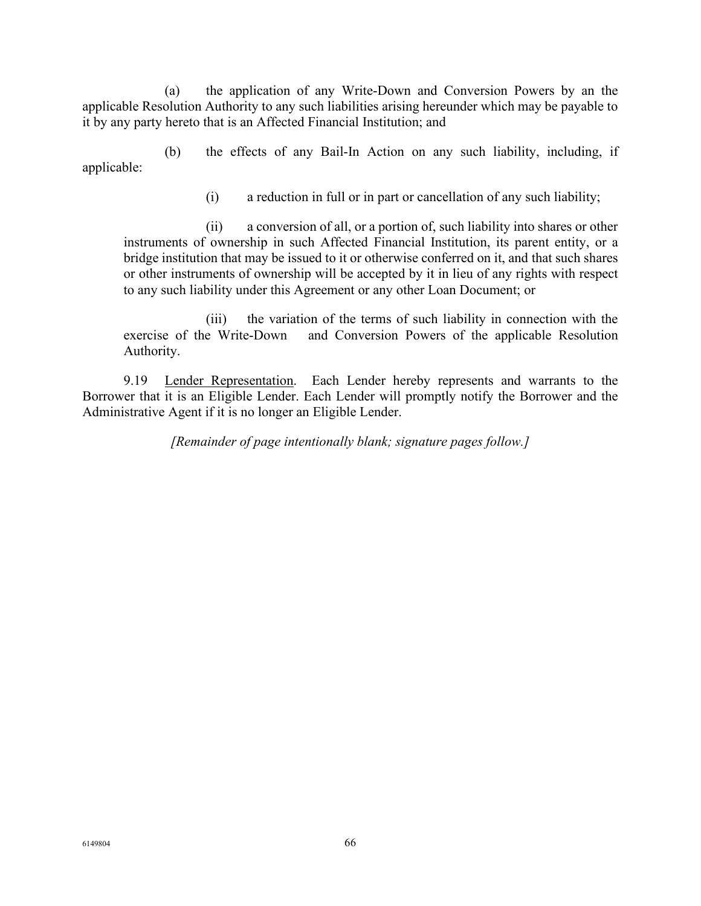(a) the application of any Write-Down and Conversion Powers by an the applicable Resolution Authority to any such liabilities arising hereunder which may be payable to it by any party hereto that is an Affected Financial Institution; and

(b) the effects of any Bail-In Action on any such liability, including, if applicable:

(i) a reduction in full or in part or cancellation of any such liability;

(ii) a conversion of all, or a portion of, such liability into shares or other instruments of ownership in such Affected Financial Institution, its parent entity, or a bridge institution that may be issued to it or otherwise conferred on it, and that such shares or other instruments of ownership will be accepted by it in lieu of any rights with respect to any such liability under this Agreement or any other Loan Document; or

(iii) the variation of the terms of such liability in connection with the exercise of the Write-Down and Conversion Powers of the applicable Resolution Authority.

9.19 Lender Representation. Each Lender hereby represents and warrants to the Borrower that it is an Eligible Lender. Each Lender will promptly notify the Borrower and the Administrative Agent if it is no longer an Eligible Lender.

*[Remainder of page intentionally blank; signature pages follow.]*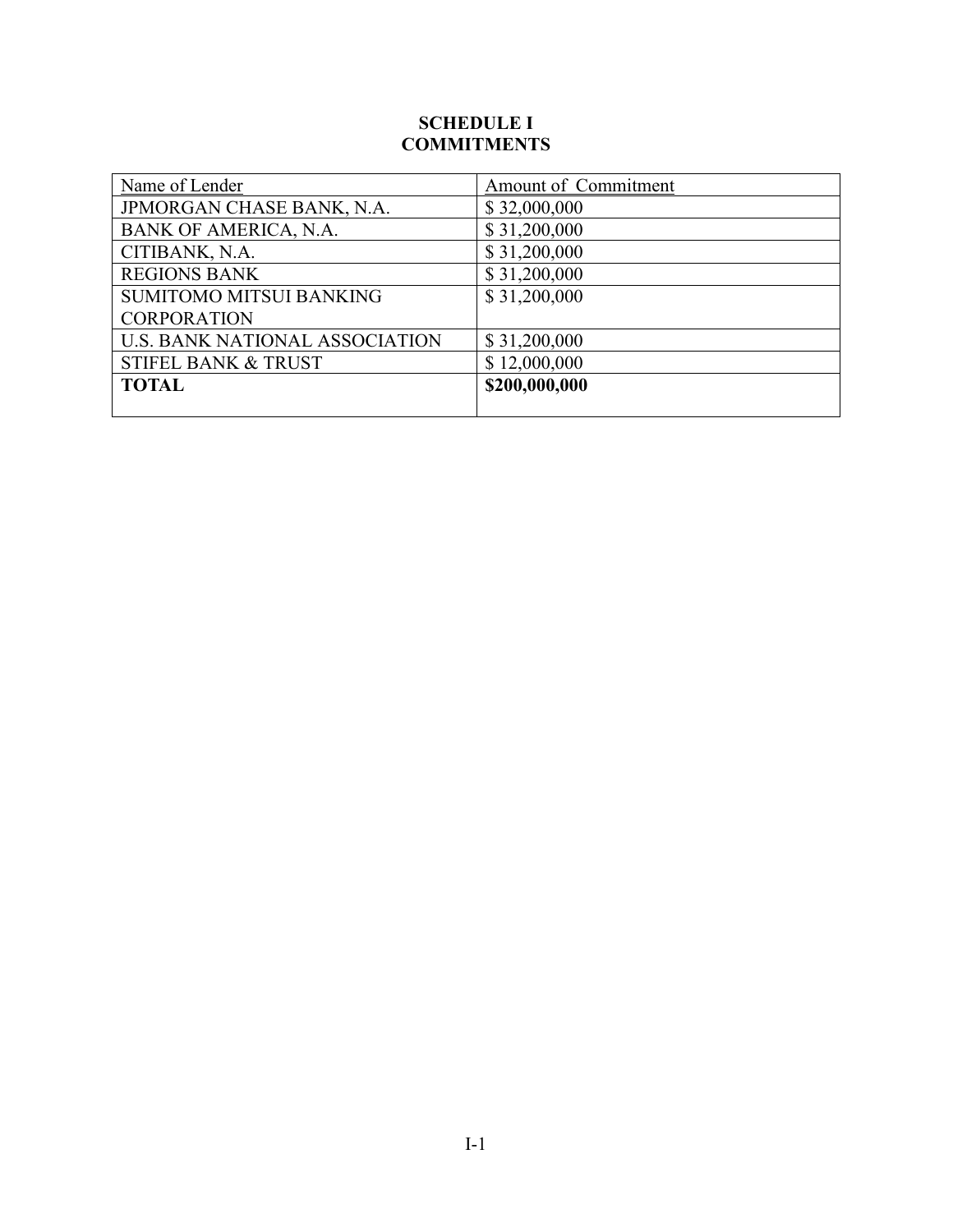# SCHEDULE I
## COMMITMENTS

| Name of Lender | Amount of Commitment |
|---|---|
| JPMORGAN CHASE BANK, N.A. | $ 32,000,000 |
| BANK OF AMERICA, N.A. | $ 31,200,000 |
| CITIBANK, N.A. | $ 31,200,000 |
| REGIONS BANK | $ 31,200,000 |
| SUMITOMO MITSUI BANKING CORPORATION | $ 31,200,000 |
| U.S. BANK NATIONAL ASSOCIATION | $ 31,200,000 |
| STIFEL BANK & TRUST | $ 12,000,000 |
| **TOTAL** | **$200,000,000** |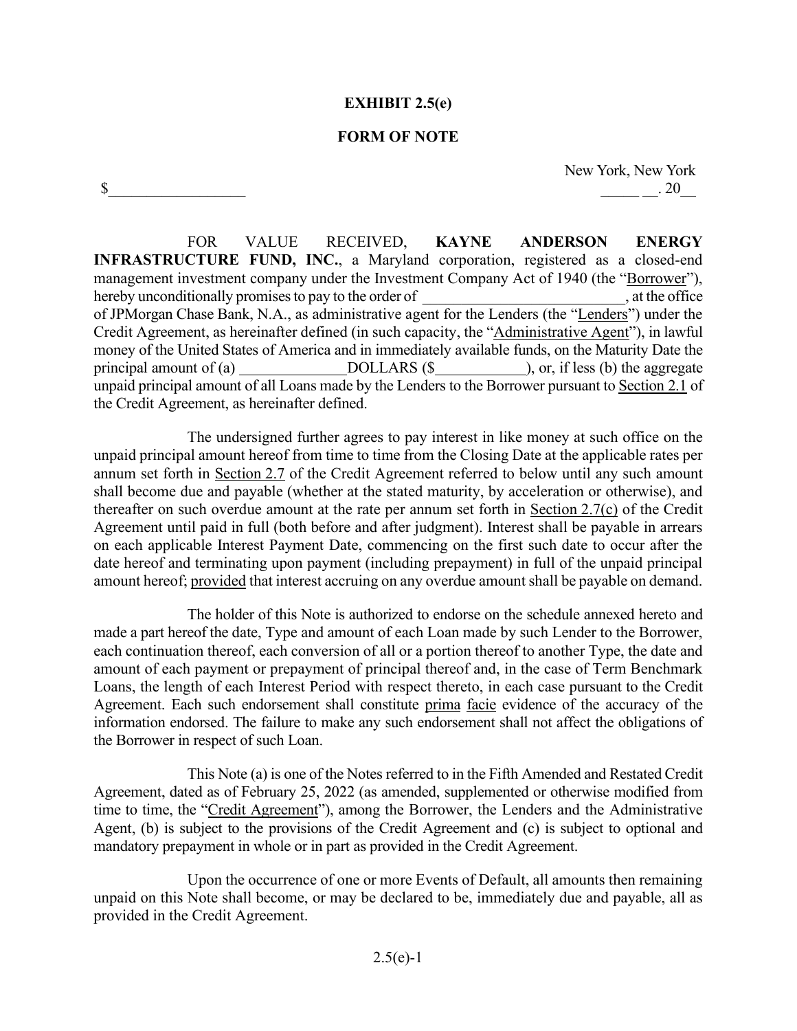**EXHIBIT 2.5(e)**

**FORM OF NOTE**

New York, New York

$_________________ _____ __. 20__

FOR VALUE RECEIVED, **KAYNE ANDERSON ENERGY INFRASTRUCTURE FUND, INC.**, a Maryland corporation, registered as a closed-end management investment company under the Investment Company Act of 1940 (the "Borrower"), hereby unconditionally promises to pay to the order of __________________________, at the office of JPMorgan Chase Bank, N.A., as administrative agent for the Lenders (the "Lenders") under the Credit Agreement, as hereinafter defined (in such capacity, the "Administrative Agent"), in lawful money of the United States of America and in immediately available funds, on the Maturity Date the principal amount of (a) ______________DOLLARS ($____________), or, if less (b) the aggregate unpaid principal amount of all Loans made by the Lenders to the Borrower pursuant to Section 2.1 of the Credit Agreement, as hereinafter defined.

The undersigned further agrees to pay interest in like money at such office on the unpaid principal amount hereof from time to time from the Closing Date at the applicable rates per annum set forth in Section 2.7 of the Credit Agreement referred to below until any such amount shall become due and payable (whether at the stated maturity, by acceleration or otherwise), and thereafter on such overdue amount at the rate per annum set forth in Section 2.7(c) of the Credit Agreement until paid in full (both before and after judgment). Interest shall be payable in arrears on each applicable Interest Payment Date, commencing on the first such date to occur after the date hereof and terminating upon payment (including prepayment) in full of the unpaid principal amount hereof; provided that interest accruing on any overdue amount shall be payable on demand.

The holder of this Note is authorized to endorse on the schedule annexed hereto and made a part hereof the date, Type and amount of each Loan made by such Lender to the Borrower, each continuation thereof, each conversion of all or a portion thereof to another Type, the date and amount of each payment or prepayment of principal thereof and, in the case of Term Benchmark Loans, the length of each Interest Period with respect thereto, in each case pursuant to the Credit Agreement. Each such endorsement shall constitute prima facie evidence of the accuracy of the information endorsed. The failure to make any such endorsement shall not affect the obligations of the Borrower in respect of such Loan.

This Note (a) is one of the Notes referred to in the Fifth Amended and Restated Credit Agreement, dated as of February 25, 2022 (as amended, supplemented or otherwise modified from time to time, the "Credit Agreement"), among the Borrower, the Lenders and the Administrative Agent, (b) is subject to the provisions of the Credit Agreement and (c) is subject to optional and mandatory prepayment in whole or in part as provided in the Credit Agreement.

Upon the occurrence of one or more Events of Default, all amounts then remaining unpaid on this Note shall become, or may be declared to be, immediately due and payable, all as provided in the Credit Agreement.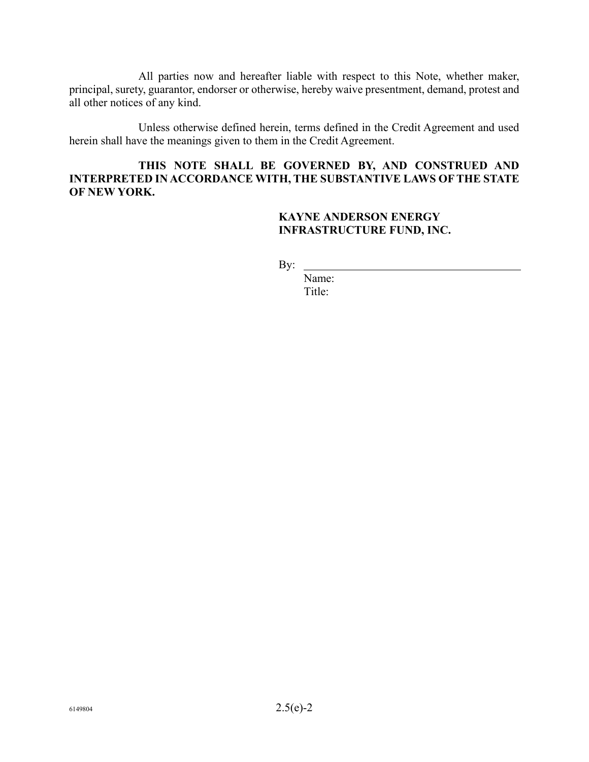All parties now and hereafter liable with respect to this Note, whether maker, principal, surety, guarantor, endorser or otherwise, hereby waive presentment, demand, protest and all other notices of any kind.

Unless otherwise defined herein, terms defined in the Credit Agreement and used herein shall have the meanings given to them in the Credit Agreement.

**THIS NOTE SHALL BE GOVERNED BY, AND CONSTRUED AND INTERPRETED IN ACCORDANCE WITH, THE SUBSTANTIVE LAWS OF THE STATE OF NEW YORK.**

**KAYNE ANDERSON ENERGY INFRASTRUCTURE FUND, INC.**

By: \_\_\_\_\_\_\_\_\_\_\_\_\_\_\_\_\_\_\_\_\_\_\_\_\_\_\_\_\_\_\_\_\_\_\_\_

Name:

Title:

6149804

2.5(e)-2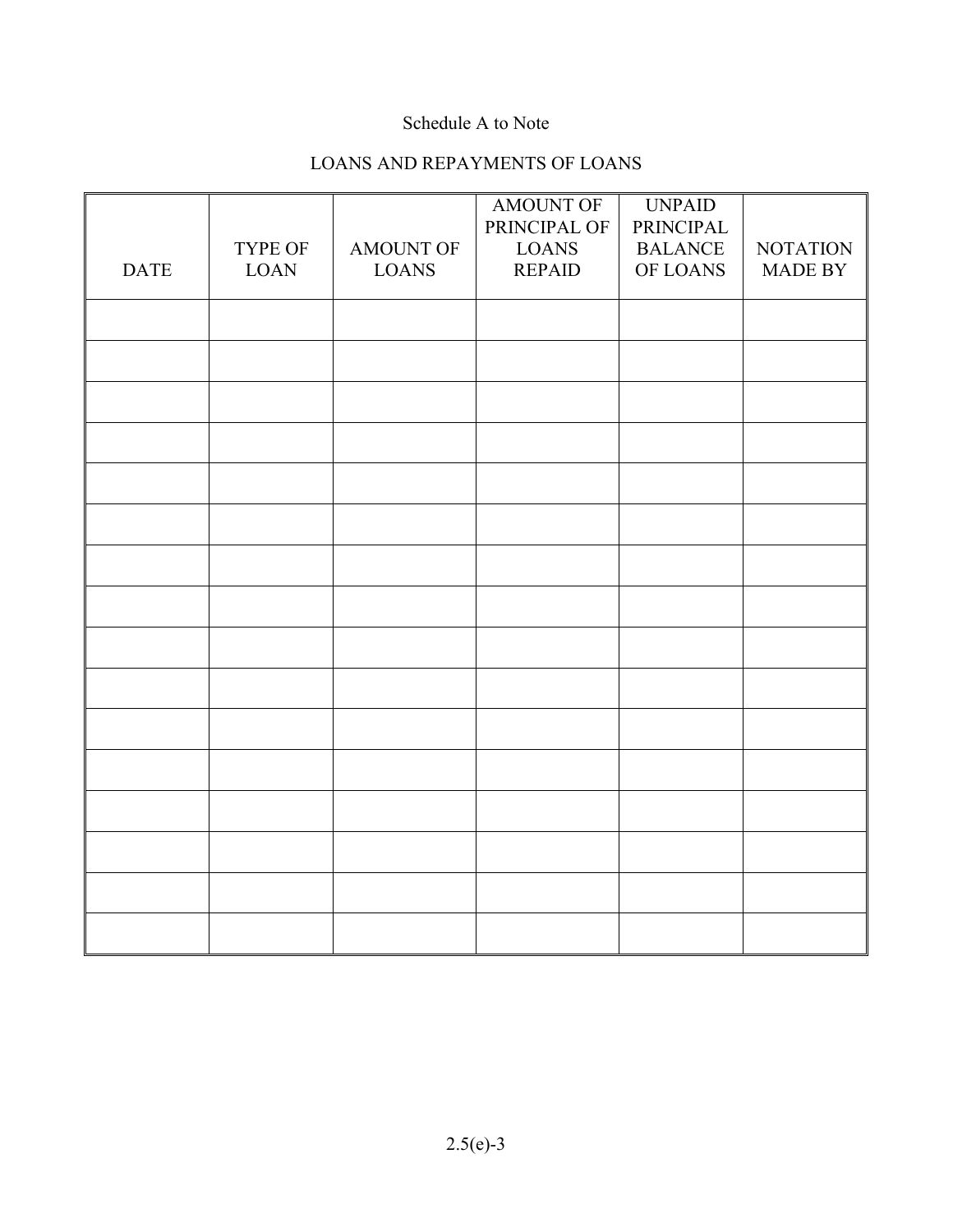Schedule A to Note

LOANS AND REPAYMENTS OF LOANS

| DATE | TYPE OF LOAN | AMOUNT OF LOANS | AMOUNT OF PRINCIPAL OF LOANS REPAID | UNPAID PRINCIPAL BALANCE OF LOANS | NOTATION MADE BY |
|---|---|---|---|---|---|
| | | | | | |
| | | | | | |
| | | | | | |
| | | | | | |
| | | | | | |
| | | | | | |
| | | | | | |
| | | | | | |
| | | | | | |
| | | | | | |
| | | | | | |
| | | | | | |
| | | | | | |
| | | | | | |
| | | | | | |
| | | | | | |

2.5(e)-3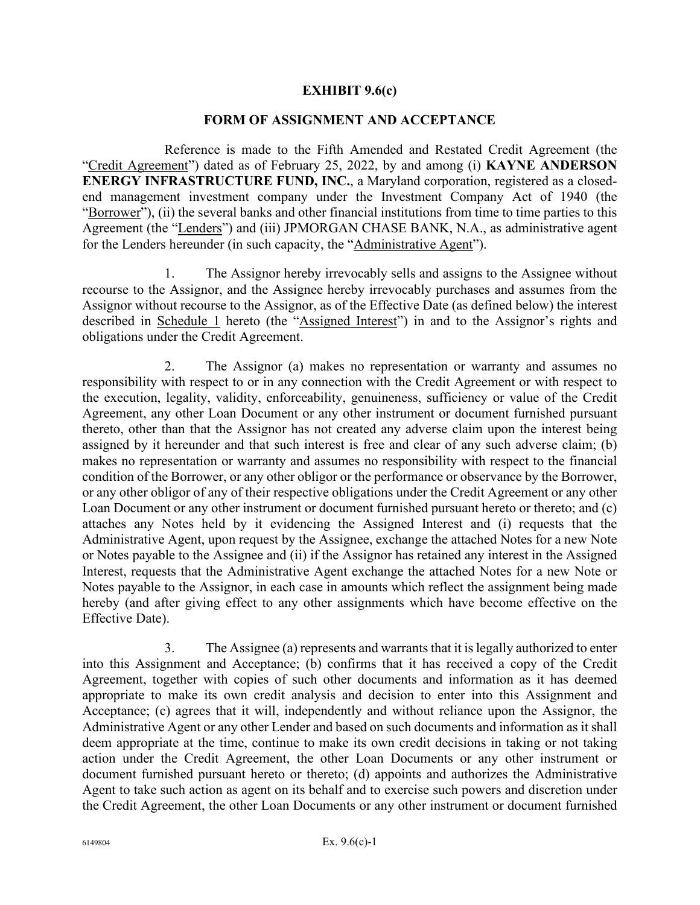**EXHIBIT 9.6(c)**

**FORM OF ASSIGNMENT AND ACCEPTANCE**

Reference is made to the Fifth Amended and Restated Credit Agreement (the "Credit Agreement") dated as of February 25, 2022, by and among (i) **KAYNE ANDERSON ENERGY INFRASTRUCTURE FUND, INC.**, a Maryland corporation, registered as a closed-end management investment company under the Investment Company Act of 1940 (the "Borrower"), (ii) the several banks and other financial institutions from time to time parties to this Agreement (the "Lenders") and (iii) JPMORGAN CHASE BANK, N.A., as administrative agent for the Lenders hereunder (in such capacity, the "Administrative Agent").

1. The Assignor hereby irrevocably sells and assigns to the Assignee without recourse to the Assignor, and the Assignee hereby irrevocably purchases and assumes from the Assignor without recourse to the Assignor, as of the Effective Date (as defined below) the interest described in Schedule 1 hereto (the "Assigned Interest") in and to the Assignor's rights and obligations under the Credit Agreement.

2. The Assignor (a) makes no representation or warranty and assumes no responsibility with respect to or in any connection with the Credit Agreement or with respect to the execution, legality, validity, enforceability, genuineness, sufficiency or value of the Credit Agreement, any other Loan Document or any other instrument or document furnished pursuant thereto, other than that the Assignor has not created any adverse claim upon the interest being assigned by it hereunder and that such interest is free and clear of any such adverse claim; (b) makes no representation or warranty and assumes no responsibility with respect to the financial condition of the Borrower, or any other obligor or the performance or observance by the Borrower, or any other obligor of any of their respective obligations under the Credit Agreement or any other Loan Document or any other instrument or document furnished pursuant hereto or thereto; and (c) attaches any Notes held by it evidencing the Assigned Interest and (i) requests that the Administrative Agent, upon request by the Assignee, exchange the attached Notes for a new Note or Notes payable to the Assignee and (ii) if the Assignor has retained any interest in the Assigned Interest, requests that the Administrative Agent exchange the attached Notes for a new Note or Notes payable to the Assignor, in each case in amounts which reflect the assignment being made hereby (and after giving effect to any other assignments which have become effective on the Effective Date).

3. The Assignee (a) represents and warrants that it is legally authorized to enter into this Assignment and Acceptance; (b) confirms that it has received a copy of the Credit Agreement, together with copies of such other documents and information as it has deemed appropriate to make its own credit analysis and decision to enter into this Assignment and Acceptance; (c) agrees that it will, independently and without reliance upon the Assignor, the Administrative Agent or any other Lender and based on such documents and information as it shall deem appropriate at the time, continue to make its own credit decisions in taking or not taking action under the Credit Agreement, the other Loan Documents or any other instrument or document furnished pursuant hereto or thereto; (d) appoints and authorizes the Administrative Agent to take such action as agent on its behalf and to exercise such powers and discretion under the Credit Agreement, the other Loan Documents or any other instrument or document furnished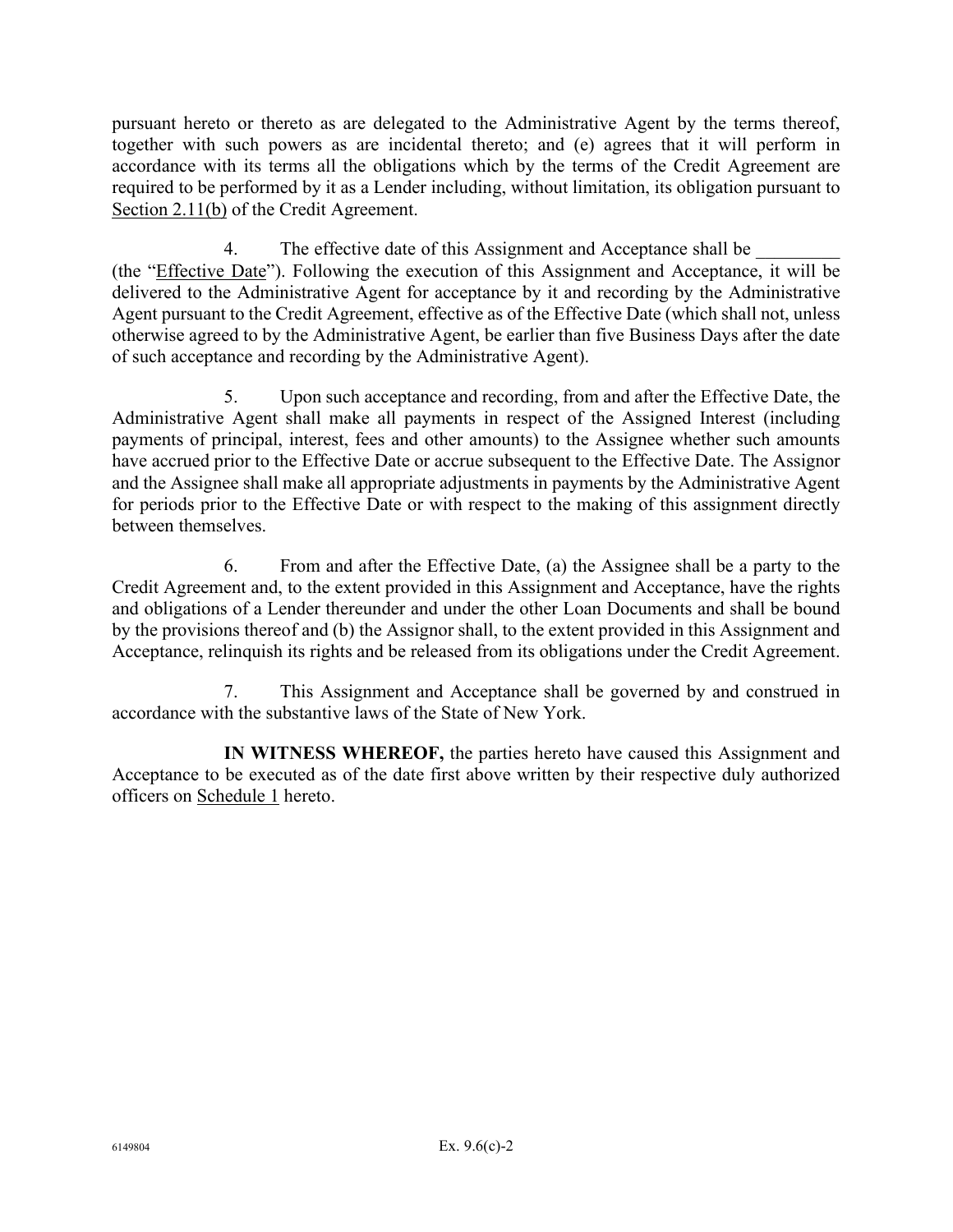pursuant hereto or thereto as are delegated to the Administrative Agent by the terms thereof, together with such powers as are incidental thereto; and (e) agrees that it will perform in accordance with its terms all the obligations which by the terms of the Credit Agreement are required to be performed by it as a Lender including, without limitation, its obligation pursuant to Section 2.11(b) of the Credit Agreement.

4. The effective date of this Assignment and Acceptance shall be _________ (the "Effective Date"). Following the execution of this Assignment and Acceptance, it will be delivered to the Administrative Agent for acceptance by it and recording by the Administrative Agent pursuant to the Credit Agreement, effective as of the Effective Date (which shall not, unless otherwise agreed to by the Administrative Agent, be earlier than five Business Days after the date of such acceptance and recording by the Administrative Agent).

5. Upon such acceptance and recording, from and after the Effective Date, the Administrative Agent shall make all payments in respect of the Assigned Interest (including payments of principal, interest, fees and other amounts) to the Assignee whether such amounts have accrued prior to the Effective Date or accrue subsequent to the Effective Date. The Assignor and the Assignee shall make all appropriate adjustments in payments by the Administrative Agent for periods prior to the Effective Date or with respect to the making of this assignment directly between themselves.

6. From and after the Effective Date, (a) the Assignee shall be a party to the Credit Agreement and, to the extent provided in this Assignment and Acceptance, have the rights and obligations of a Lender thereunder and under the other Loan Documents and shall be bound by the provisions thereof and (b) the Assignor shall, to the extent provided in this Assignment and Acceptance, relinquish its rights and be released from its obligations under the Credit Agreement.

7. This Assignment and Acceptance shall be governed by and construed in accordance with the substantive laws of the State of New York.

**IN WITNESS WHEREOF,** the parties hereto have caused this Assignment and Acceptance to be executed as of the date first above written by their respective duly authorized officers on Schedule 1 hereto.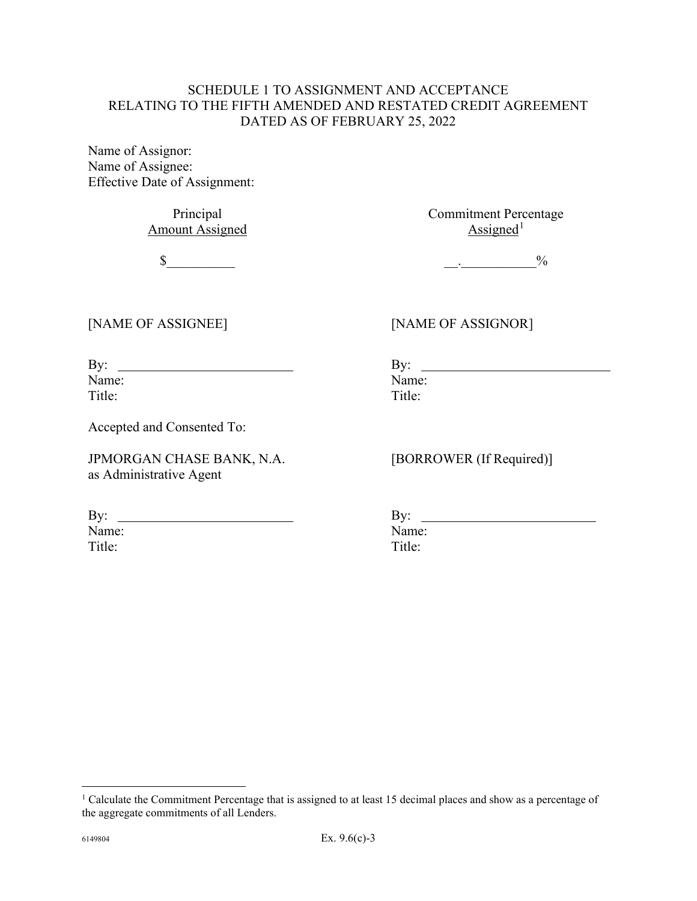SCHEDULE 1 TO ASSIGNMENT AND ACCEPTANCE
RELATING TO THE FIFTH AMENDED AND RESTATED CREDIT AGREEMENT
DATED AS OF FEBRUARY 25, 2022

Name of Assignor:
Name of Assignee:
Effective Date of Assignment:

| Principal Amount Assigned | Commitment Percentage Assigned[1] |
|---|---|
| $__________ | __.___________% |

[NAME OF ASSIGNEE]

By: ___________________________
Name:
Title:

[NAME OF ASSIGNOR]

By: ___________________________
Name:
Title:

Accepted and Consented To:

JPMORGAN CHASE BANK, N.A.
as Administrative Agent

By: ___________________________
Name:
Title:

[BORROWER (If Required)]

By: ___________________________
Name:
Title:

[1] Calculate the Commitment Percentage that is assigned to at least 15 decimal places and show as a percentage of the aggregate commitments of all Lenders.

6149804 Ex. 9.6(c)-3